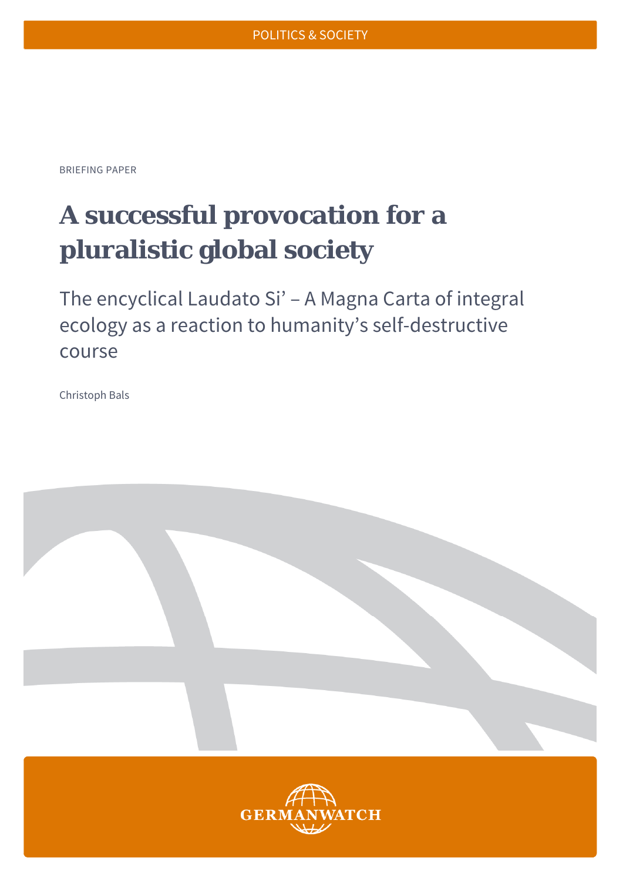POLITICS & SOCIETY

BRIEFING PAPER

# A successful provocation for a pluralistic global society

## The encyclical Laudato Si' – A Magna Carta of integral ecology as a reaction to humanity's self-destructive course

Christoph Bals

GERMANWATCH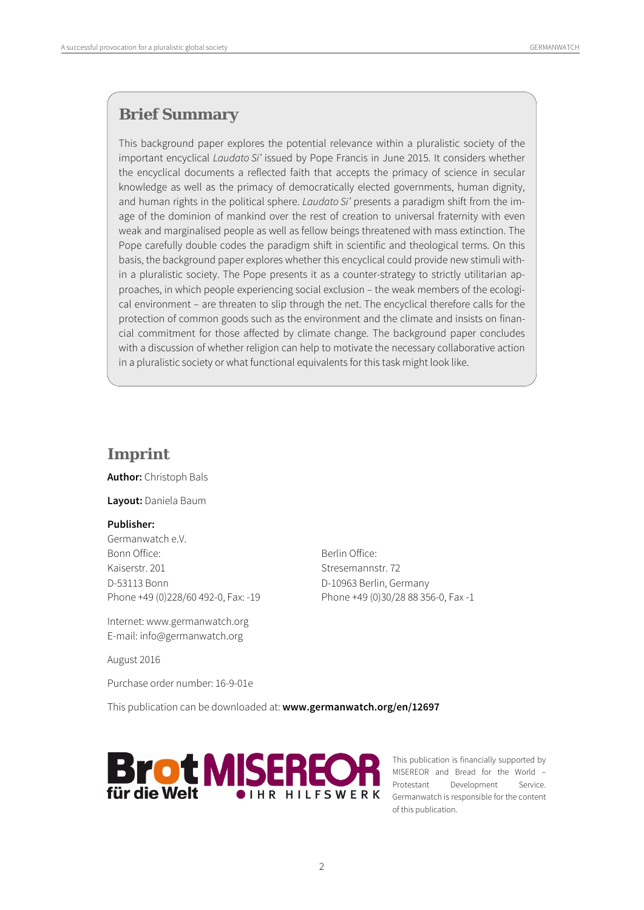## Brief Summary

This background paper explores the potential relevance within a pluralistic society of the important encyclical *Laudato Si'* issued by Pope Francis in June 2015. It considers whether the encyclical documents a reflected faith that accepts the primacy of science in secular knowledge as well as the primacy of democratically elected governments, human dignity, and human rights in the political sphere. *Laudato Si'* presents a paradigm shift from the image of the dominion of mankind over the rest of creation to universal fraternity with even weak and marginalised people as well as fellow beings threatened with mass extinction. The Pope carefully double codes the paradigm shift in scientific and theological terms. On this basis, the background paper explores whether this encyclical could provide new stimuli within a pluralistic society. The Pope presents it as a counter-strategy to strictly utilitarian approaches, in which people experiencing social exclusion – the weak members of the ecological environment – are threaten to slip through the net. The encyclical therefore calls for the protection of common goods such as the environment and the climate and insists on financial commitment for those affected by climate change. The background paper concludes with a discussion of whether religion can help to motivate the necessary collaborative action in a pluralistic society or what functional equivalents for this task might look like.

## Imprint

**Author:** Christoph Bals

**Layout:** Daniela Baum

**Publisher:**
Germanwatch e.V.

Bonn Office:
Kaiserstr. 201
D-53113 Bonn
Phone +49 (0)228/60 492-0, Fax: -19

Berlin Office:
Stresemannstr. 72
D-10963 Berlin, Germany
Phone +49 (0)30/28 88 356-0, Fax -1

Internet: www.germanwatch.org
E-mail: info@germanwatch.org

August 2016

Purchase order number: 16-9-01e

This publication can be downloaded at: **www.germanwatch.org/en/12697**

Brot für die Welt MISEREOR IHR HILFSWERK

This publication is financially supported by MISEREOR and Bread for the World – Protestant Development Service. Germanwatch is responsible for the content of this publication.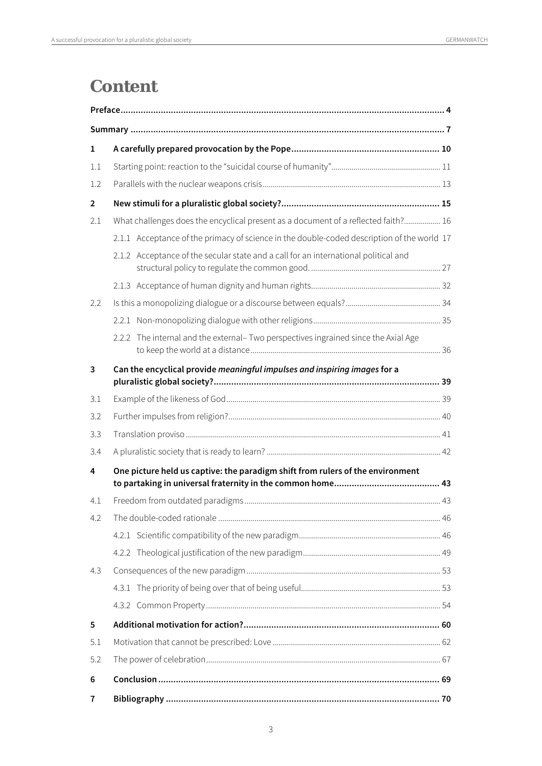# Content

| | | |
|---|---|---|
| **Preface** | | **4** |
| **Summary** | | **7** |
| **1** | **A carefully prepared provocation by the Pope** | **10** |
| 1.1 | Starting point: reaction to the “suicidal course of humanity” | 11 |
| 1.2 | Parallels with the nuclear weapons crisis | 13 |
| **2** | **New stimuli for a pluralistic global society?** | **15** |
| 2.1 | What challenges does the encyclical present as a document of a reflected faith? | 16 |
| | 2.1.1 Acceptance of the primacy of science in the double-coded description of the world | 17 |
| | 2.1.2 Acceptance of the secular state and a call for an international political and structural policy to regulate the common good. | 27 |
| | 2.1.3 Acceptance of human dignity and human rights | 32 |
| 2.2 | Is this a monopolizing dialogue or a discourse between equals? | 34 |
| | 2.2.1 Non-monopolizing dialogue with other religions | 35 |
| | 2.2.2 The internal and the external– Two perspectives ingrained since the Axial Age to keep the world at a distance | 36 |
| **3** | **Can the encyclical provide *meaningful impulses and inspiring images* for a pluralistic global society?** | **39** |
| 3.1 | Example of the likeness of God | 39 |
| 3.2 | Further impulses from religion? | 40 |
| 3.3 | Translation proviso | 41 |
| 3.4 | A pluralistic society that is ready to learn? | 42 |
| **4** | **One picture held us captive: the paradigm shift from rulers of the environment to partaking in universal fraternity in the common home** | **43** |
| 4.1 | Freedom from outdated paradigms | 43 |
| 4.2 | The double-coded rationale | 46 |
| | 4.2.1 Scientific compatibility of the new paradigm | 46 |
| | 4.2.2 Theological justification of the new paradigm | 49 |
| 4.3 | Consequences of the new paradigm | 53 |
| | 4.3.1 The priority of being over that of being useful | 53 |
| | 4.3.2 Common Property | 54 |
| **5** | **Additional motivation for action?** | **60** |
| 5.1 | Motivation that cannot be prescribed: Love | 62 |
| 5.2 | The power of celebration | 67 |
| **6** | **Conclusion** | **69** |
| **7** | **Bibliography** | **70** |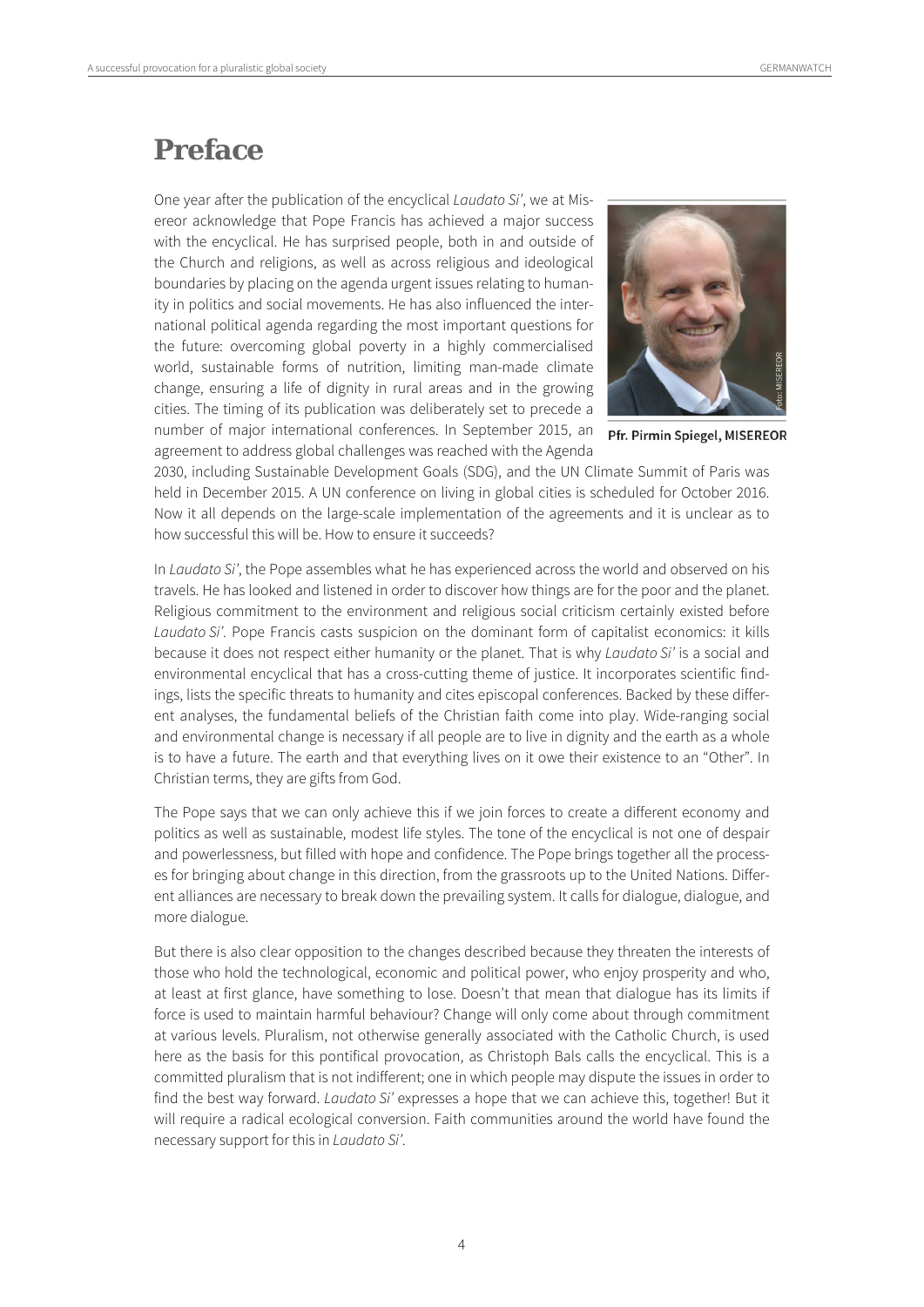# Preface

One year after the publication of the encyclical *Laudato Si'*, we at Misereor acknowledge that Pope Francis has achieved a major success with the encyclical. He has surprised people, both in and outside of the Church and religions, as well as across religious and ideological boundaries by placing on the agenda urgent issues relating to humanity in politics and social movements. He has also influenced the international political agenda regarding the most important questions for the future: overcoming global poverty in a highly commercialised world, sustainable forms of nutrition, limiting man-made climate change, ensuring a life of dignity in rural areas and in the growing cities. The timing of its publication was deliberately set to precede a number of major international conferences. In September 2015, an agreement to address global challenges was reached with the Agenda 2030, including Sustainable Development Goals (SDG), and the UN Climate Summit of Paris was held in December 2015. A UN conference on living in global cities is scheduled for October 2016. Now it all depends on the large-scale implementation of the agreements and it is unclear as to how successful this will be. How to ensure it succeeds?

**Pfr. Pirmin Spiegel, MISEREOR**

In *Laudato Si'*, the Pope assembles what he has experienced across the world and observed on his travels. He has looked and listened in order to discover how things are for the poor and the planet. Religious commitment to the environment and religious social criticism certainly existed before *Laudato Si'*. Pope Francis casts suspicion on the dominant form of capitalist economics: it kills because it does not respect either humanity or the planet. That is why *Laudato Si'* is a social and environmental encyclical that has a cross-cutting theme of justice. It incorporates scientific findings, lists the specific threats to humanity and cites episcopal conferences. Backed by these different analyses, the fundamental beliefs of the Christian faith come into play. Wide-ranging social and environmental change is necessary if all people are to live in dignity and the earth as a whole is to have a future. The earth and that everything lives on it owe their existence to an "Other". In Christian terms, they are gifts from God.

The Pope says that we can only achieve this if we join forces to create a different economy and politics as well as sustainable, modest life styles. The tone of the encyclical is not one of despair and powerlessness, but filled with hope and confidence. The Pope brings together all the processes for bringing about change in this direction, from the grassroots up to the United Nations. Different alliances are necessary to break down the prevailing system. It calls for dialogue, dialogue, and more dialogue.

But there is also clear opposition to the changes described because they threaten the interests of those who hold the technological, economic and political power, who enjoy prosperity and who, at least at first glance, have something to lose. Doesn't that mean that dialogue has its limits if force is used to maintain harmful behaviour? Change will only come about through commitment at various levels. Pluralism, not otherwise generally associated with the Catholic Church, is used here as the basis for this pontifical provocation, as Christoph Bals calls the encyclical. This is a committed pluralism that is not indifferent; one in which people may dispute the issues in order to find the best way forward. *Laudato Si'* expresses a hope that we can achieve this, together! But it will require a radical ecological conversion. Faith communities around the world have found the necessary support for this in *Laudato Si'*.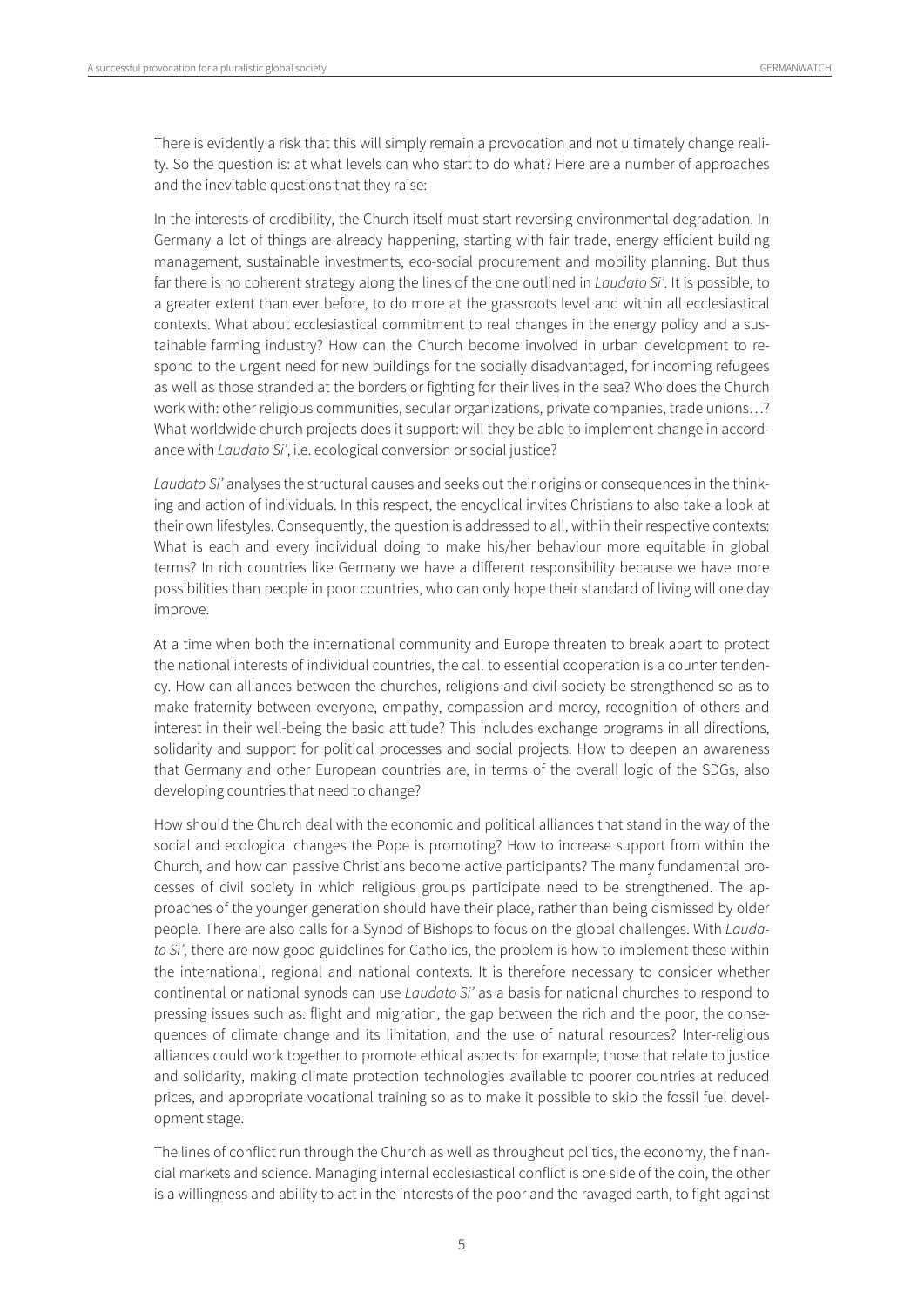There is evidently a risk that this will simply remain a provocation and not ultimately change reality. So the question is: at what levels can who start to do what? Here are a number of approaches and the inevitable questions that they raise:

In the interests of credibility, the Church itself must start reversing environmental degradation. In Germany a lot of things are already happening, starting with fair trade, energy efficient building management, sustainable investments, eco-social procurement and mobility planning. But thus far there is no coherent strategy along the lines of the one outlined in *Laudato Si'*. It is possible, to a greater extent than ever before, to do more at the grassroots level and within all ecclesiastical contexts. What about ecclesiastical commitment to real changes in the energy policy and a sustainable farming industry? How can the Church become involved in urban development to respond to the urgent need for new buildings for the socially disadvantaged, for incoming refugees as well as those stranded at the borders or fighting for their lives in the sea? Who does the Church work with: other religious communities, secular organizations, private companies, trade unions…? What worldwide church projects does it support: will they be able to implement change in accordance with *Laudato Si'*, i.e. ecological conversion or social justice?

*Laudato Si'* analyses the structural causes and seeks out their origins or consequences in the thinking and action of individuals. In this respect, the encyclical invites Christians to also take a look at their own lifestyles. Consequently, the question is addressed to all, within their respective contexts: What is each and every individual doing to make his/her behaviour more equitable in global terms? In rich countries like Germany we have a different responsibility because we have more possibilities than people in poor countries, who can only hope their standard of living will one day improve.

At a time when both the international community and Europe threaten to break apart to protect the national interests of individual countries, the call to essential cooperation is a counter tendency. How can alliances between the churches, religions and civil society be strengthened so as to make fraternity between everyone, empathy, compassion and mercy, recognition of others and interest in their well-being the basic attitude? This includes exchange programs in all directions, solidarity and support for political processes and social projects. How to deepen an awareness that Germany and other European countries are, in terms of the overall logic of the SDGs, also developing countries that need to change?

How should the Church deal with the economic and political alliances that stand in the way of the social and ecological changes the Pope is promoting? How to increase support from within the Church, and how can passive Christians become active participants? The many fundamental processes of civil society in which religious groups participate need to be strengthened. The approaches of the younger generation should have their place, rather than being dismissed by older people. There are also calls for a Synod of Bishops to focus on the global challenges. With *Laudato Si'*, there are now good guidelines for Catholics, the problem is how to implement these within the international, regional and national contexts. It is therefore necessary to consider whether continental or national synods can use *Laudato Si'* as a basis for national churches to respond to pressing issues such as: flight and migration, the gap between the rich and the poor, the consequences of climate change and its limitation, and the use of natural resources? Inter-religious alliances could work together to promote ethical aspects: for example, those that relate to justice and solidarity, making climate protection technologies available to poorer countries at reduced prices, and appropriate vocational training so as to make it possible to skip the fossil fuel development stage.

The lines of conflict run through the Church as well as throughout politics, the economy, the financial markets and science. Managing internal ecclesiastical conflict is one side of the coin, the other is a willingness and ability to act in the interests of the poor and the ravaged earth, to fight against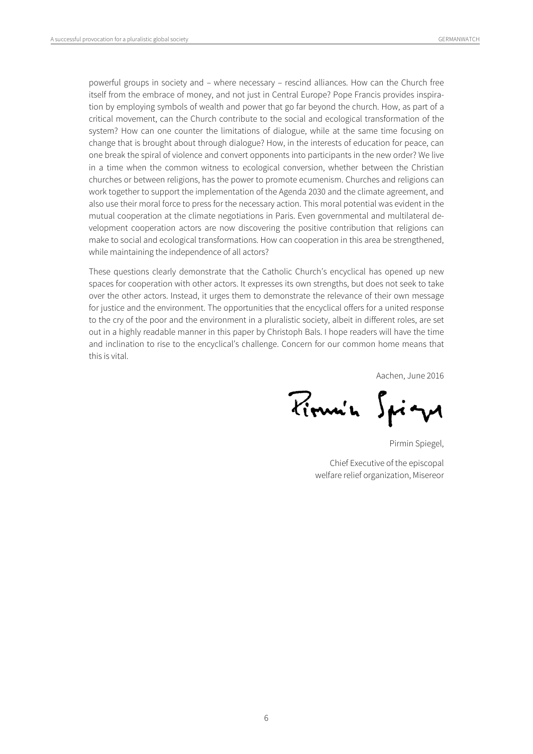powerful groups in society and – where necessary – rescind alliances. How can the Church free itself from the embrace of money, and not just in Central Europe? Pope Francis provides inspiration by employing symbols of wealth and power that go far beyond the church. How, as part of a critical movement, can the Church contribute to the social and ecological transformation of the system? How can one counter the limitations of dialogue, while at the same time focusing on change that is brought about through dialogue? How, in the interests of education for peace, can one break the spiral of violence and convert opponents into participants in the new order? We live in a time when the common witness to ecological conversion, whether between the Christian churches or between religions, has the power to promote ecumenism. Churches and religions can work together to support the implementation of the Agenda 2030 and the climate agreement, and also use their moral force to press for the necessary action. This moral potential was evident in the mutual cooperation at the climate negotiations in Paris. Even governmental and multilateral development cooperation actors are now discovering the positive contribution that religions can make to social and ecological transformations. How can cooperation in this area be strengthened, while maintaining the independence of all actors?

These questions clearly demonstrate that the Catholic Church's encyclical has opened up new spaces for cooperation with other actors. It expresses its own strengths, but does not seek to take over the other actors. Instead, it urges them to demonstrate the relevance of their own message for justice and the environment. The opportunities that the encyclical offers for a united response to the cry of the poor and the environment in a pluralistic society, albeit in different roles, are set out in a highly readable manner in this paper by Christoph Bals. I hope readers will have the time and inclination to rise to the encyclical's challenge. Concern for our common home means that this is vital.

Aachen, June 2016

Pirmin Spiegel,

Chief Executive of the episcopal welfare relief organization, Misereor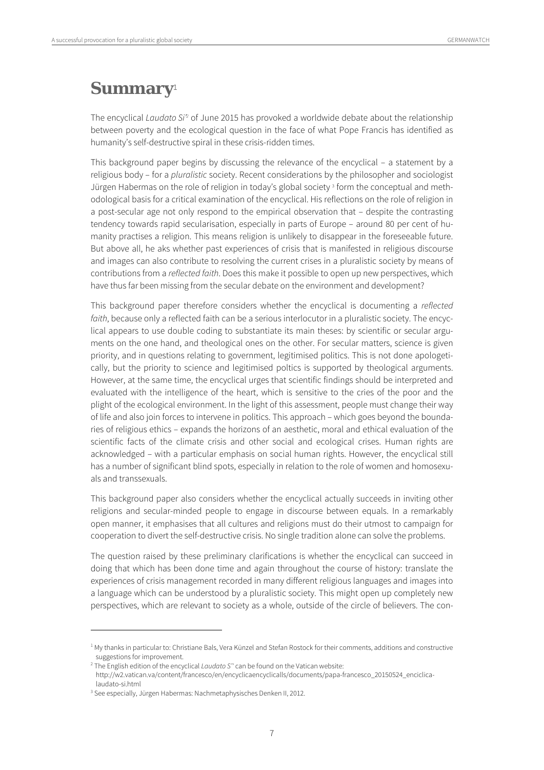# Summary[1]

The encyclical *Laudato Si'*[2] of June 2015 has provoked a worldwide debate about the relationship between poverty and the ecological question in the face of what Pope Francis has identified as humanity's self-destructive spiral in these crisis-ridden times.

This background paper begins by discussing the relevance of the encyclical – a statement by a religious body – for a *pluralistic* society. Recent considerations by the philosopher and sociologist Jürgen Habermas on the role of religion in today's global society [3] form the conceptual and methodological basis for a critical examination of the encyclical. His reflections on the role of religion in a post-secular age not only respond to the empirical observation that – despite the contrasting tendency towards rapid secularisation, especially in parts of Europe – around 80 per cent of humanity practises a religion. This means religion is unlikely to disappear in the foreseeable future. But above all, he aks whether past experiences of crisis that is manifested in religious discourse and images can also contribute to resolving the current crises in a pluralistic society by means of contributions from a *reflected faith*. Does this make it possible to open up new perspectives, which have thus far been missing from the secular debate on the environment and development?

This background paper therefore considers whether the encyclical is documenting a *reflected faith*, because only a reflected faith can be a serious interlocutor in a pluralistic society. The encyclical appears to use double coding to substantiate its main theses: by scientific or secular arguments on the one hand, and theological ones on the other. For secular matters, science is given priority, and in questions relating to government, legitimised politics. This is not done apologetically, but the priority to science and legitimised poltics is supported by theological arguments. However, at the same time, the encyclical urges that scientific findings should be interpreted and evaluated with the intelligence of the heart, which is sensitive to the cries of the poor and the plight of the ecological environment. In the light of this assessment, people must change their way of life and also join forces to intervene in politics. This approach – which goes beyond the boundaries of religious ethics – expands the horizons of an aesthetic, moral and ethical evaluation of the scientific facts of the climate crisis and other social and ecological crises. Human rights are acknowledged – with a particular emphasis on social human rights. However, the encyclical still has a number of significant blind spots, especially in relation to the role of women and homosexuals and transsexuals.

This background paper also considers whether the encyclical actually succeeds in inviting other religions and secular-minded people to engage in discourse between equals. In a remarkably open manner, it emphasises that all cultures and religions must do their utmost to campaign for cooperation to divert the self-destructive crisis. No single tradition alone can solve the problems.

The question raised by these preliminary clarifications is whether the encyclical can succeed in doing that which has been done time and again throughout the course of history: translate the experiences of crisis management recorded in many different religious languages and images into a language which can be understood by a pluralistic society. This might open up completely new perspectives, which are relevant to society as a whole, outside of the circle of believers. The con-

---

[1] My thanks in particular to: Christiane Bals, Vera Künzel and Stefan Rostock for their comments, additions and constructive suggestions for improvement.

[2] The English edition of the encyclical *Laudato S''* can be found on the Vatican website: http://w2.vatican.va/content/francesco/en/encyclicaencyclicalls/documents/papa-francesco_20150524_enciclica-laudato-si.html

[3] See especially, Jürgen Habermas: Nachmetaphysisches Denken II, 2012.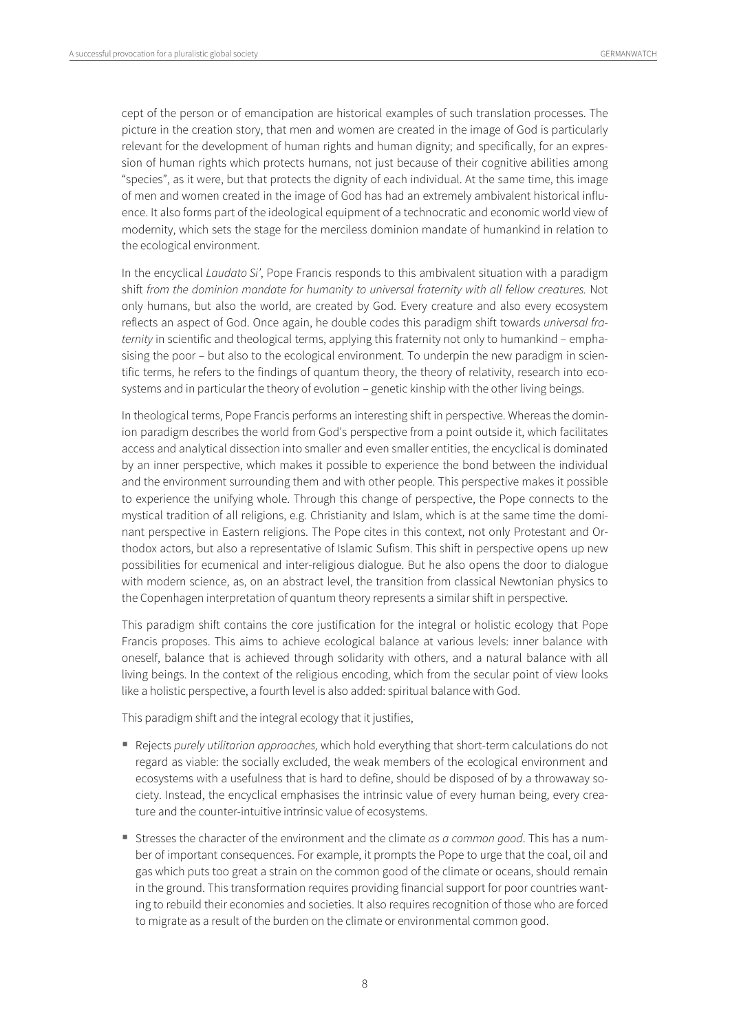cept of the person or of emancipation are historical examples of such translation processes. The picture in the creation story, that men and women are created in the image of God is particularly relevant for the development of human rights and human dignity; and specifically, for an expression of human rights which protects humans, not just because of their cognitive abilities among "species", as it were, but that protects the dignity of each individual. At the same time, this image of men and women created in the image of God has had an extremely ambivalent historical influence. It also forms part of the ideological equipment of a technocratic and economic world view of modernity, which sets the stage for the merciless dominion mandate of humankind in relation to the ecological environment.

In the encyclical *Laudato Si'*, Pope Francis responds to this ambivalent situation with a paradigm shift *from the dominion mandate for humanity to universal fraternity with all fellow creatures.* Not only humans, but also the world, are created by God. Every creature and also every ecosystem reflects an aspect of God. Once again, he double codes this paradigm shift towards *universal fraternity* in scientific and theological terms, applying this fraternity not only to humankind – emphasising the poor – but also to the ecological environment. To underpin the new paradigm in scientific terms, he refers to the findings of quantum theory, the theory of relativity, research into ecosystems and in particular the theory of evolution – genetic kinship with the other living beings.

In theological terms, Pope Francis performs an interesting shift in perspective. Whereas the dominion paradigm describes the world from God's perspective from a point outside it, which facilitates access and analytical dissection into smaller and even smaller entities, the encyclical is dominated by an inner perspective, which makes it possible to experience the bond between the individual and the environment surrounding them and with other people. This perspective makes it possible to experience the unifying whole. Through this change of perspective, the Pope connects to the mystical tradition of all religions, e.g. Christianity and Islam, which is at the same time the dominant perspective in Eastern religions. The Pope cites in this context, not only Protestant and Orthodox actors, but also a representative of Islamic Sufism. This shift in perspective opens up new possibilities for ecumenical and inter-religious dialogue. But he also opens the door to dialogue with modern science, as, on an abstract level, the transition from classical Newtonian physics to the Copenhagen interpretation of quantum theory represents a similar shift in perspective.

This paradigm shift contains the core justification for the integral or holistic ecology that Pope Francis proposes. This aims to achieve ecological balance at various levels: inner balance with oneself, balance that is achieved through solidarity with others, and a natural balance with all living beings. In the context of the religious encoding, which from the secular point of view looks like a holistic perspective, a fourth level is also added: spiritual balance with God.

This paradigm shift and the integral ecology that it justifies,

- Rejects *purely utilitarian approaches,* which hold everything that short-term calculations do not regard as viable: the socially excluded, the weak members of the ecological environment and ecosystems with a usefulness that is hard to define, should be disposed of by a throwaway society. Instead, the encyclical emphasises the intrinsic value of every human being, every creature and the counter-intuitive intrinsic value of ecosystems.
- Stresses the character of the environment and the climate *as a common good*. This has a number of important consequences. For example, it prompts the Pope to urge that the coal, oil and gas which puts too great a strain on the common good of the climate or oceans, should remain in the ground. This transformation requires providing financial support for poor countries wanting to rebuild their economies and societies. It also requires recognition of those who are forced to migrate as a result of the burden on the climate or environmental common good.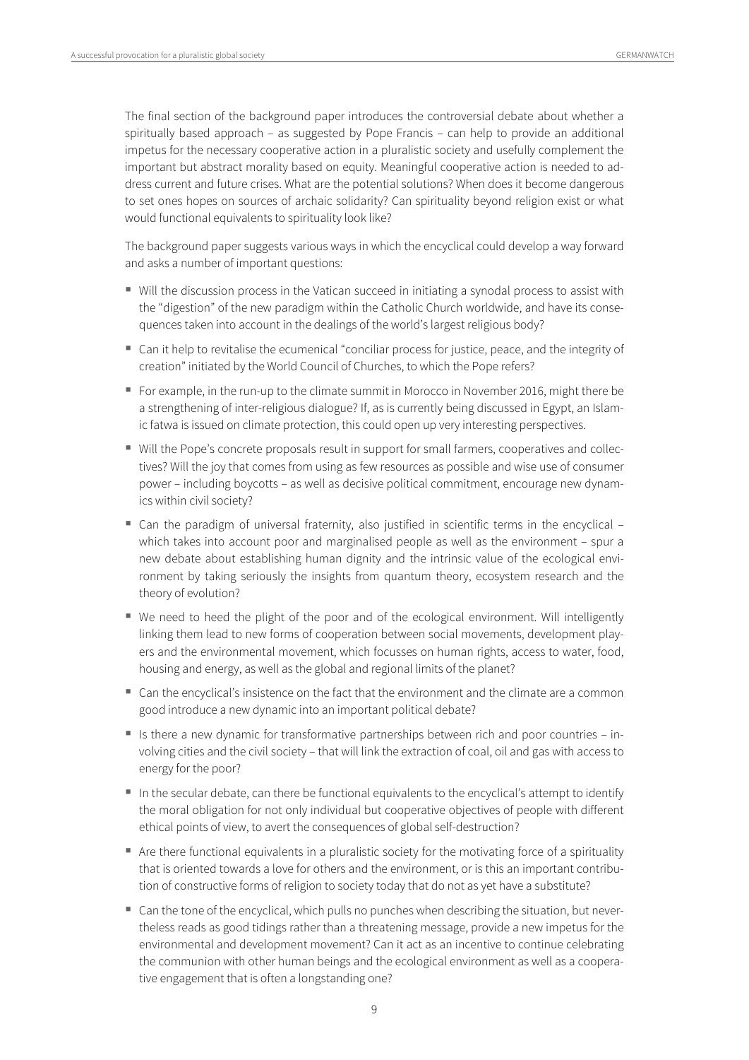The final section of the background paper introduces the controversial debate about whether a spiritually based approach – as suggested by Pope Francis – can help to provide an additional impetus for the necessary cooperative action in a pluralistic society and usefully complement the important but abstract morality based on equity. Meaningful cooperative action is needed to address current and future crises. What are the potential solutions? When does it become dangerous to set ones hopes on sources of archaic solidarity? Can spirituality beyond religion exist or what would functional equivalents to spirituality look like?

The background paper suggests various ways in which the encyclical could develop a way forward and asks a number of important questions:

- Will the discussion process in the Vatican succeed in initiating a synodal process to assist with the "digestion" of the new paradigm within the Catholic Church worldwide, and have its consequences taken into account in the dealings of the world's largest religious body?
- Can it help to revitalise the ecumenical "conciliar process for justice, peace, and the integrity of creation" initiated by the World Council of Churches, to which the Pope refers?
- For example, in the run-up to the climate summit in Morocco in November 2016, might there be a strengthening of inter-religious dialogue? If, as is currently being discussed in Egypt, an Islamic fatwa is issued on climate protection, this could open up very interesting perspectives.
- Will the Pope's concrete proposals result in support for small farmers, cooperatives and collectives? Will the joy that comes from using as few resources as possible and wise use of consumer power – including boycotts – as well as decisive political commitment, encourage new dynamics within civil society?
- Can the paradigm of universal fraternity, also justified in scientific terms in the encyclical – which takes into account poor and marginalised people as well as the environment – spur a new debate about establishing human dignity and the intrinsic value of the ecological environment by taking seriously the insights from quantum theory, ecosystem research and the theory of evolution?
- We need to heed the plight of the poor and of the ecological environment. Will intelligently linking them lead to new forms of cooperation between social movements, development players and the environmental movement, which focusses on human rights, access to water, food, housing and energy, as well as the global and regional limits of the planet?
- Can the encyclical's insistence on the fact that the environment and the climate are a common good introduce a new dynamic into an important political debate?
- Is there a new dynamic for transformative partnerships between rich and poor countries – involving cities and the civil society – that will link the extraction of coal, oil and gas with access to energy for the poor?
- In the secular debate, can there be functional equivalents to the encyclical's attempt to identify the moral obligation for not only individual but cooperative objectives of people with different ethical points of view, to avert the consequences of global self-destruction?
- Are there functional equivalents in a pluralistic society for the motivating force of a spirituality that is oriented towards a love for others and the environment, or is this an important contribution of constructive forms of religion to society today that do not as yet have a substitute?
- Can the tone of the encyclical, which pulls no punches when describing the situation, but nevertheless reads as good tidings rather than a threatening message, provide a new impetus for the environmental and development movement? Can it act as an incentive to continue celebrating the communion with other human beings and the ecological environment as well as a cooperative engagement that is often a longstanding one?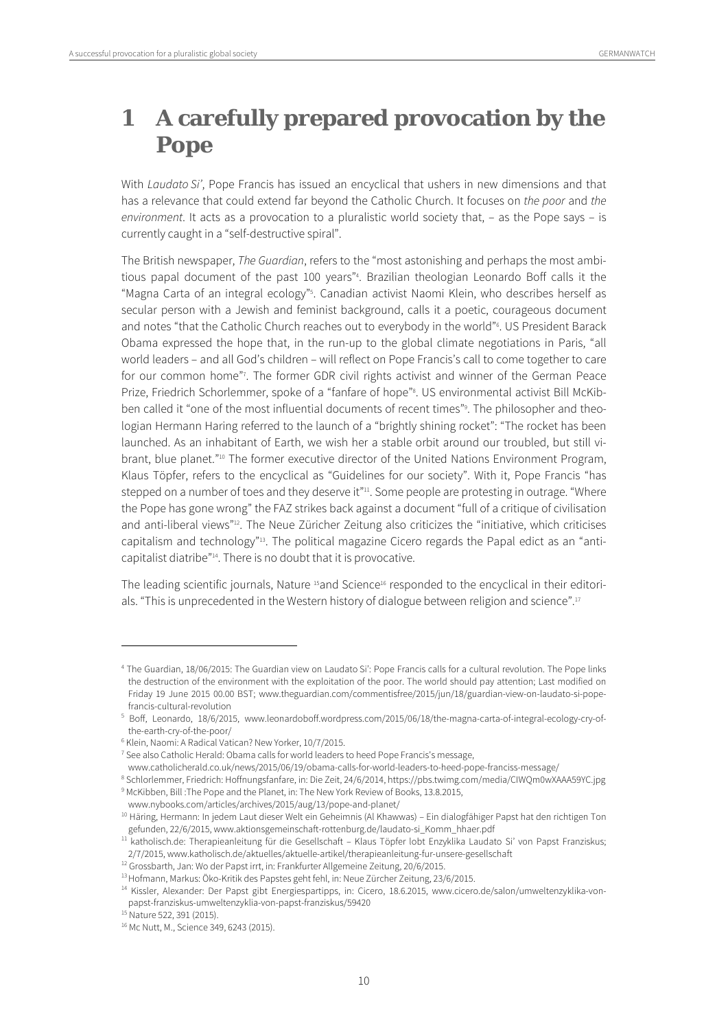# 1 A carefully prepared provocation by the Pope

With *Laudato Si'*, Pope Francis has issued an encyclical that ushers in new dimensions and that has a relevance that could extend far beyond the Catholic Church. It focuses on *the poor* and *the environment*. It acts as a provocation to a pluralistic world society that, – as the Pope says – is currently caught in a "self-destructive spiral".

The British newspaper, *The Guardian*, refers to the "most astonishing and perhaps the most ambitious papal document of the past 100 years"[4]. Brazilian theologian Leonardo Boff calls it the "Magna Carta of an integral ecology"[5]. Canadian activist Naomi Klein, who describes herself as secular person with a Jewish and feminist background, calls it a poetic, courageous document and notes "that the Catholic Church reaches out to everybody in the world"[6]. US President Barack Obama expressed the hope that, in the run-up to the global climate negotiations in Paris, "all world leaders – and all God's children – will reflect on Pope Francis's call to come together to care for our common home"[7]. The former GDR civil rights activist and winner of the German Peace Prize, Friedrich Schorlemmer, spoke of a "fanfare of hope"[8]. US environmental activist Bill McKibben called it "one of the most influential documents of recent times"[9]. The philosopher and theologian Hermann Haring referred to the launch of a "brightly shining rocket": "The rocket has been launched. As an inhabitant of Earth, we wish her a stable orbit around our troubled, but still vibrant, blue planet."[10] The former executive director of the United Nations Environment Program, Klaus Töpfer, refers to the encyclical as "Guidelines for our society". With it, Pope Francis "has stepped on a number of toes and they deserve it"[11]. Some people are protesting in outrage. "Where the Pope has gone wrong" the FAZ strikes back against a document "full of a critique of civilisation and anti-liberal views"[12]. The Neue Züricher Zeitung also criticizes the "initiative, which criticises capitalism and technology"[13]. The political magazine Cicero regards the Papal edict as an "anti-capitalist diatribe"[14]. There is no doubt that it is provocative.

The leading scientific journals, Nature [15]and Science[16] responded to the encyclical in their editorials. "This is unprecedented in the Western history of dialogue between religion and science".[17]

---

[4] The Guardian, 18/06/2015: The Guardian view on Laudato Si': Pope Francis calls for a cultural revolution. The Pope links the destruction of the environment with the exploitation of the poor. The world should pay attention; Last modified on Friday 19 June 2015 00.00 BST; www.theguardian.com/commentisfree/2015/jun/18/guardian-view-on-laudato-si-pope-francis-cultural-revolution

[5] Boff, Leonardo, 18/6/2015, www.leonardoboff.wordpress.com/2015/06/18/the-magna-carta-of-integral-ecology-cry-of-the-earth-cry-of-the-poor/

[6] Klein, Naomi: A Radical Vatican? New Yorker, 10/7/2015.

[7] See also Catholic Herald: Obama calls for world leaders to heed Pope Francis's message, www.catholicherald.co.uk/news/2015/06/19/obama-calls-for-world-leaders-to-heed-pope-franciss-message/

[8] Schlorlemmer, Friedrich: Hoffnungsfanfare, in: Die Zeit, 24/6/2014, https://pbs.twimg.com/media/CIWQm0wXAAA59YC.jpg

[9] McKibben, Bill :The Pope and the Planet, in: The New York Review of Books, 13.8.2015, www.nybooks.com/articles/archives/2015/aug/13/pope-and-planet/

[10] Häring, Hermann: In jedem Laut dieser Welt ein Geheimnis (Al Khawwas) – Ein dialogfähiger Papst hat den richtigen Ton gefunden, 22/6/2015, www.aktionsgemeinschaft-rottenburg.de/laudato-si_Komm_hhaer.pdf

[11] katholisch.de: Therapieanleitung für die Gesellschaft – Klaus Töpfer lobt Enzyklika Laudato Si' von Papst Franziskus; 2/7/2015, www.katholisch.de/aktuelles/aktuelle-artikel/therapieanleitung-fur-unsere-gesellschaft

[12] Grossbarth, Jan: Wo der Papst irrt, in: Frankfurter Allgemeine Zeitung, 20/6/2015.

[13] Hofmann, Markus: Öko-Kritik des Papstes geht fehl, in: Neue Zürcher Zeitung, 23/6/2015.

[14] Kissler, Alexander: Der Papst gibt Energiespartipps, in: Cicero, 18.6.2015, www.cicero.de/salon/umweltenzyklika-von-papst-franziskus-umweltenzyklia-von-papst-franziskus/59420

[15] Nature 522, 391 (2015).

[16] Mc Nutt, M., Science 349, 6243 (2015).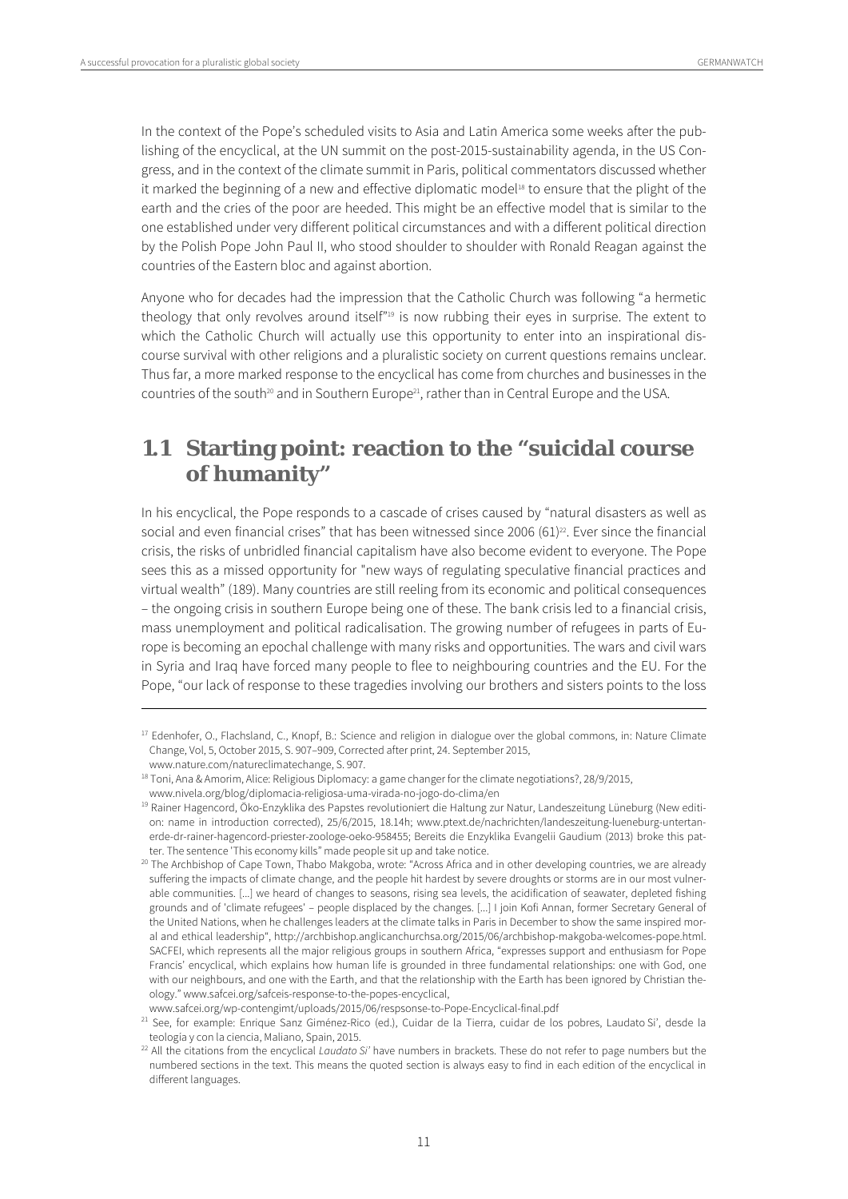In the context of the Pope's scheduled visits to Asia and Latin America some weeks after the publishing of the encyclical, at the UN summit on the post-2015-sustainability agenda, in the US Congress, and in the context of the climate summit in Paris, political commentators discussed whether it marked the beginning of a new and effective diplomatic model[18] to ensure that the plight of the earth and the cries of the poor are heeded. This might be an effective model that is similar to the one established under very different political circumstances and with a different political direction by the Polish Pope John Paul II, who stood shoulder to shoulder with Ronald Reagan against the countries of the Eastern bloc and against abortion.

Anyone who for decades had the impression that the Catholic Church was following "a hermetic theology that only revolves around itself"[19] is now rubbing their eyes in surprise. The extent to which the Catholic Church will actually use this opportunity to enter into an inspirational discourse survival with other religions and a pluralistic society on current questions remains unclear. Thus far, a more marked response to the encyclical has come from churches and businesses in the countries of the south[20] and in Southern Europe[21], rather than in Central Europe and the USA.

## 1.1 Starting point: reaction to the "suicidal course of humanity"

In his encyclical, the Pope responds to a cascade of crises caused by "natural disasters as well as social and even financial crises" that has been witnessed since 2006 (61)[22]. Ever since the financial crisis, the risks of unbridled financial capitalism have also become evident to everyone. The Pope sees this as a missed opportunity for "new ways of regulating speculative financial practices and virtual wealth" (189). Many countries are still reeling from its economic and political consequences – the ongoing crisis in southern Europe being one of these. The bank crisis led to a financial crisis, mass unemployment and political radicalisation. The growing number of refugees in parts of Europe is becoming an epochal challenge with many risks and opportunities. The wars and civil wars in Syria and Iraq have forced many people to flee to neighbouring countries and the EU. For the Pope, "our lack of response to these tragedies involving our brothers and sisters points to the loss

---

[17] Edenhofer, O., Flachsland, C., Knopf, B.: Science and religion in dialogue over the global commons, in: Nature Climate Change, Vol, 5, October 2015, S. 907–909, Corrected after print, 24. September 2015, www.nature.com/natureclimatechange, S. 907.

[18] Toni, Ana & Amorim, Alice: Religious Diplomacy: a game changer for the climate negotiations?, 28/9/2015, www.nivela.org/blog/diplomacia-religiosa-uma-virada-no-jogo-do-clima/en

[19] Rainer Hagencord, Öko-Enzyklika des Papstes revolutioniert die Haltung zur Natur, Landeszeitung Lüneburg (New edition: name in introduction corrected), 25/6/2015, 18.14h; www.ptext.de/nachrichten/landeszeitung-lueneburg-untertan-erde-dr-rainer-hagencord-priester-zoologe-oeko-958455; Bereits die Enzyklika Evangelii Gaudium (2013) broke this patter. The sentence 'This economy kills" made people sit up and take notice.

[20] The Archbishop of Cape Town, Thabo Makgoba, wrote: "Across Africa and in other developing countries, we are already suffering the impacts of climate change, and the people hit hardest by severe droughts or storms are in our most vulnerable communities. [...] we heard of changes to seasons, rising sea levels, the acidification of seawater, depleted fishing grounds and of 'climate refugees' – people displaced by the changes. [...] I join Kofi Annan, former Secretary General of the United Nations, when he challenges leaders at the climate talks in Paris in December to show the same inspired moral and ethical leadership", http://archbishop.anglicanchurchsa.org/2015/06/archbishop-makgoba-welcomes-pope.html. SACFEI, which represents all the major religious groups in southern Africa, "expresses support and enthusiasm for Pope Francis' encyclical, which explains how human life is grounded in three fundamental relationships: one with God, one with our neighbours, and one with the Earth, and that the relationship with the Earth has been ignored by Christian theology." www.safcei.org/safceis-response-to-the-popes-encyclical, www.safcei.org/wp-contengimt/uploads/2015/06/respsonse-to-Pope-Encyclical-final.pdf

[21] See, for example: Enrique Sanz Giménez-Rico (ed.), Cuidar de la Tierra, cuidar de los pobres, Laudato Si', desde la teología y con la ciencia, Maliano, Spain, 2015.

[22] All the citations from the encyclical *Laudato Si'* have numbers in brackets. These do not refer to page numbers but the numbered sections in the text. This means the quoted section is always easy to find in each edition of the encyclical in different languages.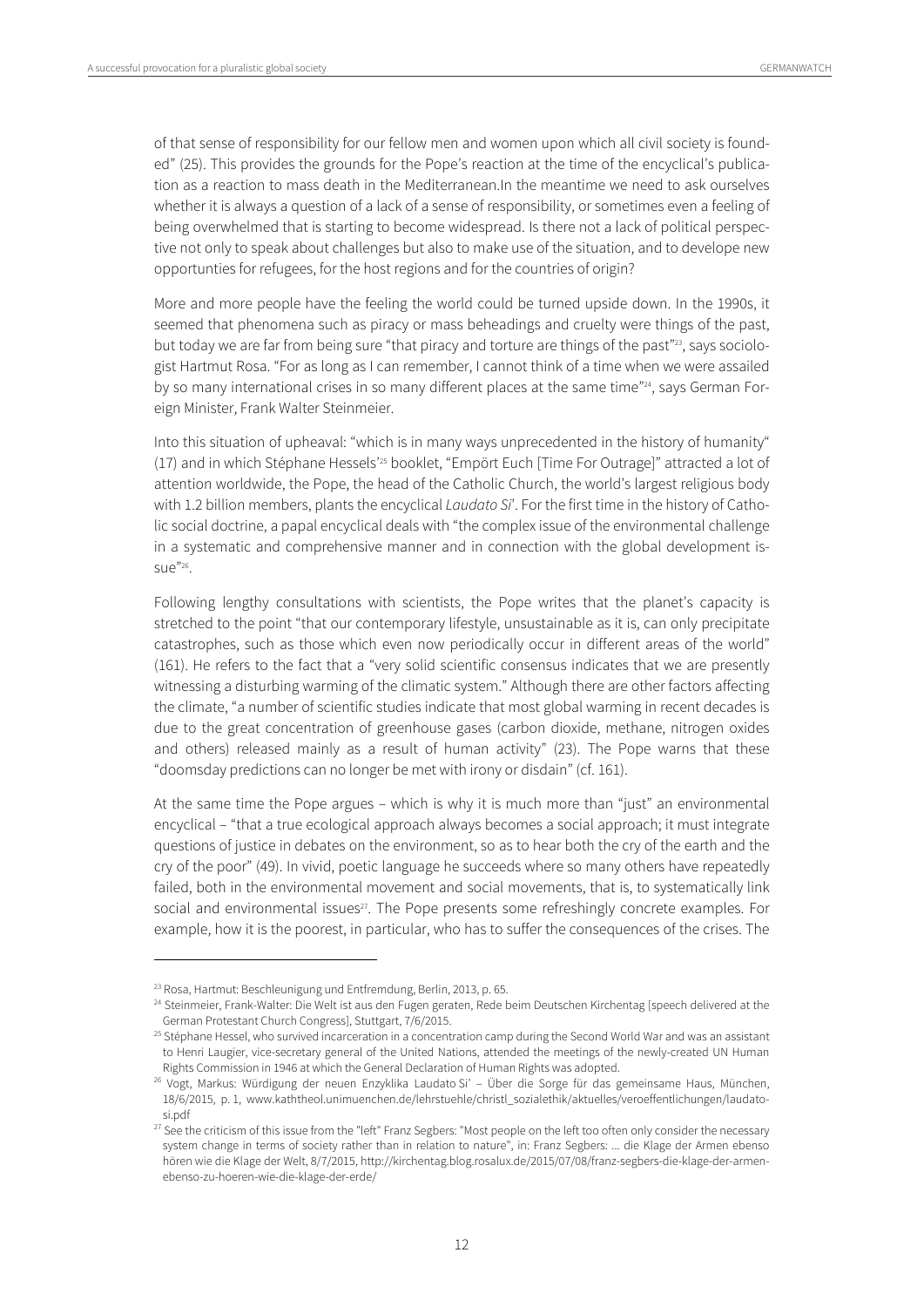of that sense of responsibility for our fellow men and women upon which all civil society is founded" (25). This provides the grounds for the Pope's reaction at the time of the encyclical's publication as a reaction to mass death in the Mediterranean.In the meantime we need to ask ourselves whether it is always a question of a lack of a sense of responsibility, or sometimes even a feeling of being overwhelmed that is starting to become widespread. Is there not a lack of political perspective not only to speak about challenges but also to make use of the situation, and to develope new opportunties for refugees, for the host regions and for the countries of origin?

More and more people have the feeling the world could be turned upside down. In the 1990s, it seemed that phenomena such as piracy or mass beheadings and cruelty were things of the past, but today we are far from being sure "that piracy and torture are things of the past"[23], says sociologist Hartmut Rosa. "For as long as I can remember, I cannot think of a time when we were assailed by so many international crises in so many different places at the same time"[24], says German Foreign Minister, Frank Walter Steinmeier.

Into this situation of upheaval: "which is in many ways unprecedented in the history of humanity" (17) and in which Stéphane Hessels'[25] booklet, "Empört Euch [Time For Outrage]" attracted a lot of attention worldwide, the Pope, the head of the Catholic Church, the world's largest religious body with 1.2 billion members, plants the encyclical *Laudato Si'*. For the first time in the history of Catholic social doctrine, a papal encyclical deals with "the complex issue of the environmental challenge in a systematic and comprehensive manner and in connection with the global development issue"[26].

Following lengthy consultations with scientists, the Pope writes that the planet's capacity is stretched to the point "that our contemporary lifestyle, unsustainable as it is, can only precipitate catastrophes, such as those which even now periodically occur in different areas of the world" (161). He refers to the fact that a "very solid scientific consensus indicates that we are presently witnessing a disturbing warming of the climatic system." Although there are other factors affecting the climate, "a number of scientific studies indicate that most global warming in recent decades is due to the great concentration of greenhouse gases (carbon dioxide, methane, nitrogen oxides and others) released mainly as a result of human activity" (23). The Pope warns that these "doomsday predictions can no longer be met with irony or disdain" (cf. 161).

At the same time the Pope argues – which is why it is much more than "just" an environmental encyclical – "that a true ecological approach always becomes a social approach; it must integrate questions of justice in debates on the environment, so as to hear both the cry of the earth and the cry of the poor" (49). In vivid, poetic language he succeeds where so many others have repeatedly failed, both in the environmental movement and social movements, that is, to systematically link social and environmental issues[27]. The Pope presents some refreshingly concrete examples. For example, how it is the poorest, in particular, who has to suffer the consequences of the crises. The

---

[23] Rosa, Hartmut: Beschleunigung und Entfremdung, Berlin, 2013, p. 65.

[24] Steinmeier, Frank-Walter: Die Welt ist aus den Fugen geraten, Rede beim Deutschen Kirchentag [speech delivered at the German Protestant Church Congress], Stuttgart, 7/6/2015.

[25] Stéphane Hessel, who survived incarceration in a concentration camp during the Second World War and was an assistant to Henri Laugier, vice-secretary general of the United Nations, attended the meetings of the newly-created UN Human Rights Commission in 1946 at which the General Declaration of Human Rights was adopted.

[26] Vogt, Markus: Würdigung der neuen Enzyklika Laudato Si' – Über die Sorge für das gemeinsame Haus, München, 18/6/2015, p. 1, www.kaththeol.unimuenchen.de/lehrstuehle/christl_sozialethik/aktuelles/veroeffentlichungen/laudato-si.pdf

[27] See the criticism of this issue from the "left" Franz Segbers: "Most people on the left too often only consider the necessary system change in terms of society rather than in relation to nature", in: Franz Segbers: ... die Klage der Armen ebenso hören wie die Klage der Welt, 8/7/2015, http://kirchentag.blog.rosalux.de/2015/07/08/franz-segbers-die-klage-der-armen-ebenso-zu-hoeren-wie-die-klage-der-erde/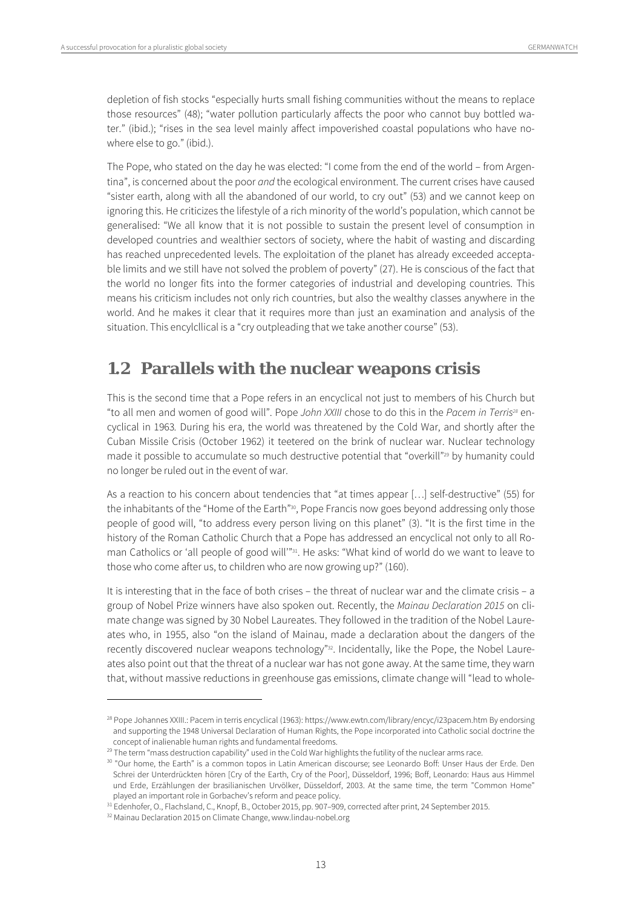depletion of fish stocks "especially hurts small fishing communities without the means to replace those resources" (48); "water pollution particularly affects the poor who cannot buy bottled water." (ibid.); "rises in the sea level mainly affect impoverished coastal populations who have nowhere else to go." (ibid.).

The Pope, who stated on the day he was elected: "I come from the end of the world – from Argentina", is concerned about the poor *and* the ecological environment. The current crises have caused "sister earth, along with all the abandoned of our world, to cry out" (53) and we cannot keep on ignoring this. He criticizes the lifestyle of a rich minority of the world's population, which cannot be generalised: "We all know that it is not possible to sustain the present level of consumption in developed countries and wealthier sectors of society, where the habit of wasting and discarding has reached unprecedented levels. The exploitation of the planet has already exceeded acceptable limits and we still have not solved the problem of poverty" (27). He is conscious of the fact that the world no longer fits into the former categories of industrial and developing countries. This means his criticism includes not only rich countries, but also the wealthy classes anywhere in the world. And he makes it clear that it requires more than just an examination and analysis of the situation. This encylcllical is a "cry outpleading that we take another course" (53).

## 1.2 Parallels with the nuclear weapons crisis

This is the second time that a Pope refers in an encyclical not just to members of his Church but "to all men and women of good will". Pope *John XXIII* chose to do this in the *Pacem in Terris*[28] encyclical in 1963. During his era, the world was threatened by the Cold War, and shortly after the Cuban Missile Crisis (October 1962) it teetered on the brink of nuclear war. Nuclear technology made it possible to accumulate so much destructive potential that "overkill"[29] by humanity could no longer be ruled out in the event of war.

As a reaction to his concern about tendencies that "at times appear […] self-destructive" (55) for the inhabitants of the "Home of the Earth"[30], Pope Francis now goes beyond addressing only those people of good will, "to address every person living on this planet" (3). "It is the first time in the history of the Roman Catholic Church that a Pope has addressed an encyclical not only to all Roman Catholics or 'all people of good will'"[31]. He asks: "What kind of world do we want to leave to those who come after us, to children who are now growing up?" (160).

It is interesting that in the face of both crises – the threat of nuclear war and the climate crisis – a group of Nobel Prize winners have also spoken out. Recently, the *Mainau Declaration 2015* on climate change was signed by 30 Nobel Laureates. They followed in the tradition of the Nobel Laureates who, in 1955, also "on the island of Mainau, made a declaration about the dangers of the recently discovered nuclear weapons technology"[32]. Incidentally, like the Pope, the Nobel Laureates also point out that the threat of a nuclear war has not gone away. At the same time, they warn that, without massive reductions in greenhouse gas emissions, climate change will "lead to whole-

---

[28] Pope Johannes XXIII.: Pacem in terris encyclical (1963): https://www.ewtn.com/library/encyc/j23pacem.htm By endorsing and supporting the 1948 Universal Declaration of Human Rights, the Pope incorporated into Catholic social doctrine the concept of inalienable human rights and fundamental freedoms.

[29] The term "mass destruction capability" used in the Cold War highlights the futility of the nuclear arms race.

[30] "Our home, the Earth" is a common topos in Latin American discourse; see Leonardo Boff: Unser Haus der Erde. Den Schrei der Unterdrückten hören [Cry of the Earth, Cry of the Poor], Düsseldorf, 1996; Boff, Leonardo: Haus aus Himmel und Erde, Erzählungen der brasilianischen Urvölker, Düsseldorf, 2003. At the same time, the term "Common Home" played an important role in Gorbachev's reform and peace policy.

[31] Edenhofer, O., Flachsland, C., Knopf, B., October 2015, pp. 907–909, corrected after print, 24 September 2015.

[32] Mainau Declaration 2015 on Climate Change, www.lindau-nobel.org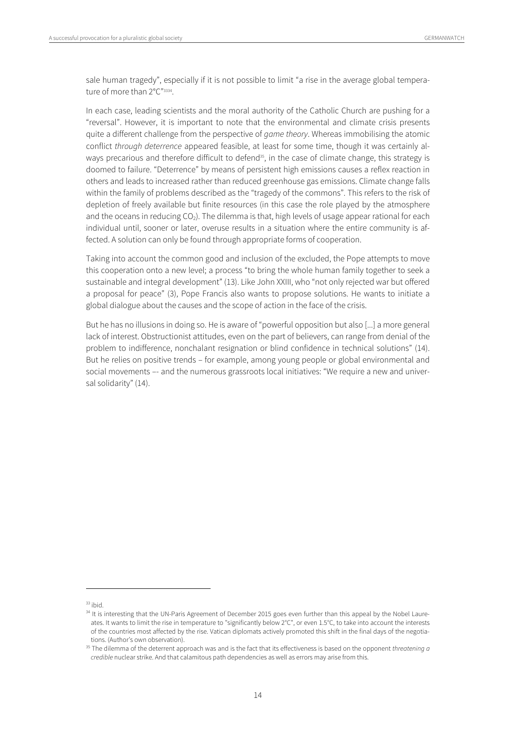sale human tragedy", especially if it is not possible to limit "a rise in the average global temperature of more than 2°C"[33][34].

In each case, leading scientists and the moral authority of the Catholic Church are pushing for a "reversal". However, it is important to note that the environmental and climate crisis presents quite a different challenge from the perspective of *game theory*. Whereas immobilising the atomic conflict *through deterrence* appeared feasible, at least for some time, though it was certainly always precarious and therefore difficult to defend[35], in the case of climate change, this strategy is doomed to failure. "Deterrence" by means of persistent high emissions causes a reflex reaction in others and leads to increased rather than reduced greenhouse gas emissions. Climate change falls within the family of problems described as the "tragedy of the commons". This refers to the risk of depletion of freely available but finite resources (in this case the role played by the atmosphere and the oceans in reducing $CO_2$). The dilemma is that, high levels of usage appear rational for each individual until, sooner or later, overuse results in a situation where the entire community is affected. A solution can only be found through appropriate forms of cooperation.

Taking into account the common good and inclusion of the excluded, the Pope attempts to move this cooperation onto a new level; a process "to bring the whole human family together to seek a sustainable and integral development" (13). Like John XXIII, who "not only rejected war but offered a proposal for peace" (3), Pope Francis also wants to propose solutions. He wants to initiate a global dialogue about the causes and the scope of action in the face of the crisis.

But he has no illusions in doing so. He is aware of "powerful opposition but also [...] a more general lack of interest. Obstructionist attitudes, even on the part of believers, can range from denial of the problem to indifference, nonchalant resignation or blind confidence in technical solutions" (14). But he relies on positive trends – for example, among young people or global environmental and social movements –- and the numerous grassroots local initiatives: "We require a new and universal solidarity" (14).

---

[33] ibid.

[34] It is interesting that the UN-Paris Agreement of December 2015 goes even further than this appeal by the Nobel Laureates. It wants to limit the rise in temperature to "significantly below 2°C", or even 1.5°C, to take into account the interests of the countries most affected by the rise. Vatican diplomats actively promoted this shift in the final days of the negotiations. (Author's own observation).

[35] The dilemma of the deterrent approach was and is the fact that its effectiveness is based on the opponent *threatening a credible* nuclear strike. And that calamitous path dependencies as well as errors may arise from this.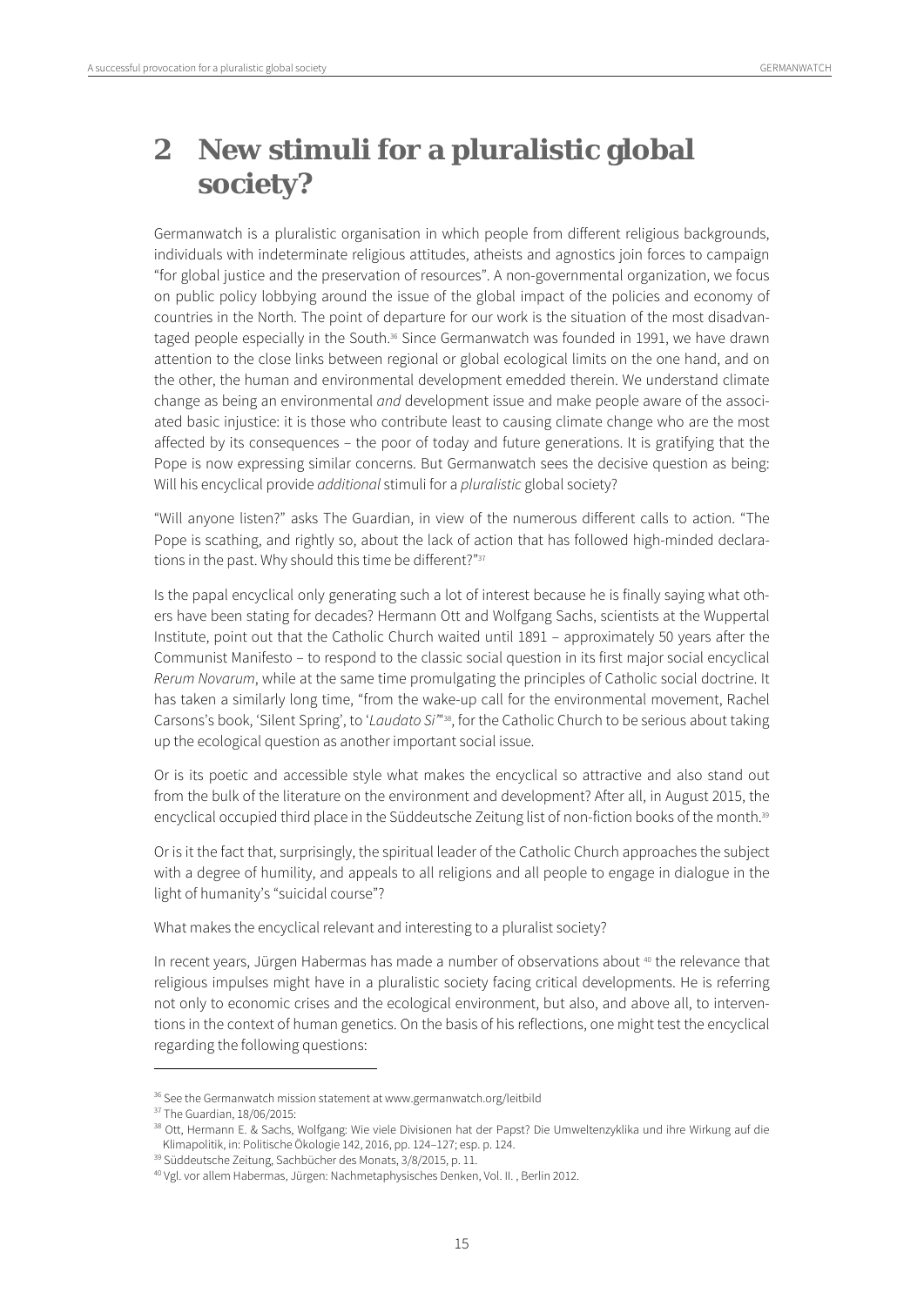## 2 New stimuli for a pluralistic global society?

Germanwatch is a pluralistic organisation in which people from different religious backgrounds, individuals with indeterminate religious attitudes, atheists and agnostics join forces to campaign "for global justice and the preservation of resources". A non-governmental organization, we focus on public policy lobbying around the issue of the global impact of the policies and economy of countries in the North. The point of departure for our work is the situation of the most disadvantaged people especially in the South.[36] Since Germanwatch was founded in 1991, we have drawn attention to the close links between regional or global ecological limits on the one hand, and on the other, the human and environmental development emedded therein. We understand climate change as being an environmental *and* development issue and make people aware of the associated basic injustice: it is those who contribute least to causing climate change who are the most affected by its consequences – the poor of today and future generations. It is gratifying that the Pope is now expressing similar concerns. But Germanwatch sees the decisive question as being: Will his encyclical provide *additional* stimuli for a *pluralistic* global society?

"Will anyone listen?" asks The Guardian, in view of the numerous different calls to action. "The Pope is scathing, and rightly so, about the lack of action that has followed high-minded declarations in the past. Why should this time be different?"[37]

Is the papal encyclical only generating such a lot of interest because he is finally saying what others have been stating for decades? Hermann Ott and Wolfgang Sachs, scientists at the Wuppertal Institute, point out that the Catholic Church waited until 1891 – approximately 50 years after the Communist Manifesto – to respond to the classic social question in its first major social encyclical *Rerum Novarum*, while at the same time promulgating the principles of Catholic social doctrine. It has taken a similarly long time, "from the wake-up call for the environmental movement, Rachel Carsons's book, 'Silent Spring', to '*Laudato Si*'"[38], for the Catholic Church to be serious about taking up the ecological question as another important social issue.

Or is its poetic and accessible style what makes the encyclical so attractive and also stand out from the bulk of the literature on the environment and development? After all, in August 2015, the encyclical occupied third place in the Süddeutsche Zeitung list of non-fiction books of the month.[39]

Or is it the fact that, surprisingly, the spiritual leader of the Catholic Church approaches the subject with a degree of humility, and appeals to all religions and all people to engage in dialogue in the light of humanity's "suicidal course"?

What makes the encyclical relevant and interesting to a pluralist society?

In recent years, Jürgen Habermas has made a number of observations about [40] the relevance that religious impulses might have in a pluralistic society facing critical developments. He is referring not only to economic crises and the ecological environment, but also, and above all, to interventions in the context of human genetics. On the basis of his reflections, one might test the encyclical regarding the following questions:

---

[36] See the Germanwatch mission statement at www.germanwatch.org/leitbild

[37] The Guardian, 18/06/2015:

[38] Ott, Hermann E. & Sachs, Wolfgang: Wie viele Divisionen hat der Papst? Die Umweltenzyklika und ihre Wirkung auf die Klimapolitik, in: Politische Ökologie 142, 2016, pp. 124–127; esp. p. 124.

[39] Süddeutsche Zeitung, Sachbücher des Monats, 3/8/2015, p. 11.

[40] Vgl. vor allem Habermas, Jürgen: Nachmetaphysisches Denken, Vol. II. , Berlin 2012.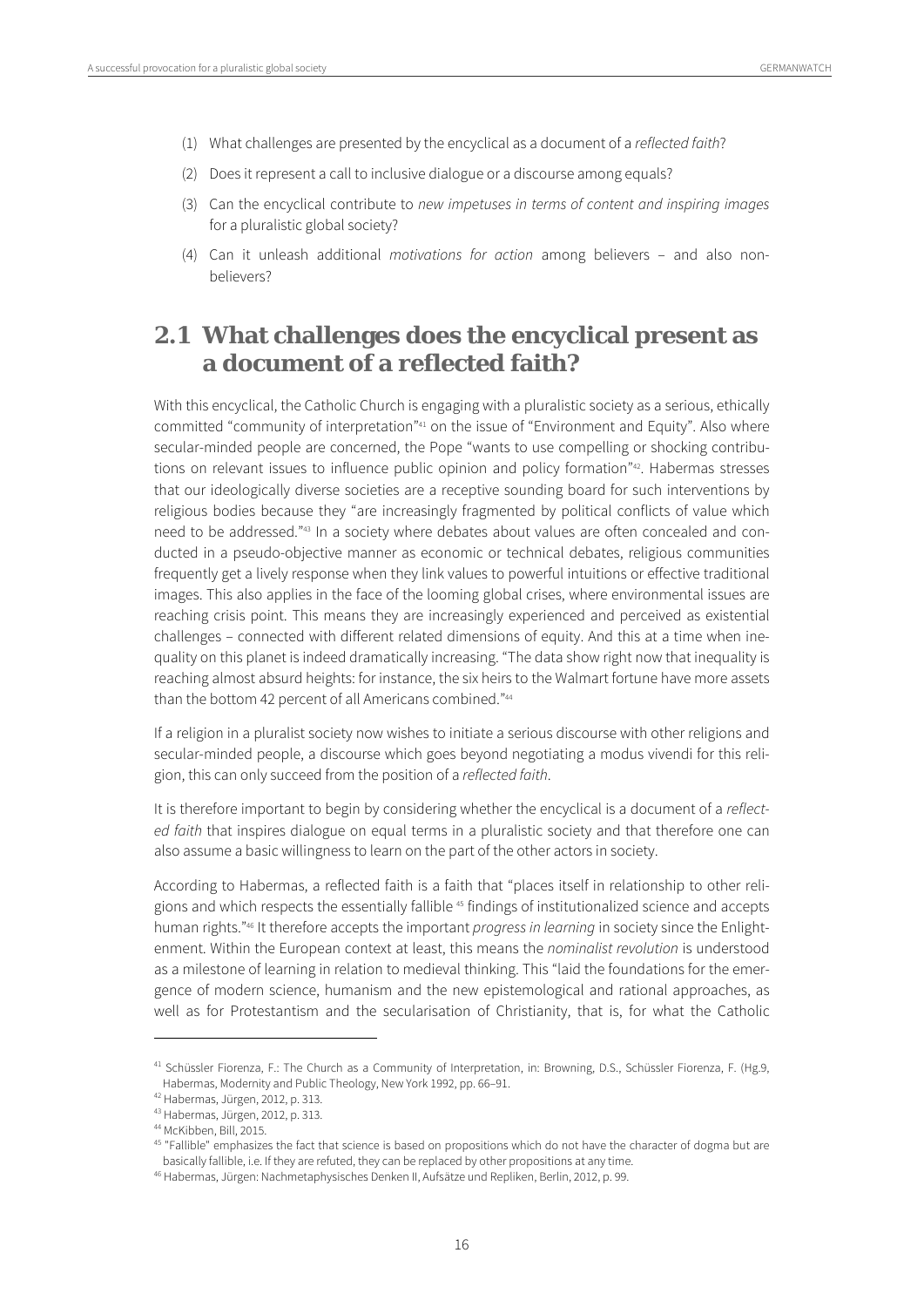(1) What challenges are presented by the encyclical as a document of a *reflected faith*?

(2) Does it represent a call to inclusive dialogue or a discourse among equals?

(3) Can the encyclical contribute to *new impetuses in terms of content and inspiring images* for a pluralistic global society?

(4) Can it unleash additional *motivations for action* among believers – and also non-believers?

## 2.1 What challenges does the encyclical present as a document of a reflected faith?

With this encyclical, the Catholic Church is engaging with a pluralistic society as a serious, ethically committed "community of interpretation"[41] on the issue of "Environment and Equity". Also where secular-minded people are concerned, the Pope "wants to use compelling or shocking contributions on relevant issues to influence public opinion and policy formation"[42]. Habermas stresses that our ideologically diverse societies are a receptive sounding board for such interventions by religious bodies because they "are increasingly fragmented by political conflicts of value which need to be addressed."[43] In a society where debates about values are often concealed and conducted in a pseudo-objective manner as economic or technical debates, religious communities frequently get a lively response when they link values to powerful intuitions or effective traditional images. This also applies in the face of the looming global crises, where environmental issues are reaching crisis point. This means they are increasingly experienced and perceived as existential challenges – connected with different related dimensions of equity. And this at a time when inequality on this planet is indeed dramatically increasing. "The data show right now that inequality is reaching almost absurd heights: for instance, the six heirs to the Walmart fortune have more assets than the bottom 42 percent of all Americans combined."[44]

If a religion in a pluralist society now wishes to initiate a serious discourse with other religions and secular-minded people, a discourse which goes beyond negotiating a modus vivendi for this religion, this can only succeed from the position of a *reflected faith*.

It is therefore important to begin by considering whether the encyclical is a document of a *reflected faith* that inspires dialogue on equal terms in a pluralistic society and that therefore one can also assume a basic willingness to learn on the part of the other actors in society.

According to Habermas, a reflected faith is a faith that "places itself in relationship to other religions and which respects the essentially fallible [45] findings of institutionalized science and accepts human rights."[46] It therefore accepts the important *progress in learning* in society since the Enlightenment. Within the European context at least, this means the *nominalist revolution* is understood as a milestone of learning in relation to medieval thinking. This "laid the foundations for the emergence of modern science, humanism and the new epistemological and rational approaches, as well as for Protestantism and the secularisation of Christianity, that is, for what the Catholic

---

[41] Schüssler Fiorenza, F.: The Church as a Community of Interpretation, in: Browning, D.S., Schüssler Fiorenza, F. (Hg.9, Habermas, Modernity and Public Theology, New York 1992, pp. 66–91.

[42] Habermas, Jürgen, 2012, p. 313.

[43] Habermas, Jürgen, 2012, p. 313.

[44] McKibben, Bill, 2015.

[45] "Fallible" emphasizes the fact that science is based on propositions which do not have the character of dogma but are basically fallible, i.e. If they are refuted, they can be replaced by other propositions at any time.

[46] Habermas, Jürgen: Nachmetaphysisches Denken II, Aufsätze und Repliken, Berlin, 2012, p. 99.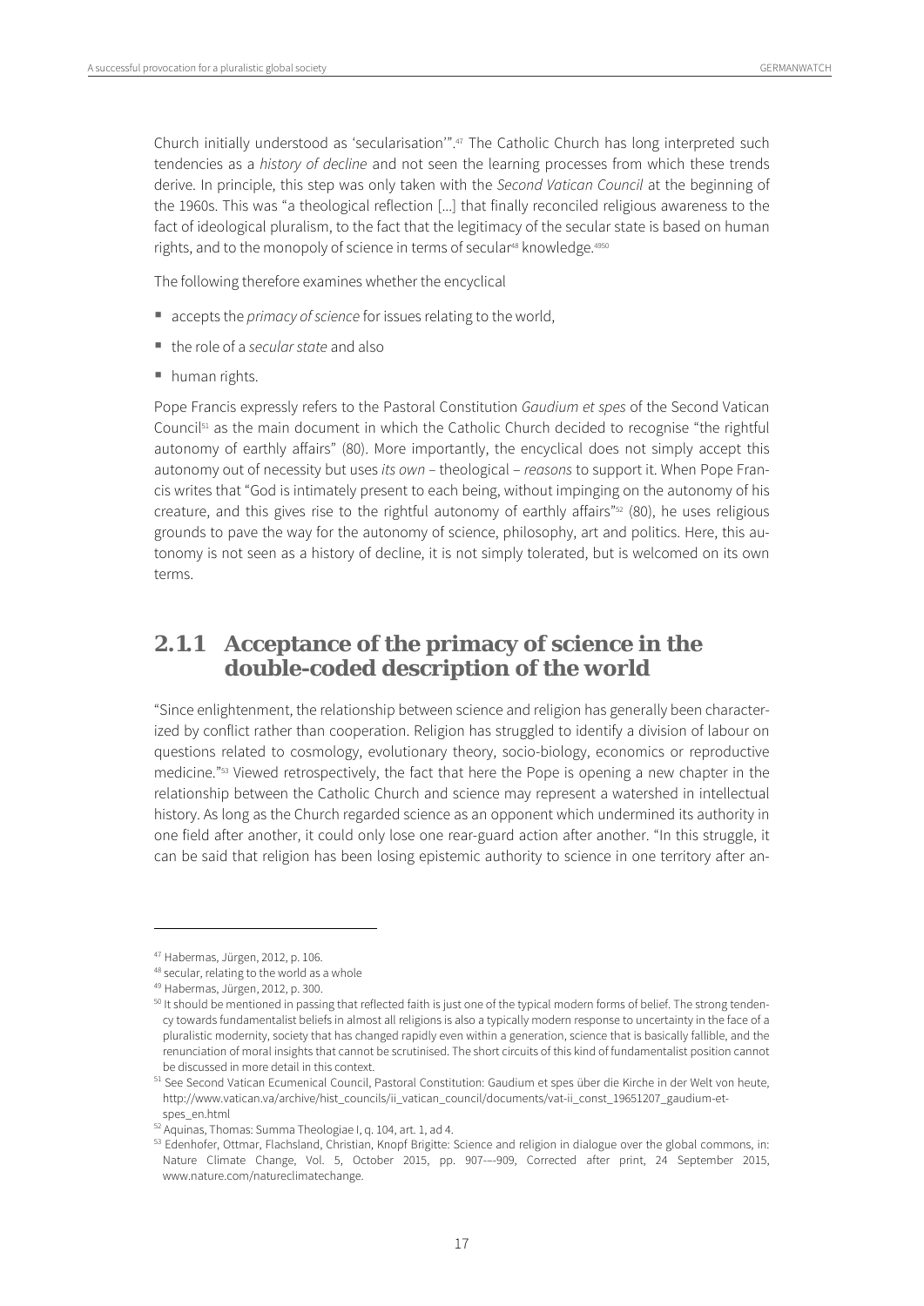Church initially understood as 'secularisation'".[47] The Catholic Church has long interpreted such tendencies as a *history of decline* and not seen the learning processes from which these trends derive. In principle, this step was only taken with the *Second Vatican Council* at the beginning of the 1960s. This was "a theological reflection [...] that finally reconciled religious awareness to the fact of ideological pluralism, to the fact that the legitimacy of the secular state is based on human rights, and to the monopoly of science in terms of secular[48] knowledge.[49][50]

The following therefore examines whether the encyclical

- accepts the *primacy of science* for issues relating to the world,
- the role of a *secular state* and also
- human rights.

Pope Francis expressly refers to the Pastoral Constitution *Gaudium et spes* of the Second Vatican Council[51] as the main document in which the Catholic Church decided to recognise "the rightful autonomy of earthly affairs" (80). More importantly, the encyclical does not simply accept this autonomy out of necessity but uses *its own* – theological – *reasons* to support it. When Pope Francis writes that "God is intimately present to each being, without impinging on the autonomy of his creature, and this gives rise to the rightful autonomy of earthly affairs"[52] (80), he uses religious grounds to pave the way for the autonomy of science, philosophy, art and politics. Here, this autonomy is not seen as a history of decline, it is not simply tolerated, but is welcomed on its own terms.

### 2.1.1 Acceptance of the primacy of science in the double-coded description of the world

"Since enlightenment, the relationship between science and religion has generally been characterized by conflict rather than cooperation. Religion has struggled to identify a division of labour on questions related to cosmology, evolutionary theory, socio-biology, economics or reproductive medicine."[53] Viewed retrospectively, the fact that here the Pope is opening a new chapter in the relationship between the Catholic Church and science may represent a watershed in intellectual history. As long as the Church regarded science as an opponent which undermined its authority in one field after another, it could only lose one rear-guard action after another. "In this struggle, it can be said that religion has been losing epistemic authority to science in one territory after an-

---

[47] Habermas, Jürgen, 2012, p. 106.

[48] secular, relating to the world as a whole

[49] Habermas, Jürgen, 2012, p. 300.

[50] It should be mentioned in passing that reflected faith is just one of the typical modern forms of belief. The strong tendency towards fundamentalist beliefs in almost all religions is also a typically modern response to uncertainty in the face of a pluralistic modernity, society that has changed rapidly even within a generation, science that is basically fallible, and the renunciation of moral insights that cannot be scrutinised. The short circuits of this kind of fundamentalist position cannot be discussed in more detail in this context.

[51] See Second Vatican Ecumenical Council, Pastoral Constitution: Gaudium et spes über die Kirche in der Welt von heute, http://www.vatican.va/archive/hist_councils/ii_vatican_council/documents/vat-ii_const_19651207_gaudium-et-spes_en.html

[52] Aquinas, Thomas: Summa Theologiae I, q. 104, art. 1, ad 4.

[53] Edenhofer, Ottmar, Flachsland, Christian, Knopf Brigitte: Science and religion in dialogue over the global commons, in: Nature Climate Change, Vol. 5, October 2015, pp. 907–-909, Corrected after print, 24 September 2015, www.nature.com/natureclimatechange.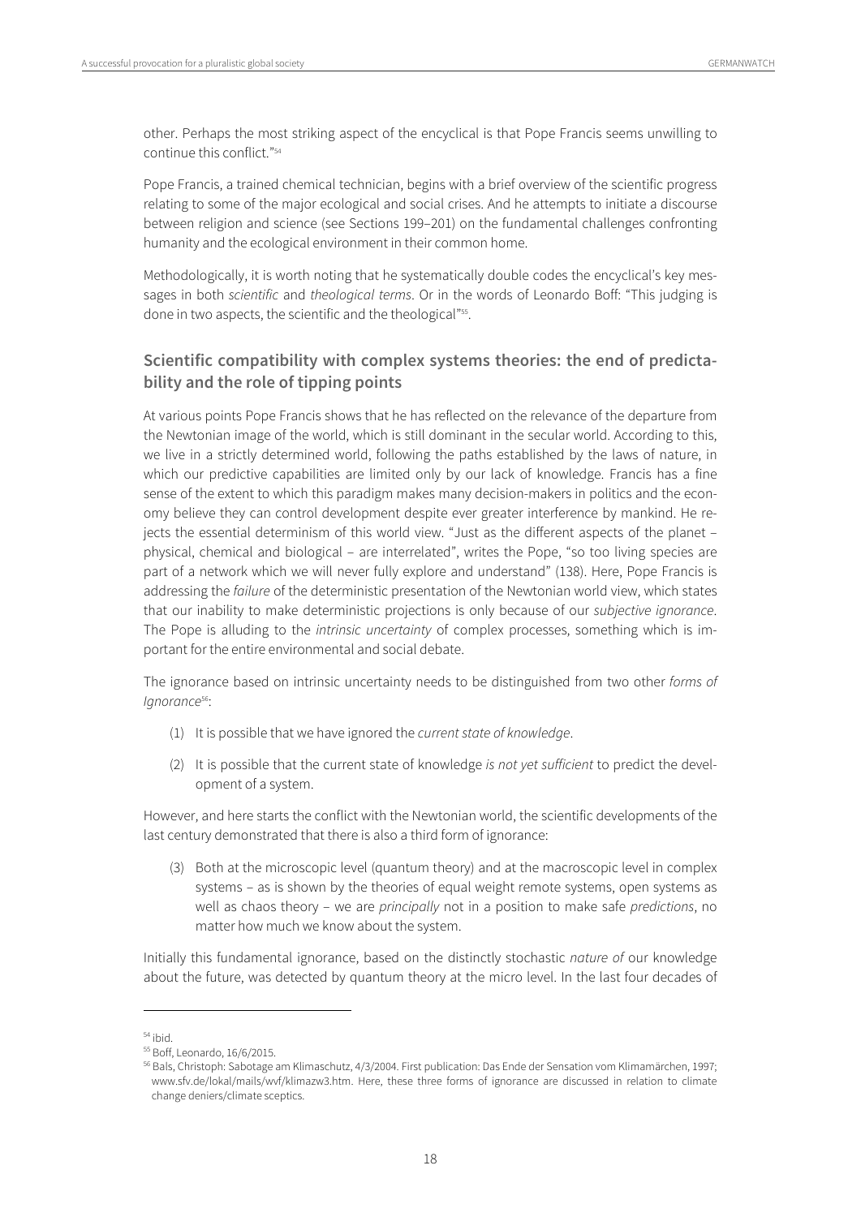other. Perhaps the most striking aspect of the encyclical is that Pope Francis seems unwilling to continue this conflict."[54]

Pope Francis, a trained chemical technician, begins with a brief overview of the scientific progress relating to some of the major ecological and social crises. And he attempts to initiate a discourse between religion and science (see Sections 199–201) on the fundamental challenges confronting humanity and the ecological environment in their common home.

Methodologically, it is worth noting that he systematically double codes the encyclical's key messages in both *scientific* and *theological terms*. Or in the words of Leonardo Boff: "This judging is done in two aspects, the scientific and the theological"[55].

## Scientific compatibility with complex systems theories: the end of predictability and the role of tipping points

At various points Pope Francis shows that he has reflected on the relevance of the departure from the Newtonian image of the world, which is still dominant in the secular world. According to this, we live in a strictly determined world, following the paths established by the laws of nature, in which our predictive capabilities are limited only by our lack of knowledge. Francis has a fine sense of the extent to which this paradigm makes many decision-makers in politics and the economy believe they can control development despite ever greater interference by mankind. He rejects the essential determinism of this world view. "Just as the different aspects of the planet – physical, chemical and biological – are interrelated", writes the Pope, "so too living species are part of a network which we will never fully explore and understand" (138). Here, Pope Francis is addressing the *failure* of the deterministic presentation of the Newtonian world view, which states that our inability to make deterministic projections is only because of our *subjective ignorance*. The Pope is alluding to the *intrinsic uncertainty* of complex processes, something which is important for the entire environmental and social debate.

The ignorance based on intrinsic uncertainty needs to be distinguished from two other *forms of Ignorance*[56]:

(1) It is possible that we have ignored the *current state of knowledge*.

(2) It is possible that the current state of knowledge *is not yet sufficient* to predict the development of a system.

However, and here starts the conflict with the Newtonian world, the scientific developments of the last century demonstrated that there is also a third form of ignorance:

(3) Both at the microscopic level (quantum theory) and at the macroscopic level in complex systems – as is shown by the theories of equal weight remote systems, open systems as well as chaos theory – we are *principally* not in a position to make safe *predictions*, no matter how much we know about the system.

Initially this fundamental ignorance, based on the distinctly stochastic *nature of* our knowledge about the future, was detected by quantum theory at the micro level. In the last four decades of

---

[54] ibid.

[55] Boff, Leonardo, 16/6/2015.

[56] Bals, Christoph: Sabotage am Klimaschutz, 4/3/2004. First publication: Das Ende der Sensation vom Klimamärchen, 1997; www.sfv.de/lokal/mails/wvf/klimazw3.htm. Here, these three forms of ignorance are discussed in relation to climate change deniers/climate sceptics.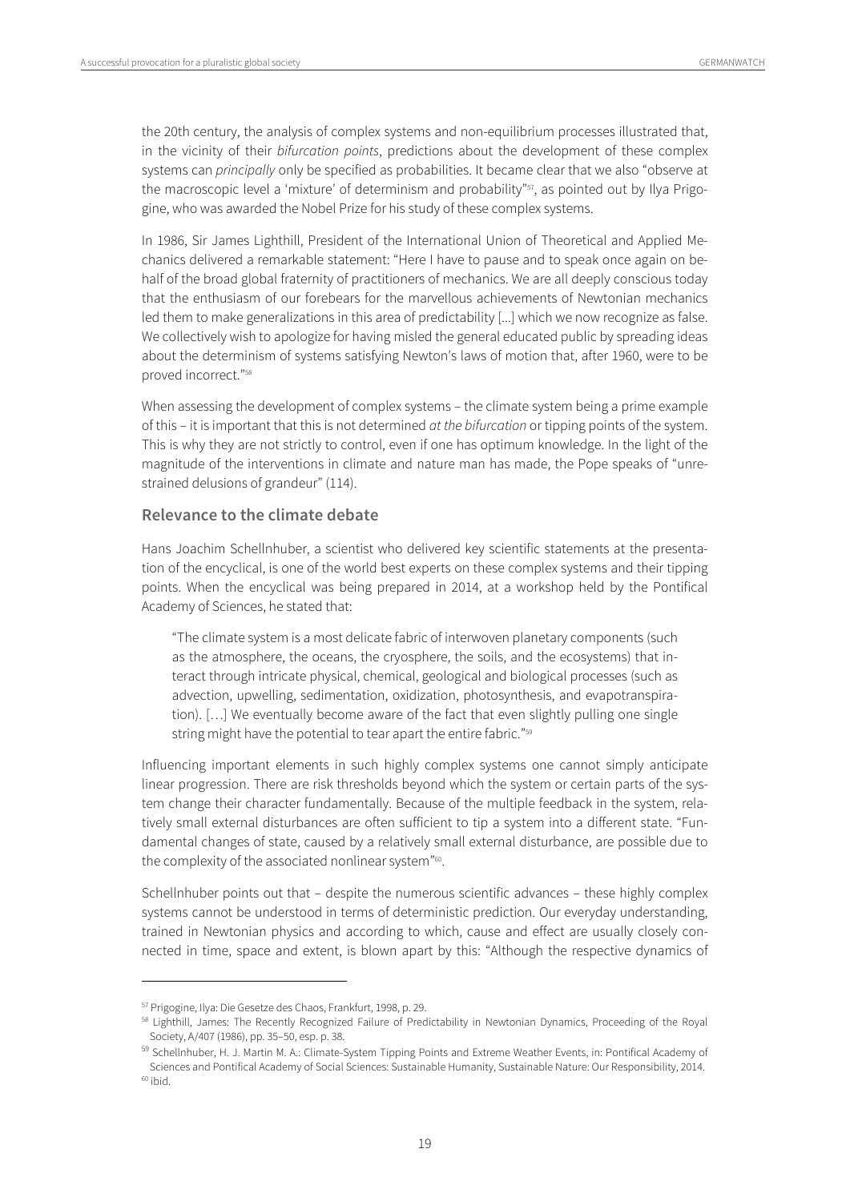the 20th century, the analysis of complex systems and non-equilibrium processes illustrated that, in the vicinity of their *bifurcation points*, predictions about the development of these complex systems can *principally* only be specified as probabilities. It became clear that we also "observe at the macroscopic level a 'mixture' of determinism and probability"[57], as pointed out by Ilya Prigogine, who was awarded the Nobel Prize for his study of these complex systems.

In 1986, Sir James Lighthill, President of the International Union of Theoretical and Applied Mechanics delivered a remarkable statement: "Here I have to pause and to speak once again on behalf of the broad global fraternity of practitioners of mechanics. We are all deeply conscious today that the enthusiasm of our forebears for the marvellous achievements of Newtonian mechanics led them to make generalizations in this area of predictability [...] which we now recognize as false. We collectively wish to apologize for having misled the general educated public by spreading ideas about the determinism of systems satisfying Newton's laws of motion that, after 1960, were to be proved incorrect."[58]

When assessing the development of complex systems – the climate system being a prime example of this – it is important that this is not determined *at the bifurcation* or tipping points of the system. This is why they are not strictly to control, even if one has optimum knowledge. In the light of the magnitude of the interventions in climate and nature man has made, the Pope speaks of "unrestrained delusions of grandeur" (114).

### Relevance to the climate debate

Hans Joachim Schellnhuber, a scientist who delivered key scientific statements at the presentation of the encyclical, is one of the world best experts on these complex systems and their tipping points. When the encyclical was being prepared in 2014, at a workshop held by the Pontifical Academy of Sciences, he stated that:

> "The climate system is a most delicate fabric of interwoven planetary components (such as the atmosphere, the oceans, the cryosphere, the soils, and the ecosystems) that interact through intricate physical, chemical, geological and biological processes (such as advection, upwelling, sedimentation, oxidization, photosynthesis, and evapotranspiration). […] We eventually become aware of the fact that even slightly pulling one single string might have the potential to tear apart the entire fabric."[59]

Influencing important elements in such highly complex systems one cannot simply anticipate linear progression. There are risk thresholds beyond which the system or certain parts of the system change their character fundamentally. Because of the multiple feedback in the system, relatively small external disturbances are often sufficient to tip a system into a different state. "Fundamental changes of state, caused by a relatively small external disturbance, are possible due to the complexity of the associated nonlinear system"[60].

Schellnhuber points out that – despite the numerous scientific advances – these highly complex systems cannot be understood in terms of deterministic prediction. Our everyday understanding, trained in Newtonian physics and according to which, cause and effect are usually closely connected in time, space and extent, is blown apart by this: "Although the respective dynamics of

---

[57] Prigogine, Ilya: Die Gesetze des Chaos, Frankfurt, 1998, p. 29.

[58] Lighthill, James: The Recently Recognized Failure of Predictability in Newtonian Dynamics, Proceeding of the Royal Society, A/407 (1986), pp. 35–50, esp. p. 38.

[59] Schellnhuber, H. J. Martin M. A.: Climate-System Tipping Points and Extreme Weather Events, in: Pontifical Academy of Sciences and Pontifical Academy of Social Sciences: Sustainable Humanity, Sustainable Nature: Our Responsibility, 2014.

[60] ibid.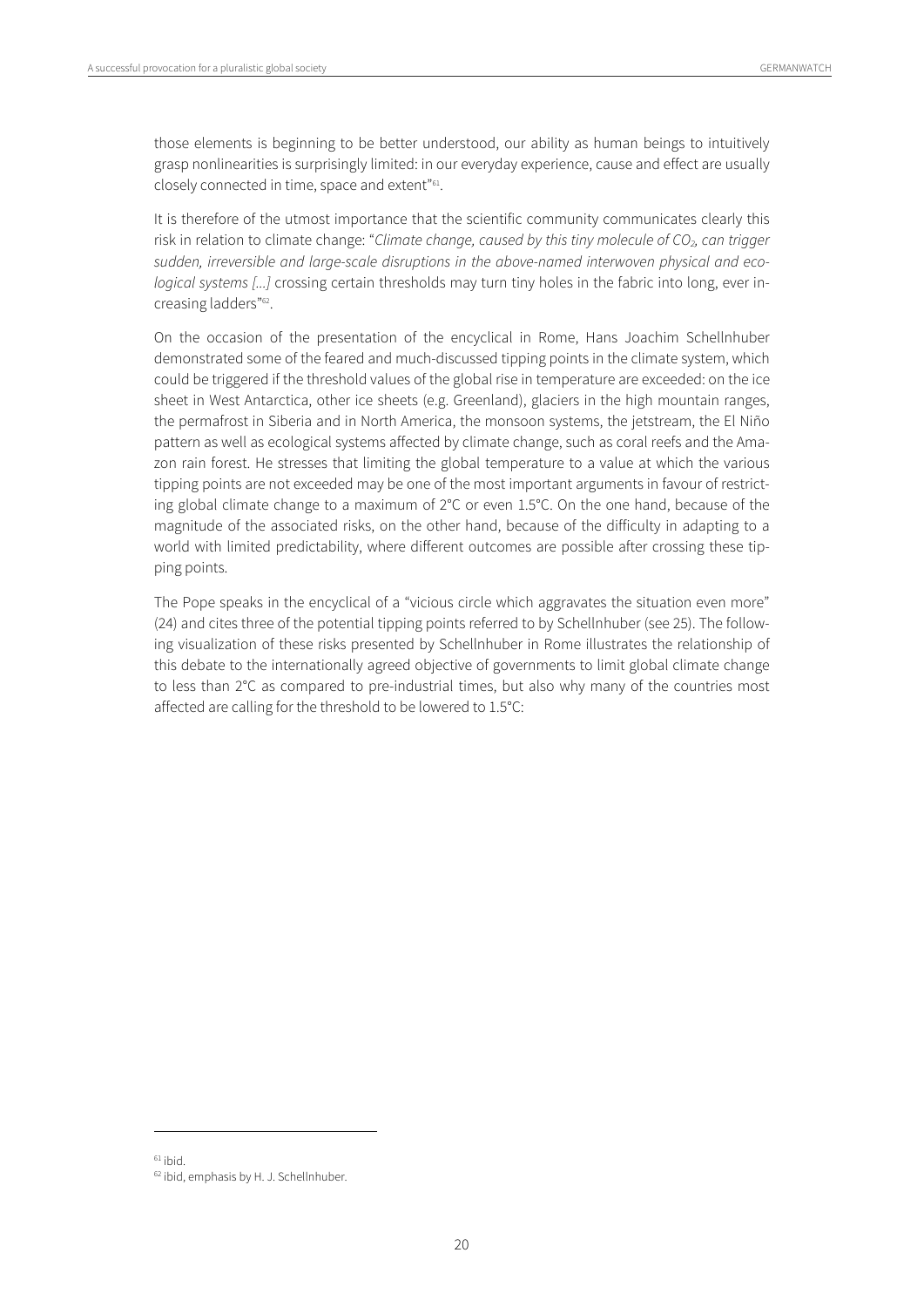those elements is beginning to be better understood, our ability as human beings to intuitively grasp nonlinearities is surprisingly limited: in our everyday experience, cause and effect are usually closely connected in time, space and extent"[61].

It is therefore of the utmost importance that the scientific community communicates clearly this risk in relation to climate change: "*Climate change, caused by this tiny molecule of $CO_2$, can trigger sudden, irreversible and large-scale disruptions in the above-named interwoven physical and ecological systems […]* crossing certain thresholds may turn tiny holes in the fabric into long, ever increasing ladders"[62].

On the occasion of the presentation of the encyclical in Rome, Hans Joachim Schellnhuber demonstrated some of the feared and much-discussed tipping points in the climate system, which could be triggered if the threshold values of the global rise in temperature are exceeded: on the ice sheet in West Antarctica, other ice sheets (e.g. Greenland), glaciers in the high mountain ranges, the permafrost in Siberia and in North America, the monsoon systems, the jetstream, the El Niño pattern as well as ecological systems affected by climate change, such as coral reefs and the Amazon rain forest. He stresses that limiting the global temperature to a value at which the various tipping points are not exceeded may be one of the most important arguments in favour of restricting global climate change to a maximum of 2°C or even 1.5°C. On the one hand, because of the magnitude of the associated risks, on the other hand, because of the difficulty in adapting to a world with limited predictability, where different outcomes are possible after crossing these tipping points.

The Pope speaks in the encyclical of a "vicious circle which aggravates the situation even more" (24) and cites three of the potential tipping points referred to by Schellnhuber (see 25). The following visualization of these risks presented by Schellnhuber in Rome illustrates the relationship of this debate to the internationally agreed objective of governments to limit global climate change to less than 2°C as compared to pre-industrial times, but also why many of the countries most affected are calling for the threshold to be lowered to 1.5°C:

[61] ibid.

[62] ibid, emphasis by H. J. Schellnhuber.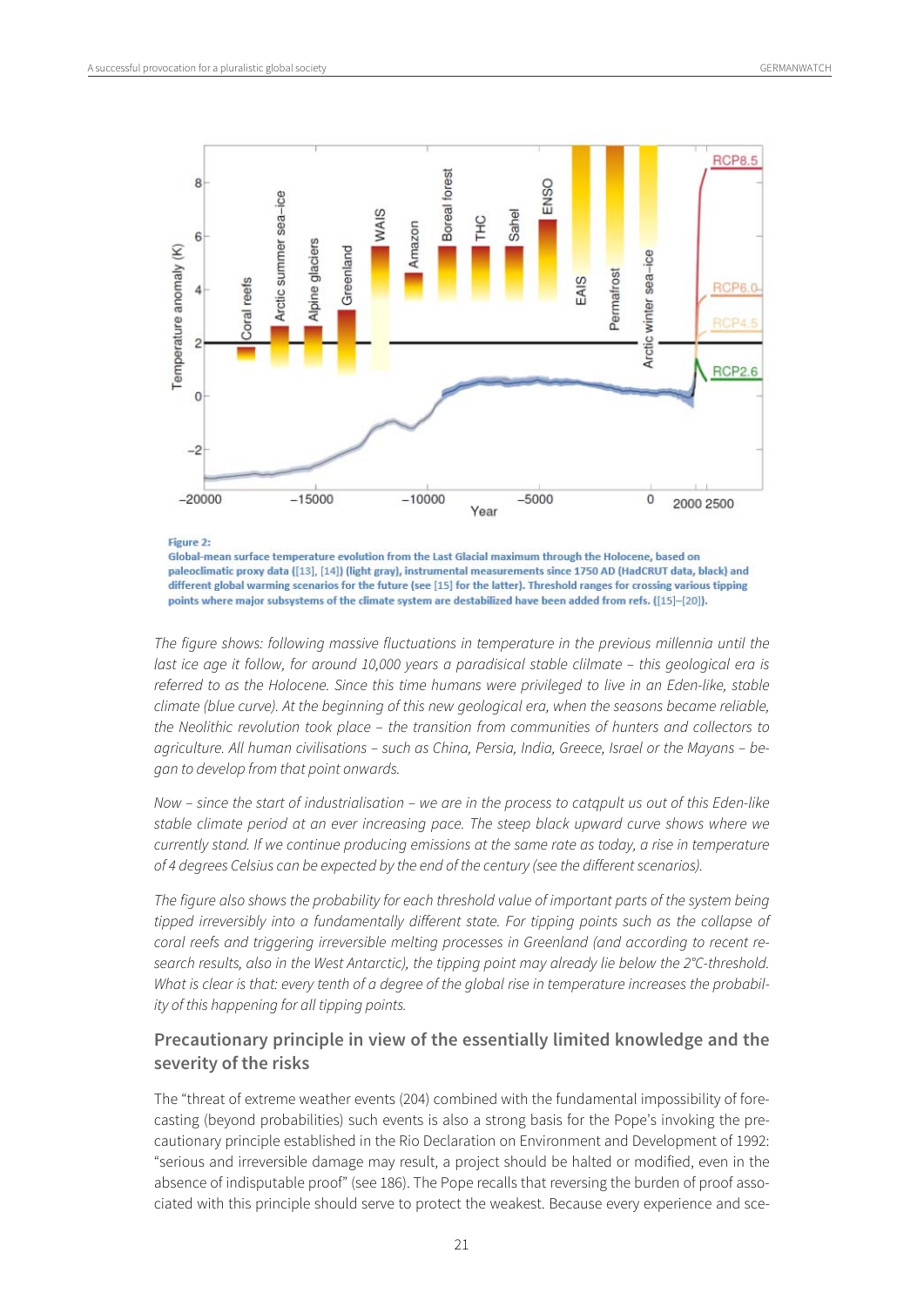**Figure 2:**
**Global-mean surface temperature evolution from the Last Glacial maximum through the Holocene, based on paleoclimatic proxy data ([13], [14]) (light gray), instrumental measurements since 1750 AD (HadCRUT data, black) and different global warming scenarios for the future (see [15] for the latter). Threshold ranges for crossing various tipping points where major subsystems of the climate system are destabilized have been added from refs. ([15]–[20]).**

*The figure shows: following massive fluctuations in temperature in the previous millennia until the last ice age it follow, for around 10,000 years a paradisical stable clilmate – this geological era is referred to as the Holocene. Since this time humans were privileged to live in an Eden-like, stable climate (blue curve). At the beginning of this new geological era, when the seasons became reliable, the Neolithic revolution took place – the transition from communities of hunters and collectors to agriculture. All human civilisations – such as China, Persia, India, Greece, Israel or the Mayans – began to develop from that point onwards.*

*Now – since the start of industrialisation – we are in the process to catqpult us out of this Eden-like stable climate period at an ever increasing pace. The steep black upward curve shows where we currently stand. If we continue producing emissions at the same rate as today, a rise in temperature of 4 degrees Celsius can be expected by the end of the century (see the different scenarios).*

*The figure also shows the probability for each threshold value of important parts of the system being tipped irreversibly into a fundamentally different state. For tipping points such as the collapse of coral reefs and triggering irreversible melting processes in Greenland (and according to recent research results, also in the West Antarctic), the tipping point may already lie below the 2°C-threshold. What is clear is that: every tenth of a degree of the global rise in temperature increases the probability of this happening for all tipping points.*

### Precautionary principle in view of the essentially limited knowledge and the severity of the risks

The "threat of extreme weather events (204) combined with the fundamental impossibility of forecasting (beyond probabilities) such events is also a strong basis for the Pope's invoking the precautionary principle established in the Rio Declaration on Environment and Development of 1992: "serious and irreversible damage may result, a project should be halted or modified, even in the absence of indisputable proof" (see 186). The Pope recalls that reversing the burden of proof associated with this principle should serve to protect the weakest. Because every experience and sce-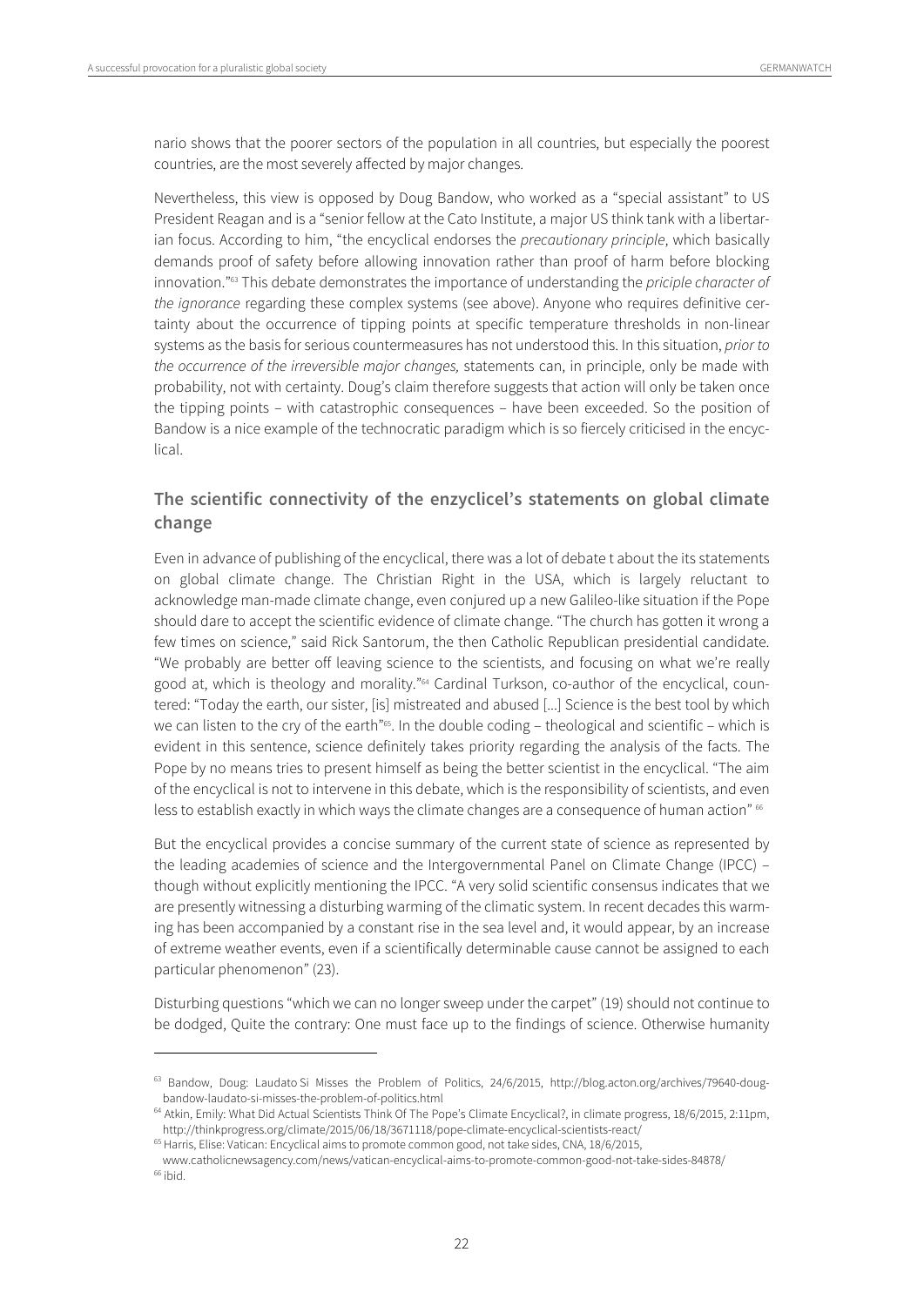nario shows that the poorer sectors of the population in all countries, but especially the poorest countries, are the most severely affected by major changes.

Nevertheless, this view is opposed by Doug Bandow, who worked as a "special assistant" to US President Reagan and is a "senior fellow at the Cato Institute, a major US think tank with a libertarian focus. According to him, "the encyclical endorses the *precautionary principle*, which basically demands proof of safety before allowing innovation rather than proof of harm before blocking innovation."[63] This debate demonstrates the importance of understanding the *priciple character of the ignorance* regarding these complex systems (see above). Anyone who requires definitive certainty about the occurrence of tipping points at specific temperature thresholds in non-linear systems as the basis for serious countermeasures has not understood this. In this situation, *prior to the occurrence of the irreversible major changes,* statements can, in principle, only be made with probability, not with certainty. Doug's claim therefore suggests that action will only be taken once the tipping points – with catastrophic consequences – have been exceeded. So the position of Bandow is a nice example of the technocratic paradigm which is so fiercely criticised in the encyclical.

## The scientific connectivity of the enzyclicel's statements on global climate change

Even in advance of publishing of the encyclical, there was a lot of debate t about the its statements on global climate change. The Christian Right in the USA, which is largely reluctant to acknowledge man-made climate change, even conjured up a new Galileo-like situation if the Pope should dare to accept the scientific evidence of climate change. "The church has gotten it wrong a few times on science," said Rick Santorum, the then Catholic Republican presidential candidate. "We probably are better off leaving science to the scientists, and focusing on what we're really good at, which is theology and morality."[64] Cardinal Turkson, co-author of the encyclical, countered: "Today the earth, our sister, [is] mistreated and abused […] Science is the best tool by which we can listen to the cry of the earth"[65]. In the double coding – theological and scientific – which is evident in this sentence, science definitely takes priority regarding the analysis of the facts. The Pope by no means tries to present himself as being the better scientist in the encyclical. "The aim of the encyclical is not to intervene in this debate, which is the responsibility of scientists, and even less to establish exactly in which ways the climate changes are a consequence of human action" [66]

But the encyclical provides a concise summary of the current state of science as represented by the leading academies of science and the Intergovernmental Panel on Climate Change (IPCC) – though without explicitly mentioning the IPCC. "A very solid scientific consensus indicates that we are presently witnessing a disturbing warming of the climatic system. In recent decades this warming has been accompanied by a constant rise in the sea level and, it would appear, by an increase of extreme weather events, even if a scientifically determinable cause cannot be assigned to each particular phenomenon" (23).

Disturbing questions "which we can no longer sweep under the carpet" (19) should not continue to be dodged, Quite the contrary: One must face up to the findings of science. Otherwise humanity

---

[63] Bandow, Doug: Laudato Si Misses the Problem of Politics, 24/6/2015, http://blog.acton.org/archives/79640-doug-bandow-laudato-si-misses-the-problem-of-politics.html

[64] Atkin, Emily: What Did Actual Scientists Think Of The Pope's Climate Encyclical?, in climate progress, 18/6/2015, 2:11pm, http://thinkprogress.org/climate/2015/06/18/3671118/pope-climate-encyclical-scientists-react/

[65] Harris, Elise: Vatican: Encyclical aims to promote common good, not take sides, CNA, 18/6/2015, www.catholicnewsagency.com/news/vatican-encyclical-aims-to-promote-common-good-not-take-sides-84878/

[66] ibid.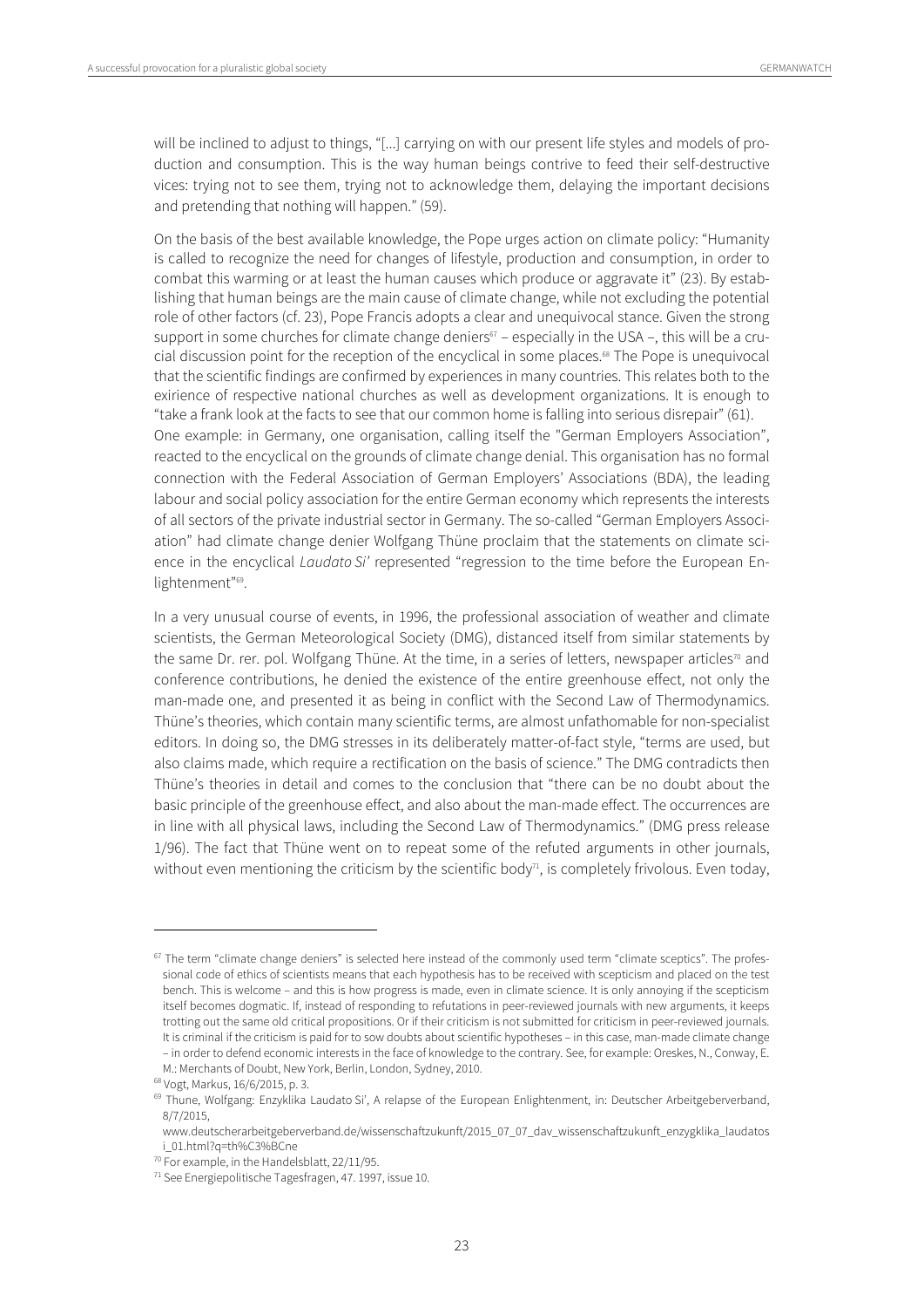will be inclined to adjust to things, "[…] carrying on with our present life styles and models of production and consumption. This is the way human beings contrive to feed their self-destructive vices: trying not to see them, trying not to acknowledge them, delaying the important decisions and pretending that nothing will happen." (59).

On the basis of the best available knowledge, the Pope urges action on climate policy: "Humanity is called to recognize the need for changes of lifestyle, production and consumption, in order to combat this warming or at least the human causes which produce or aggravate it" (23). By establishing that human beings are the main cause of climate change, while not excluding the potential role of other factors (cf. 23), Pope Francis adopts a clear and unequivocal stance. Given the strong support in some churches for climate change deniers[67] – especially in the USA –, this will be a crucial discussion point for the reception of the encyclical in some places.[68] The Pope is unequivocal that the scientific findings are confirmed by experiences in many countries. This relates both to the exirience of respective national churches as well as development organizations. It is enough to "take a frank look at the facts to see that our common home is falling into serious disrepair" (61).
One example: in Germany, one organisation, calling itself the "German Employers Association", reacted to the encyclical on the grounds of climate change denial. This organisation has no formal connection with the Federal Association of German Employers' Associations (BDA), the leading labour and social policy association for the entire German economy which represents the interests of all sectors of the private industrial sector in Germany. The so-called "German Employers Association" had climate change denier Wolfgang Thüne proclaim that the statements on climate science in the encyclical *Laudato Si'* represented "regression to the time before the European Enlightenment"[69].

In a very unusual course of events, in 1996, the professional association of weather and climate scientists, the German Meteorological Society (DMG), distanced itself from similar statements by the same Dr. rer. pol. Wolfgang Thüne. At the time, in a series of letters, newspaper articles[70] and conference contributions, he denied the existence of the entire greenhouse effect, not only the man-made one, and presented it as being in conflict with the Second Law of Thermodynamics. Thüne's theories, which contain many scientific terms, are almost unfathomable for non-specialist editors. In doing so, the DMG stresses in its deliberately matter-of-fact style, "terms are used, but also claims made, which require a rectification on the basis of science." The DMG contradicts then Thüne's theories in detail and comes to the conclusion that "there can be no doubt about the basic principle of the greenhouse effect, and also about the man-made effect. The occurrences are in line with all physical laws, including the Second Law of Thermodynamics." (DMG press release 1/96). The fact that Thüne went on to repeat some of the refuted arguments in other journals, without even mentioning the criticism by the scientific body[71], is completely frivolous. Even today,

---

[67] The term "climate change deniers" is selected here instead of the commonly used term "climate sceptics". The professional code of ethics of scientists means that each hypothesis has to be received with scepticism and placed on the test bench. This is welcome – and this is how progress is made, even in climate science. It is only annoying if the scepticism itself becomes dogmatic. If, instead of responding to refutations in peer-reviewed journals with new arguments, it keeps trotting out the same old critical propositions. Or if their criticism is not submitted for criticism in peer-reviewed journals. It is criminal if the criticism is paid for to sow doubts about scientific hypotheses – in this case, man-made climate change – in order to defend economic interests in the face of knowledge to the contrary. See, for example: Oreskes, N., Conway, E. M.: Merchants of Doubt, New York, Berlin, London, Sydney, 2010.

[68] Vogt, Markus, 16/6/2015, p. 3.

[69] Thune, Wolfgang: Enzyklika Laudato Si', A relapse of the European Enlightenment, in: Deutscher Arbeitgeberverband, 8/7/2015, www.deutscherarbeitgeberverband.de/wissenschaftzukunft/2015_07_07_dav_wissenschaftzukunft_enzygklika_laudatosi_01.html?q=th%C3%BCne

[70] For example, in the Handelsblatt, 22/11/95.

[71] See Energiepolitische Tagesfragen, 47. 1997, issue 10.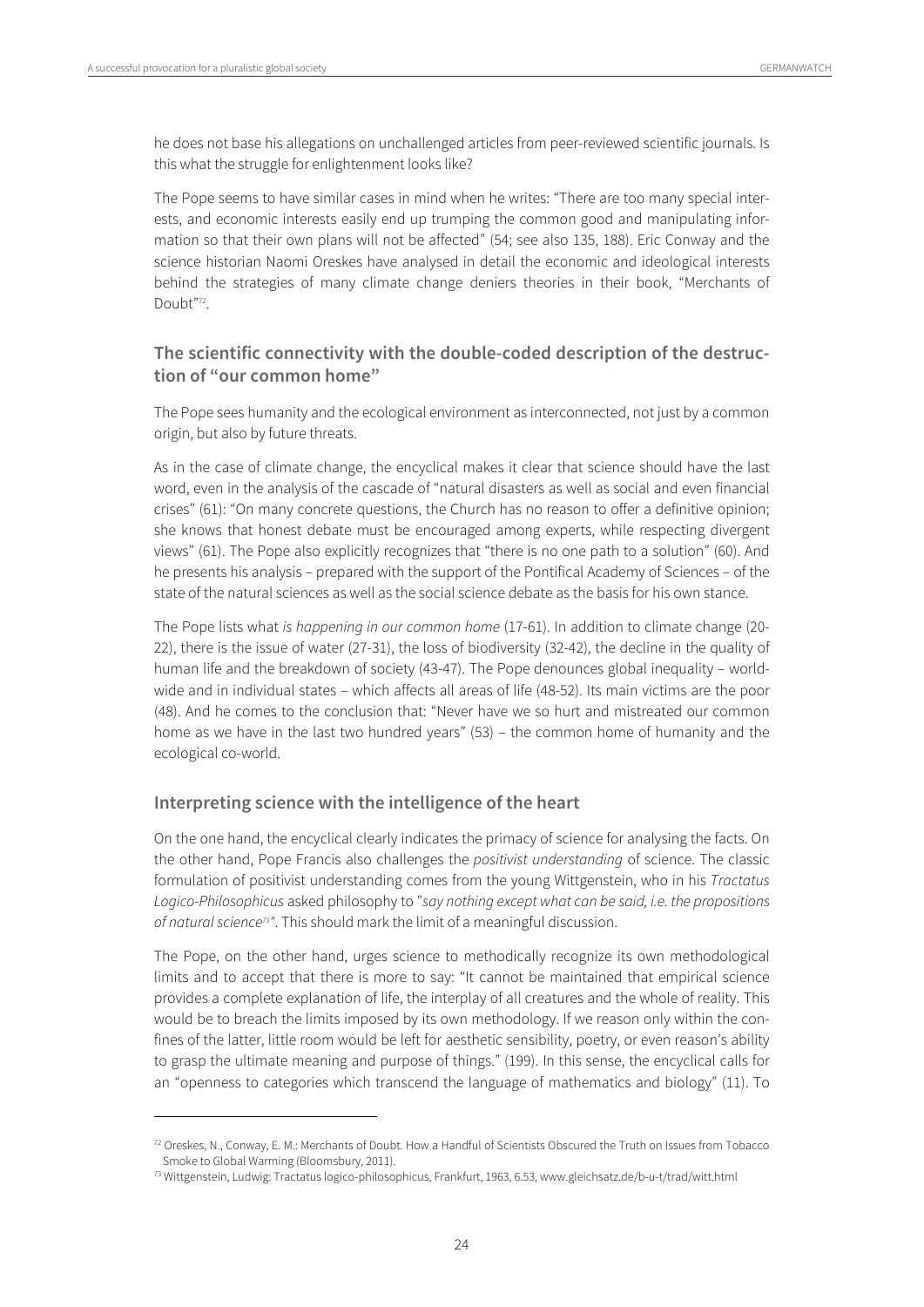he does not base his allegations on unchallenged articles from peer-reviewed scientific journals. Is this what the struggle for enlightenment looks like?

The Pope seems to have similar cases in mind when he writes: "There are too many special interests, and economic interests easily end up trumping the common good and manipulating information so that their own plans will not be affected" (54; see also 135, 188). Eric Conway and the science historian Naomi Oreskes have analysed in detail the economic and ideological interests behind the strategies of many climate change deniers theories in their book, "Merchants of Doubt"[72].

## The scientific connectivity with the double-coded description of the destruction of "our common home"

The Pope sees humanity and the ecological environment as interconnected, not just by a common origin, but also by future threats.

As in the case of climate change, the encyclical makes it clear that science should have the last word, even in the analysis of the cascade of "natural disasters as well as social and even financial crises" (61): "On many concrete questions, the Church has no reason to offer a definitive opinion; she knows that honest debate must be encouraged among experts, while respecting divergent views" (61). The Pope also explicitly recognizes that "there is no one path to a solution" (60). And he presents his analysis – prepared with the support of the Pontifical Academy of Sciences – of the state of the natural sciences as well as the social science debate as the basis for his own stance.

The Pope lists what *is happening in our common home* (17-61). In addition to climate change (20-22), there is the issue of water (27-31), the loss of biodiversity (32-42), the decline in the quality of human life and the breakdown of society (43-47). The Pope denounces global inequality – worldwide and in individual states – which affects all areas of life (48-52). Its main victims are the poor (48). And he comes to the conclusion that: "Never have we so hurt and mistreated our common home as we have in the last two hundred years" (53) – the common home of humanity and the ecological co-world.

## Interpreting science with the intelligence of the heart

On the one hand, the encyclical clearly indicates the primacy of science for analysing the facts. On the other hand, Pope Francis also challenges the *positivist understanding* of science. The classic formulation of positivist understanding comes from the young Wittgenstein, who in his *Tractatus Logico-Philosophicus* asked philosophy to "*say nothing except what can be said, i.e. the propositions of natural science*[73]". This should mark the limit of a meaningful discussion.

The Pope, on the other hand, urges science to methodically recognize its own methodological limits and to accept that there is more to say: "It cannot be maintained that empirical science provides a complete explanation of life, the interplay of all creatures and the whole of reality. This would be to breach the limits imposed by its own methodology. If we reason only within the confines of the latter, little room would be left for aesthetic sensibility, poetry, or even reason's ability to grasp the ultimate meaning and purpose of things." (199). In this sense, the encyclical calls for an "openness to categories which transcend the language of mathematics and biology" (11). To

---

[72] Oreskes, N., Conway, E. M.: Merchants of Doubt. How a Handful of Scientists Obscured the Truth on Issues from Tobacco Smoke to Global Warming (Bloomsbury, 2011).

[73] Wittgenstein, Ludwig: Tractatus logico-philosophicus, Frankfurt, 1963, 6.53, www.gleichsatz.de/b-u-t/trad/witt.html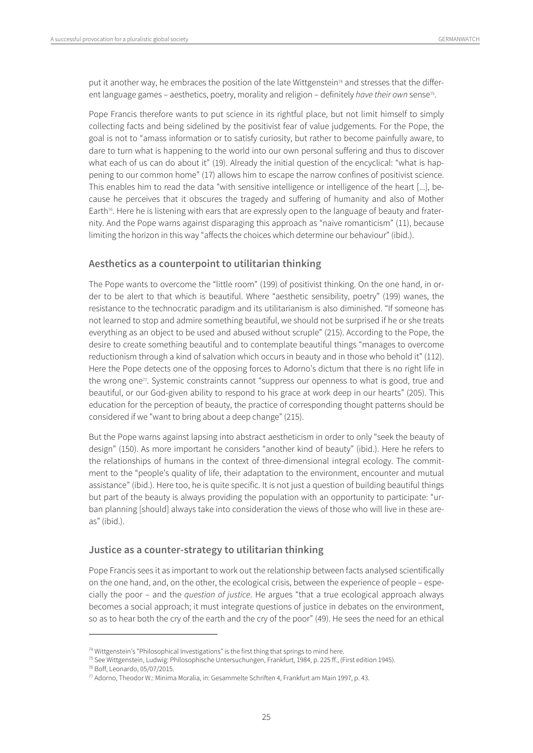put it another way, he embraces the position of the late Wittgenstein[74] and stresses that the different language games – aesthetics, poetry, morality and religion – definitely *have their own* sense[75].

Pope Francis therefore wants to put science in its rightful place, but not limit himself to simply collecting facts and being sidelined by the positivist fear of value judgements. For the Pope, the goal is not to "amass information or to satisfy curiosity, but rather to become painfully aware, to dare to turn what is happening to the world into our own personal suffering and thus to discover what each of us can do about it" (19). Already the initial question of the encyclical: "what is happening to our common home" (17) allows him to escape the narrow confines of positivist science. This enables him to read the data "with sensitive intelligence or intelligence of the heart [...], because he perceives that it obscures the tragedy and suffering of humanity and also of Mother Earth[76]. Here he is listening with ears that are expressly open to the language of beauty and fraternity. And the Pope warns against disparaging this approach as "naive romanticism" (11), because limiting the horizon in this way "affects the choices which determine our behaviour" (ibid.).

## Aesthetics as a counterpoint to utilitarian thinking

The Pope wants to overcome the "little room" (199) of positivist thinking. On the one hand, in order to be alert to that which is beautiful. Where "aesthetic sensibility, poetry" (199) wanes, the resistance to the technocratic paradigm and its utilitarianism is also diminished. "If someone has not learned to stop and admire something beautiful, we should not be surprised if he or she treats everything as an object to be used and abused without scruple" (215). According to the Pope, the desire to create something beautiful and to contemplate beautiful things "manages to overcome reductionism through a kind of salvation which occurs in beauty and in those who behold it" (112). Here the Pope detects one of the opposing forces to Adorno's dictum that there is no right life in the wrong one[77]. Systemic constraints cannot "suppress our openness to what is good, true and beautiful, or our God-given ability to respond to his grace at work deep in our hearts" (205). This education for the perception of beauty, the practice of corresponding thought patterns should be considered if we "want to bring about a deep change" (215).

But the Pope warns against lapsing into abstract aestheticism in order to only "seek the beauty of design" (150). As more important he considers "another kind of beauty" (ibid.). Here he refers to the relationships of humans in the context of three-dimensional integral ecology. The commitment to the "people's quality of life, their adaptation to the environment, encounter and mutual assistance" (ibid.). Here too, he is quite specific. It is not just a question of building beautiful things but part of the beauty is always providing the population with an opportunity to participate: "urban planning [should] always take into consideration the views of those who will live in these areas" (ibid.).

## Justice as a counter-strategy to utilitarian thinking

Pope Francis sees it as important to work out the relationship between facts analysed scientifically on the one hand, and, on the other, the ecological crisis, between the experience of people – especially the poor – and the *question of justice*. He argues "that a true ecological approach always becomes a social approach; it must integrate questions of justice in debates on the environment, so as to hear both the cry of the earth and the cry of the poor" (49). He sees the need for an ethical

---

[74] Wittgenstein's "Philosophical Investigations" is the first thing that springs to mind here.

[75] See Wittgenstein, Ludwig: Philosophische Untersuchungen, Frankfurt, 1984, p. 225 ff., (First edition 1945).

[76] Boff, Leonardo, 05/07/2015.

[77] Adorno, Theodor W.: Minima Moralia, in: Gesammelte Schriften 4, Frankfurt am Main 1997, p. 43.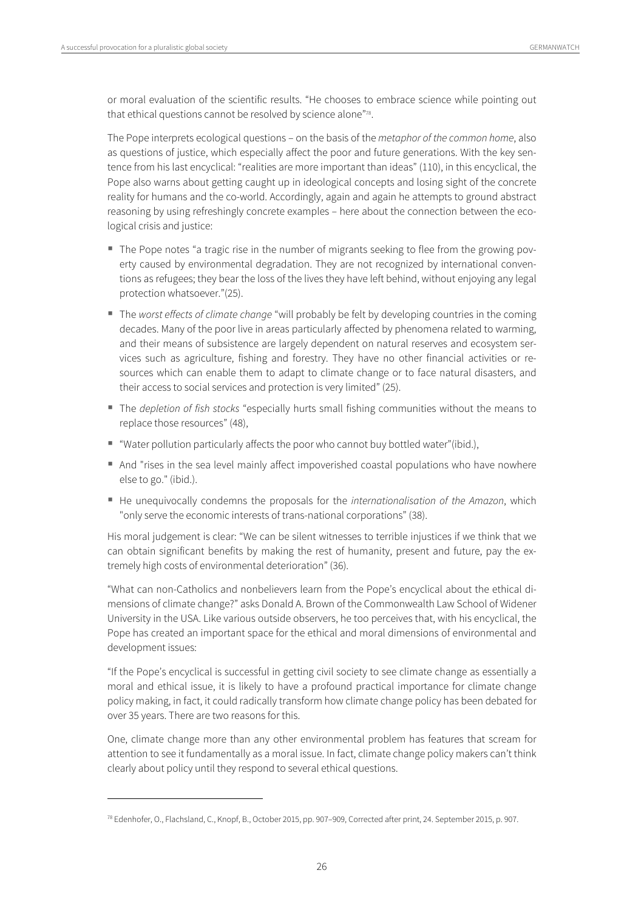or moral evaluation of the scientific results. "He chooses to embrace science while pointing out that ethical questions cannot be resolved by science alone"[78].

The Pope interprets ecological questions – on the basis of the *metaphor of the common home*, also as questions of justice, which especially affect the poor and future generations. With the key sentence from his last encyclical: "realities are more important than ideas" (110), in this encyclical, the Pope also warns about getting caught up in ideological concepts and losing sight of the concrete reality for humans and the co-world. Accordingly, again and again he attempts to ground abstract reasoning by using refreshingly concrete examples – here about the connection between the ecological crisis and justice:

- The Pope notes "a tragic rise in the number of migrants seeking to flee from the growing poverty caused by environmental degradation. They are not recognized by international conventions as refugees; they bear the loss of the lives they have left behind, without enjoying any legal protection whatsoever."(25).
- The *worst effects of climate change* "will probably be felt by developing countries in the coming decades. Many of the poor live in areas particularly affected by phenomena related to warming, and their means of subsistence are largely dependent on natural reserves and ecosystem services such as agriculture, fishing and forestry. They have no other financial activities or resources which can enable them to adapt to climate change or to face natural disasters, and their access to social services and protection is very limited" (25).
- The *depletion of fish stocks* "especially hurts small fishing communities without the means to replace those resources" (48),
- "Water pollution particularly affects the poor who cannot buy bottled water"(ibid.),
- And "rises in the sea level mainly affect impoverished coastal populations who have nowhere else to go." (ibid.).
- He unequivocally condemns the proposals for the *internationalisation of the Amazon*, which "only serve the economic interests of trans-national corporations" (38).

His moral judgement is clear: "We can be silent witnesses to terrible injustices if we think that we can obtain significant benefits by making the rest of humanity, present and future, pay the extremely high costs of environmental deterioration" (36).

"What can non-Catholics and nonbelievers learn from the Pope's encyclical about the ethical dimensions of climate change?" asks Donald A. Brown of the Commonwealth Law School of Widener University in the USA. Like various outside observers, he too perceives that, with his encyclical, the Pope has created an important space for the ethical and moral dimensions of environmental and development issues:

"If the Pope's encyclical is successful in getting civil society to see climate change as essentially a moral and ethical issue, it is likely to have a profound practical importance for climate change policy making, in fact, it could radically transform how climate change policy has been debated for over 35 years. There are two reasons for this.

One, climate change more than any other environmental problem has features that scream for attention to see it fundamentally as a moral issue. In fact, climate change policy makers can't think clearly about policy until they respond to several ethical questions.

[78] Edenhofer, O., Flachsland, C., Knopf, B., October 2015, pp. 907–909, Corrected after print, 24. September 2015, p. 907.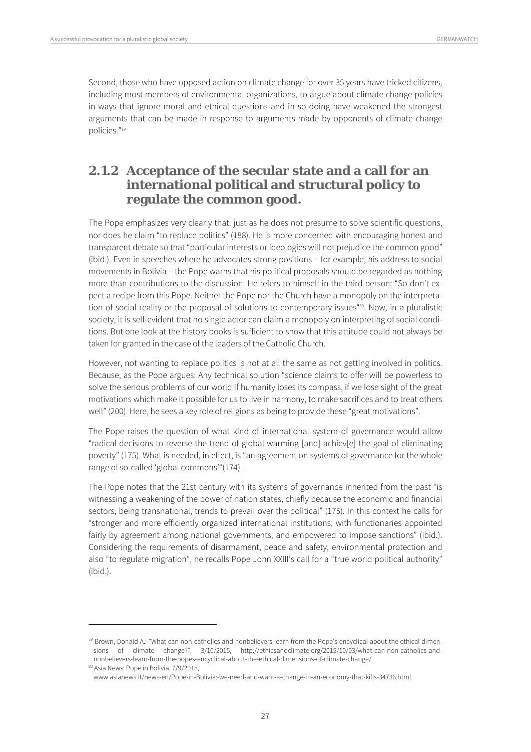Second, those who have opposed action on climate change for over 35 years have tricked citizens, including most members of environmental organizations, to argue about climate change policies in ways that ignore moral and ethical questions and in so doing have weakened the strongest arguments that can be made in response to arguments made by opponents of climate change policies."[79]

## 2.1.2 Acceptance of the secular state and a call for an international political and structural policy to regulate the common good.

The Pope emphasizes very clearly that, just as he does not presume to solve scientific questions, nor does he claim "to replace politics" (188). He is more concerned with encouraging honest and transparent debate so that "particular interests or ideologies will not prejudice the common good" (ibid.). Even in speeches where he advocates strong positions – for example, his address to social movements in Bolivia – the Pope warns that his political proposals should be regarded as nothing more than contributions to the discussion. He refers to himself in the third person: "So don't expect a recipe from this Pope. Neither the Pope nor the Church have a monopoly on the interpretation of social reality or the proposal of solutions to contemporary issues"[80]. Now, in a pluralistic society, it is self-evident that no single actor can claim a monopoly on interpreting of social conditions. But one look at the history books is sufficient to show that this attitude could not always be taken for granted in the case of the leaders of the Catholic Church.

However, not wanting to replace politics is not at all the same as not getting involved in politics. Because, as the Pope argues: Any technical solution "science claims to offer will be powerless to solve the serious problems of our world if humanity loses its compass, if we lose sight of the great motivations which make it possible for us to live in harmony, to make sacrifices and to treat others well" (200). Here, he sees a key role of religions as being to provide these "great motivations".

The Pope raises the question of what kind of international system of governance would allow "radical decisions to reverse the trend of global warming [and] achiev[e] the goal of eliminating poverty" (175). What is needed, in effect, is "an agreement on systems of governance for the whole range of so-called 'global commons'"(174).

The Pope notes that the 21st century with its systems of governance inherited from the past "is witnessing a weakening of the power of nation states, chiefly because the economic and financial sectors, being transnational, trends to prevail over the political" (175). In this context he calls for "stronger and more efficiently organized international institutions, with functionaries appointed fairly by agreement among national governments, and empowered to impose sanctions" (ibid.). Considering the requirements of disarmament, peace and safety, environmental protection and also "to regulate migration", he recalls Pope John XXIII's call for a "true world political authority" (ibid.).

---

[79] Brown, Donald A.: "What can non-catholics and nonbelievers learn from the Pope's encyclical about the ethical dimensions of climate change?", 3/10/2015, http://ethicsandclimate.org/2015/10/03/what-can-non-catholics-and-nonbelievers-learn-from-the-popes-encyclical-about-the-ethical-dimensions-of-climate-change/

[80] Asia News: Pope in Bolivia, 7/9/2015, www.asianews.it/news-en/Pope-in-Bolivia:-we-need-and-want-a-change-in-an-economy-that-kills-34736.html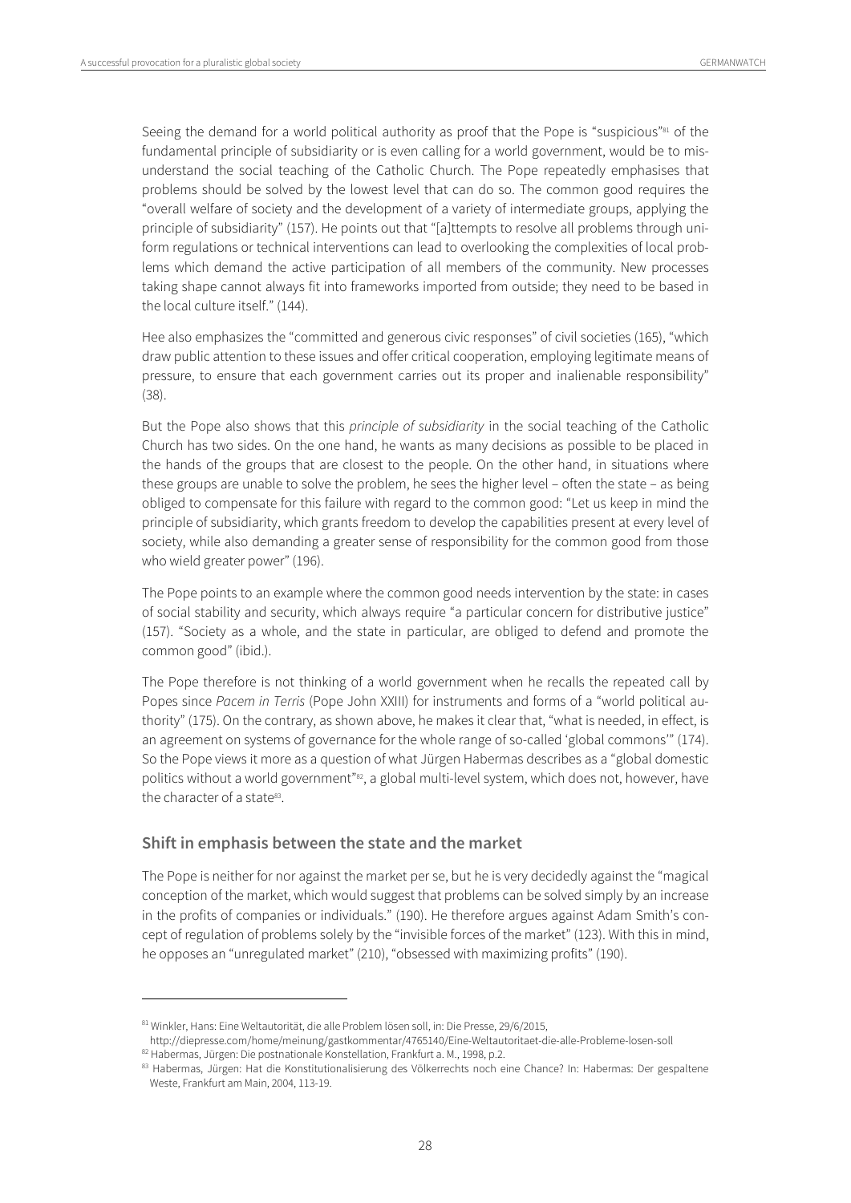Seeing the demand for a world political authority as proof that the Pope is "suspicious"[81] of the fundamental principle of subsidiarity or is even calling for a world government, would be to misunderstand the social teaching of the Catholic Church. The Pope repeatedly emphasises that problems should be solved by the lowest level that can do so. The common good requires the "overall welfare of society and the development of a variety of intermediate groups, applying the principle of subsidiarity" (157). He points out that "[a]ttempts to resolve all problems through uniform regulations or technical interventions can lead to overlooking the complexities of local problems which demand the active participation of all members of the community. New processes taking shape cannot always fit into frameworks imported from outside; they need to be based in the local culture itself." (144).

Hee also emphasizes the "committed and generous civic responses" of civil societies (165), "which draw public attention to these issues and offer critical cooperation, employing legitimate means of pressure, to ensure that each government carries out its proper and inalienable responsibility" (38).

But the Pope also shows that this *principle of subsidiarity* in the social teaching of the Catholic Church has two sides. On the one hand, he wants as many decisions as possible to be placed in the hands of the groups that are closest to the people. On the other hand, in situations where these groups are unable to solve the problem, he sees the higher level – often the state – as being obliged to compensate for this failure with regard to the common good: "Let us keep in mind the principle of subsidiarity, which grants freedom to develop the capabilities present at every level of society, while also demanding a greater sense of responsibility for the common good from those who wield greater power" (196).

The Pope points to an example where the common good needs intervention by the state: in cases of social stability and security, which always require "a particular concern for distributive justice" (157). "Society as a whole, and the state in particular, are obliged to defend and promote the common good" (ibid.).

The Pope therefore is not thinking of a world government when he recalls the repeated call by Popes since *Pacem in Terris* (Pope John XXIII) for instruments and forms of a "world political authority" (175). On the contrary, as shown above, he makes it clear that, "what is needed, in effect, is an agreement on systems of governance for the whole range of so-called 'global commons'" (174). So the Pope views it more as a question of what Jürgen Habermas describes as a "global domestic politics without a world government"[82], a global multi-level system, which does not, however, have the character of a state[83].

## Shift in emphasis between the state and the market

The Pope is neither for nor against the market per se, but he is very decidedly against the "magical conception of the market, which would suggest that problems can be solved simply by an increase in the profits of companies or individuals." (190). He therefore argues against Adam Smith's concept of regulation of problems solely by the "invisible forces of the market" (123). With this in mind, he opposes an "unregulated market" (210), "obsessed with maximizing profits" (190).

---

[81] Winkler, Hans: Eine Weltautorität, die alle Problem lösen soll, in: Die Presse, 29/6/2015, http://diepresse.com/home/meinung/gastkommentar/4765140/Eine-Weltautoritaet-die-alle-Probleme-losen-soll

[82] Habermas, Jürgen: Die postnationale Konstellation, Frankfurt a. M., 1998, p.2.

[83] Habermas, Jürgen: Hat die Konstitutionalisierung des Völkerrechts noch eine Chance? In: Habermas: Der gespaltene Weste, Frankfurt am Main, 2004, 113-19.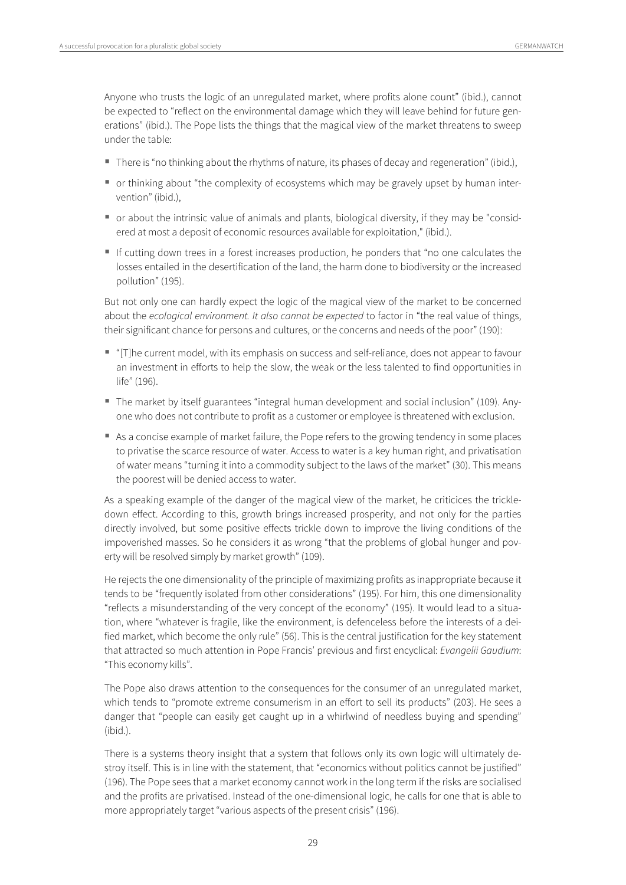Anyone who trusts the logic of an unregulated market, where profits alone count" (ibid.), cannot be expected to "reflect on the environmental damage which they will leave behind for future generations" (ibid.). The Pope lists the things that the magical view of the market threatens to sweep under the table:

- There is "no thinking about the rhythms of nature, its phases of decay and regeneration" (ibid.),
- or thinking about "the complexity of ecosystems which may be gravely upset by human intervention" (ibid.),
- or about the intrinsic value of animals and plants, biological diversity, if they may be "considered at most a deposit of economic resources available for exploitation," (ibid.).
- If cutting down trees in a forest increases production, he ponders that "no one calculates the losses entailed in the desertification of the land, the harm done to biodiversity or the increased pollution" (195).

But not only one can hardly expect the logic of the magical view of the market to be concerned about the *ecological environment. It also cannot be expected* to factor in "the real value of things, their significant chance for persons and cultures, or the concerns and needs of the poor" (190):

- "[T]he current model, with its emphasis on success and self-reliance, does not appear to favour an investment in efforts to help the slow, the weak or the less talented to find opportunities in life" (196).
- The market by itself guarantees "integral human development and social inclusion" (109). Anyone who does not contribute to profit as a customer or employee is threatened with exclusion.
- As a concise example of market failure, the Pope refers to the growing tendency in some places to privatise the scarce resource of water. Access to water is a key human right, and privatisation of water means "turning it into a commodity subject to the laws of the market" (30). This means the poorest will be denied access to water.

As a speaking example of the danger of the magical view of the market, he criticices the trickle-down effect. According to this, growth brings increased prosperity, and not only for the parties directly involved, but some positive effects trickle down to improve the living conditions of the impoverished masses. So he considers it as wrong "that the problems of global hunger and poverty will be resolved simply by market growth" (109).

He rejects the one dimensionality of the principle of maximizing profits as inappropriate because it tends to be "frequently isolated from other considerations" (195). For him, this one dimensionality "reflects a misunderstanding of the very concept of the economy" (195). It would lead to a situation, where "whatever is fragile, like the environment, is defenceless before the interests of a deified market, which become the only rule" (56). This is the central justification for the key statement that attracted so much attention in Pope Francis' previous and first encyclical: *Evangelii Gaudium*: "This economy kills".

The Pope also draws attention to the consequences for the consumer of an unregulated market, which tends to "promote extreme consumerism in an effort to sell its products" (203). He sees a danger that "people can easily get caught up in a whirlwind of needless buying and spending" (ibid.).

There is a systems theory insight that a system that follows only its own logic will ultimately destroy itself. This is in line with the statement, that "economics without politics cannot be justified" (196). The Pope sees that a market economy cannot work in the long term if the risks are socialised and the profits are privatised. Instead of the one-dimensional logic, he calls for one that is able to more appropriately target "various aspects of the present crisis" (196).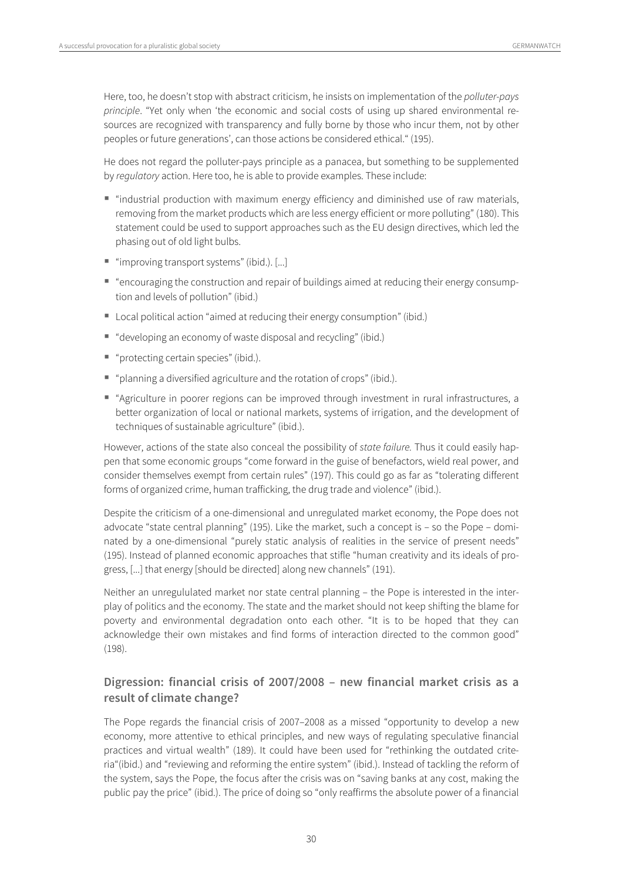Here, too, he doesn't stop with abstract criticism, he insists on implementation of the *polluter-pays principle*. "Yet only when 'the economic and social costs of using up shared environmental resources are recognized with transparency and fully borne by those who incur them, not by other peoples or future generations', can those actions be considered ethical." (195).

He does not regard the polluter-pays principle as a panacea, but something to be supplemented by *regulatory* action. Here too, he is able to provide examples. These include:

- "industrial production with maximum energy efficiency and diminished use of raw materials, removing from the market products which are less energy efficient or more polluting" (180). This statement could be used to support approaches such as the EU design directives, which led the phasing out of old light bulbs.
- "improving transport systems" (ibid.). [...]
- "encouraging the construction and repair of buildings aimed at reducing their energy consumption and levels of pollution" (ibid.)
- Local political action "aimed at reducing their energy consumption" (ibid.)
- "developing an economy of waste disposal and recycling" (ibid.)
- "protecting certain species" (ibid.).
- "planning a diversified agriculture and the rotation of crops" (ibid.).
- "Agriculture in poorer regions can be improved through investment in rural infrastructures, a better organization of local or national markets, systems of irrigation, and the development of techniques of sustainable agriculture" (ibid.).

However, actions of the state also conceal the possibility of *state failure*. Thus it could easily happen that some economic groups "come forward in the guise of benefactors, wield real power, and consider themselves exempt from certain rules" (197). This could go as far as "tolerating different forms of organized crime, human trafficking, the drug trade and violence" (ibid.).

Despite the criticism of a one-dimensional and unregulated market economy, the Pope does not advocate "state central planning" (195). Like the market, such a concept is – so the Pope – dominated by a one-dimensional "purely static analysis of realities in the service of present needs" (195). Instead of planned economic approaches that stifle "human creativity and its ideals of progress, [...] that energy [should be directed] along new channels" (191).

Neither an unregululated market nor state central planning – the Pope is interested in the interplay of politics and the economy. The state and the market should not keep shifting the blame for poverty and environmental degradation onto each other. "It is to be hoped that they can acknowledge their own mistakes and find forms of interaction directed to the common good" (198).

### Digression: financial crisis of 2007/2008 – new financial market crisis as a result of climate change?

The Pope regards the financial crisis of 2007–2008 as a missed "opportunity to develop a new economy, more attentive to ethical principles, and new ways of regulating speculative financial practices and virtual wealth" (189). It could have been used for "rethinking the outdated criteria"(ibid.) and "reviewing and reforming the entire system" (ibid.). Instead of tackling the reform of the system, says the Pope, the focus after the crisis was on "saving banks at any cost, making the public pay the price" (ibid.). The price of doing so "only reaffirms the absolute power of a financial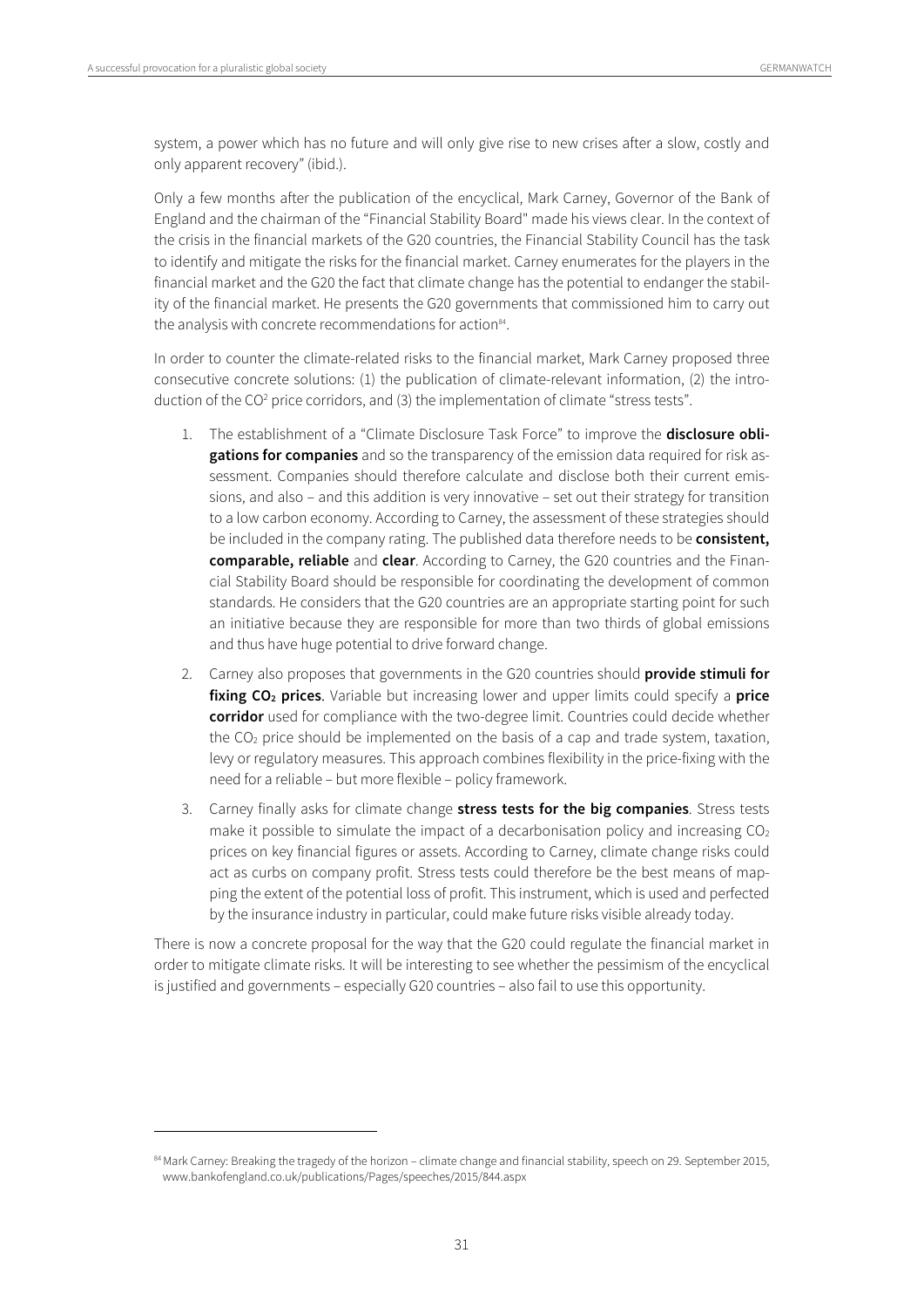system, a power which has no future and will only give rise to new crises after a slow, costly and only apparent recovery" (ibid.).

Only a few months after the publication of the encyclical, Mark Carney, Governor of the Bank of England and the chairman of the "Financial Stability Board" made his views clear. In the context of the crisis in the financial markets of the G20 countries, the Financial Stability Council has the task to identify and mitigate the risks for the financial market. Carney enumerates for the players in the financial market and the G20 the fact that climate change has the potential to endanger the stability of the financial market. He presents the G20 governments that commissioned him to carry out the analysis with concrete recommendations for action[84].

In order to counter the climate-related risks to the financial market, Mark Carney proposed three consecutive concrete solutions: (1) the publication of climate-relevant information, (2) the introduction of the $CO^2$ price corridors, and (3) the implementation of climate "stress tests".

1. The establishment of a "Climate Disclosure Task Force" to improve the **disclosure obligations for companies** and so the transparency of the emission data required for risk assessment. Companies should therefore calculate and disclose both their current emissions, and also – and this addition is very innovative – set out their strategy for transition to a low carbon economy. According to Carney, the assessment of these strategies should be included in the company rating. The published data therefore needs to be **consistent, comparable, reliable** and **clear**. According to Carney, the G20 countries and the Financial Stability Board should be responsible for coordinating the development of common standards. He considers that the G20 countries are an appropriate starting point for such an initiative because they are responsible for more than two thirds of global emissions and thus have huge potential to drive forward change.
2. Carney also proposes that governments in the G20 countries should **provide stimuli for fixing $CO_2$ prices**. Variable but increasing lower and upper limits could specify a **price corridor** used for compliance with the two-degree limit. Countries could decide whether the $CO_2$ price should be implemented on the basis of a cap and trade system, taxation, levy or regulatory measures. This approach combines flexibility in the price-fixing with the need for a reliable – but more flexible – policy framework.
3. Carney finally asks for climate change **stress tests for the big companies**. Stress tests make it possible to simulate the impact of a decarbonisation policy and increasing $CO_2$ prices on key financial figures or assets. According to Carney, climate change risks could act as curbs on company profit. Stress tests could therefore be the best means of mapping the extent of the potential loss of profit. This instrument, which is used and perfected by the insurance industry in particular, could make future risks visible already today.

There is now a concrete proposal for the way that the G20 could regulate the financial market in order to mitigate climate risks. It will be interesting to see whether the pessimism of the encyclical is justified and governments – especially G20 countries – also fail to use this opportunity.

[84] Mark Carney: Breaking the tragedy of the horizon – climate change and financial stability, speech on 29. September 2015, www.bankofengland.co.uk/publications/Pages/speeches/2015/844.aspx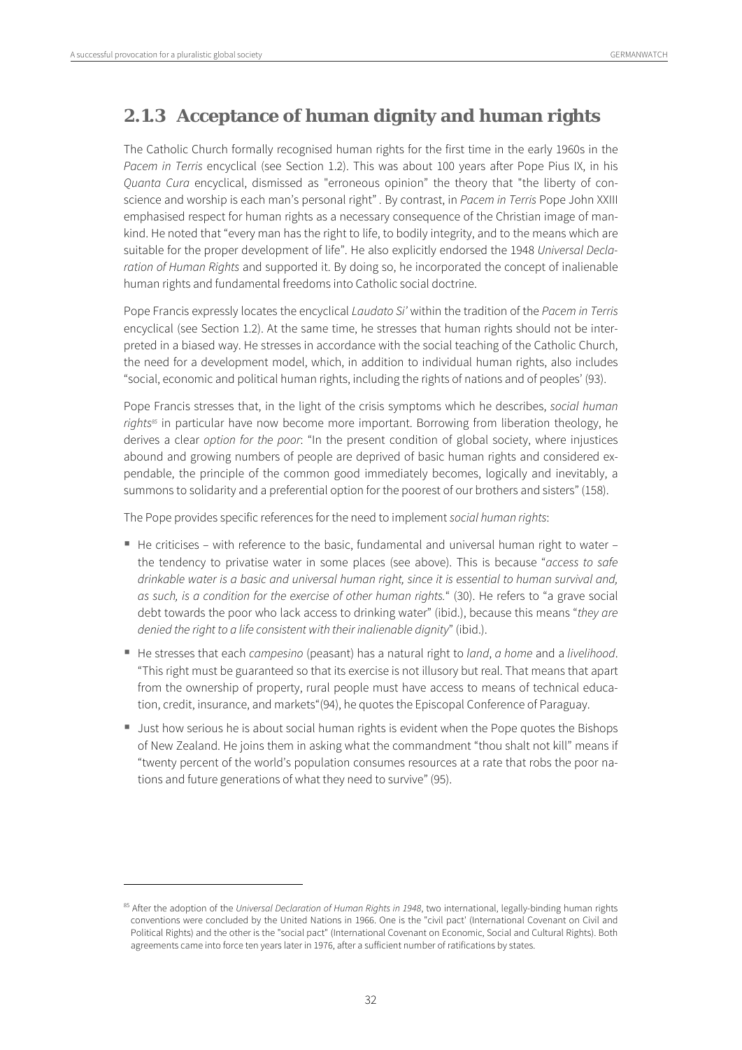## 2.1.3 Acceptance of human dignity and human rights

The Catholic Church formally recognised human rights for the first time in the early 1960s in the *Pacem in Terris* encyclical (see Section 1.2). This was about 100 years after Pope Pius IX, in his *Quanta Cura* encyclical, dismissed as "erroneous opinion" the theory that "the liberty of conscience and worship is each man's personal right" . By contrast, in *Pacem in Terris* Pope John XXIII emphasised respect for human rights as a necessary consequence of the Christian image of mankind. He noted that "every man has the right to life, to bodily integrity, and to the means which are suitable for the proper development of life". He also explicitly endorsed the 1948 *Universal Declaration of Human Rights* and supported it. By doing so, he incorporated the concept of inalienable human rights and fundamental freedoms into Catholic social doctrine.

Pope Francis expressly locates the encyclical *Laudato Si'* within the tradition of the *Pacem in Terris* encyclical (see Section 1.2). At the same time, he stresses that human rights should not be interpreted in a biased way. He stresses in accordance with the social teaching of the Catholic Church, the need for a development model, which, in addition to individual human rights, also includes "social, economic and political human rights, including the rights of nations and of peoples' (93).

Pope Francis stresses that, in the light of the crisis symptoms which he describes, *social human rights*[85] in particular have now become more important. Borrowing from liberation theology, he derives a clear *option for the poor*: "In the present condition of global society, where injustices abound and growing numbers of people are deprived of basic human rights and considered expendable, the principle of the common good immediately becomes, logically and inevitably, a summons to solidarity and a preferential option for the poorest of our brothers and sisters" (158).

The Pope provides specific references for the need to implement *social human rights*:

- He criticises – with reference to the basic, fundamental and universal human right to water – the tendency to privatise water in some places (see above). This is because "*access to safe drinkable water is a basic and universal human right, since it is essential to human survival and, as such, is a condition for the exercise of other human rights.*" (30). He refers to "a grave social debt towards the poor who lack access to drinking water" (ibid.), because this means "*they are denied the right to a life consistent with their inalienable dignity*" (ibid.).
- He stresses that each *campesino* (peasant) has a natural right to *land*, *a home* and a *livelihood*. "This right must be guaranteed so that its exercise is not illusory but real. That means that apart from the ownership of property, rural people must have access to means of technical education, credit, insurance, and markets"(94), he quotes the Episcopal Conference of Paraguay.
- Just how serious he is about social human rights is evident when the Pope quotes the Bishops of New Zealand. He joins them in asking what the commandment "thou shalt not kill" means if "twenty percent of the world's population consumes resources at a rate that robs the poor nations and future generations of what they need to survive" (95).

[85] After the adoption of the *Universal Declaration of Human Rights in 1948*, two international, legally-binding human rights conventions were concluded by the United Nations in 1966. One is the "civil pact' (International Covenant on Civil and Political Rights) and the other is the "social pact" (International Covenant on Economic, Social and Cultural Rights). Both agreements came into force ten years later in 1976, after a sufficient number of ratifications by states.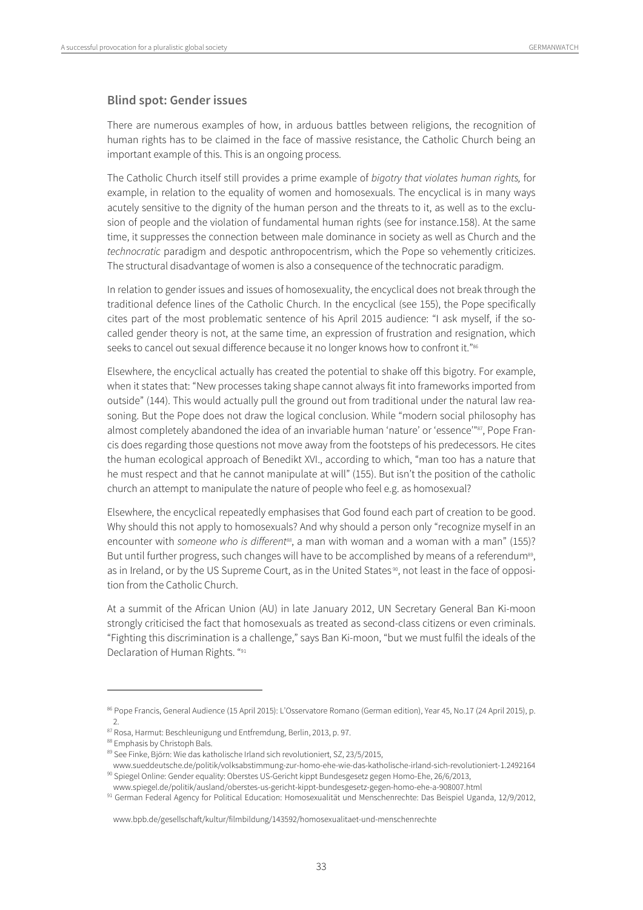## Blind spot: Gender issues

There are numerous examples of how, in arduous battles between religions, the recognition of human rights has to be claimed in the face of massive resistance, the Catholic Church being an important example of this. This is an ongoing process.

The Catholic Church itself still provides a prime example of *bigotry that violates human rights,* for example, in relation to the equality of women and homosexuals. The encyclical is in many ways acutely sensitive to the dignity of the human person and the threats to it, as well as to the exclusion of people and the violation of fundamental human rights (see for instance.158). At the same time, it suppresses the connection between male dominance in society as well as Church and the *technocratic* paradigm and despotic anthropocentrism, which the Pope so vehemently criticizes. The structural disadvantage of women is also a consequence of the technocratic paradigm.

In relation to gender issues and issues of homosexuality, the encyclical does not break through the traditional defence lines of the Catholic Church. In the encyclical (see 155), the Pope specifically cites part of the most problematic sentence of his April 2015 audience: "I ask myself, if the so-called gender theory is not, at the same time, an expression of frustration and resignation, which seeks to cancel out sexual difference because it no longer knows how to confront it."[86]

Elsewhere, the encyclical actually has created the potential to shake off this bigotry. For example, when it states that: "New processes taking shape cannot always fit into frameworks imported from outside" (144). This would actually pull the ground out from traditional under the natural law reasoning. But the Pope does not draw the logical conclusion. While "modern social philosophy has almost completely abandoned the idea of an invariable human 'nature' or 'essence'"[87], Pope Francis does regarding those questions not move away from the footsteps of his predecessors. He cites the human ecological approach of Benedikt XVI., according to which, "man too has a nature that he must respect and that he cannot manipulate at will" (155). But isn't the position of the catholic church an attempt to manipulate the nature of people who feel e.g. as homosexual?

Elsewhere, the encyclical repeatedly emphasises that God found each part of creation to be good. Why should this not apply to homosexuals? And why should a person only "recognize myself in an encounter with *someone who is different*[88], a man with woman and a woman with a man" (155)? But until further progress, such changes will have to be accomplished by means of a referendum[89], as in Ireland, or by the US Supreme Court, as in the United States[90], not least in the face of opposition from the Catholic Church.

At a summit of the African Union (AU) in late January 2012, UN Secretary General Ban Ki-moon strongly criticised the fact that homosexuals as treated as second-class citizens or even criminals. "Fighting this discrimination is a challenge," says Ban Ki-moon, "but we must fulfil the ideals of the Declaration of Human Rights. "[91]

---

[86] Pope Francis, General Audience (15 April 2015): L'Osservatore Romano (German edition), Year 45, No.17 (24 April 2015), p. 2.

[87] Rosa, Harmut: Beschleunigung und Entfremdung, Berlin, 2013, p. 97.

[88] Emphasis by Christoph Bals.

[89] See Finke, Björn: Wie das katholische Irland sich revolutioniert, SZ, 23/5/2015, www.sueddeutsche.de/politik/volksabstimmung-zur-homo-ehe-wie-das-katholische-irland-sich-revolutioniert-1.2492164

[90] Spiegel Online: Gender equality: Oberstes US-Gericht kippt Bundesgesetz gegen Homo-Ehe, 26/6/2013, www.spiegel.de/politik/ausland/oberstes-us-gericht-kippt-bundesgesetz-gegen-homo-ehe-a-908007.html

[91] German Federal Agency for Political Education: Homosexualität und Menschenrechte: Das Beispiel Uganda, 12/9/2012, www.bpb.de/gesellschaft/kultur/filmbildung/143592/homosexualitaet-und-menschenrechte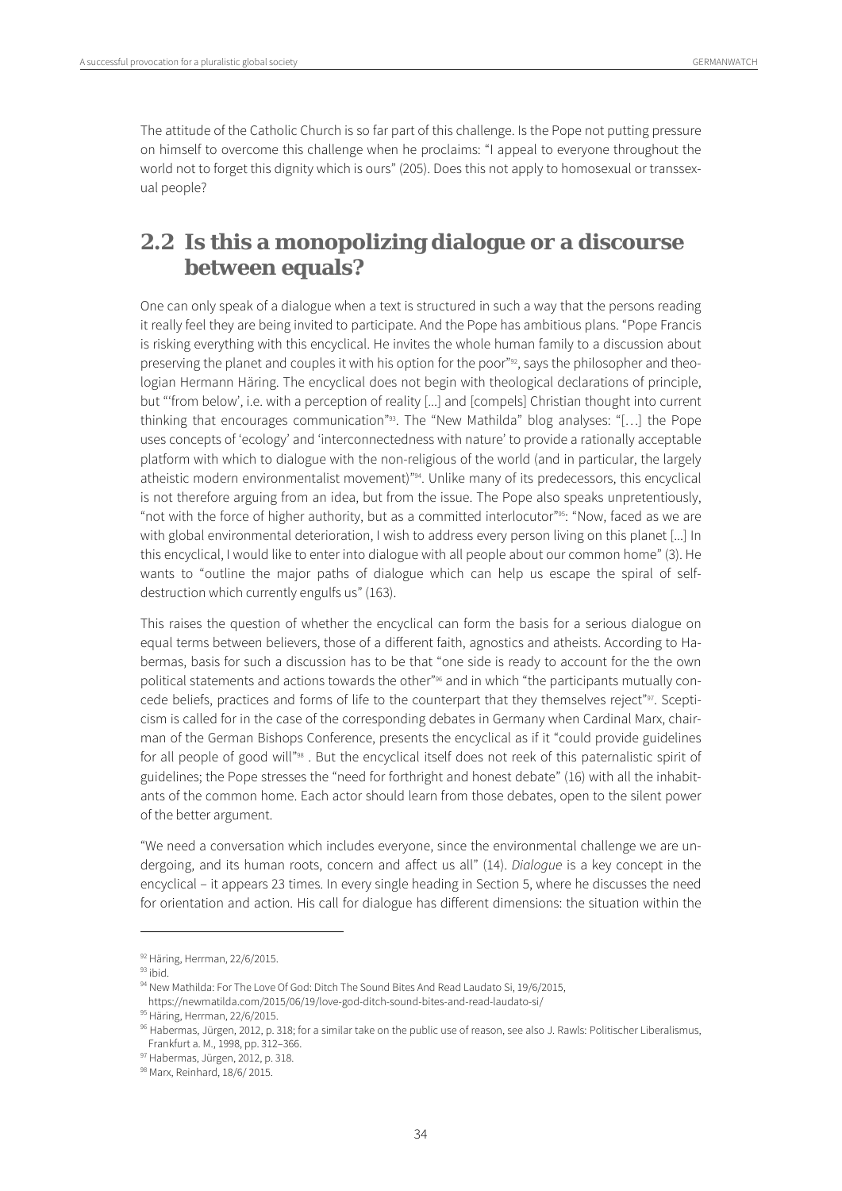The attitude of the Catholic Church is so far part of this challenge. Is the Pope not putting pressure on himself to overcome this challenge when he proclaims: "I appeal to everyone throughout the world not to forget this dignity which is ours" (205). Does this not apply to homosexual or transsexual people?

## 2.2 Is this a monopolizing dialogue or a discourse between equals?

One can only speak of a dialogue when a text is structured in such a way that the persons reading it really feel they are being invited to participate. And the Pope has ambitious plans. "Pope Francis is risking everything with this encyclical. He invites the whole human family to a discussion about preserving the planet and couples it with his option for the poor"[92], says the philosopher and theologian Hermann Häring. The encyclical does not begin with theological declarations of principle, but "'from below', i.e. with a perception of reality [...] and [compels] Christian thought into current thinking that encourages communication"[93]. The "New Mathilda" blog analyses: "[…] the Pope uses concepts of 'ecology' and 'interconnectedness with nature' to provide a rationally acceptable platform with which to dialogue with the non-religious of the world (and in particular, the largely atheistic modern environmentalist movement)"[94]. Unlike many of its predecessors, this encyclical is not therefore arguing from an idea, but from the issue. The Pope also speaks unpretentiously, "not with the force of higher authority, but as a committed interlocutor"[95]: "Now, faced as we are with global environmental deterioration, I wish to address every person living on this planet [...] In this encyclical, I would like to enter into dialogue with all people about our common home" (3). He wants to "outline the major paths of dialogue which can help us escape the spiral of self-destruction which currently engulfs us" (163).

This raises the question of whether the encyclical can form the basis for a serious dialogue on equal terms between believers, those of a different faith, agnostics and atheists. According to Habermas, basis for such a discussion has to be that "one side is ready to account for the the own political statements and actions towards the other"[96] and in which "the participants mutually concede beliefs, practices and forms of life to the counterpart that they themselves reject"[97]. Scepticism is called for in the case of the corresponding debates in Germany when Cardinal Marx, chairman of the German Bishops Conference, presents the encyclical as if it "could provide guidelines for all people of good will"[98] . But the encyclical itself does not reek of this paternalistic spirit of guidelines; the Pope stresses the "need for forthright and honest debate" (16) with all the inhabitants of the common home. Each actor should learn from those debates, open to the silent power of the better argument.

"We need a conversation which includes everyone, since the environmental challenge we are undergoing, and its human roots, concern and affect us all" (14). *Dialogue* is a key concept in the encyclical – it appears 23 times. In every single heading in Section 5, where he discusses the need for orientation and action. His call for dialogue has different dimensions: the situation within the

---

[92] Häring, Herrman, 22/6/2015.

[93] ibid.

[94] New Mathilda: For The Love Of God: Ditch The Sound Bites And Read Laudato Si, 19/6/2015, https://newmatilda.com/2015/06/19/love-god-ditch-sound-bites-and-read-laudato-si/

[95] Häring, Herrman, 22/6/2015.

[96] Habermas, Jürgen, 2012, p. 318; for a similar take on the public use of reason, see also J. Rawls: Politischer Liberalismus, Frankfurt a. M., 1998, pp. 312–366.

[97] Habermas, Jürgen, 2012, p. 318.

[98] Marx, Reinhard, 18/6/ 2015.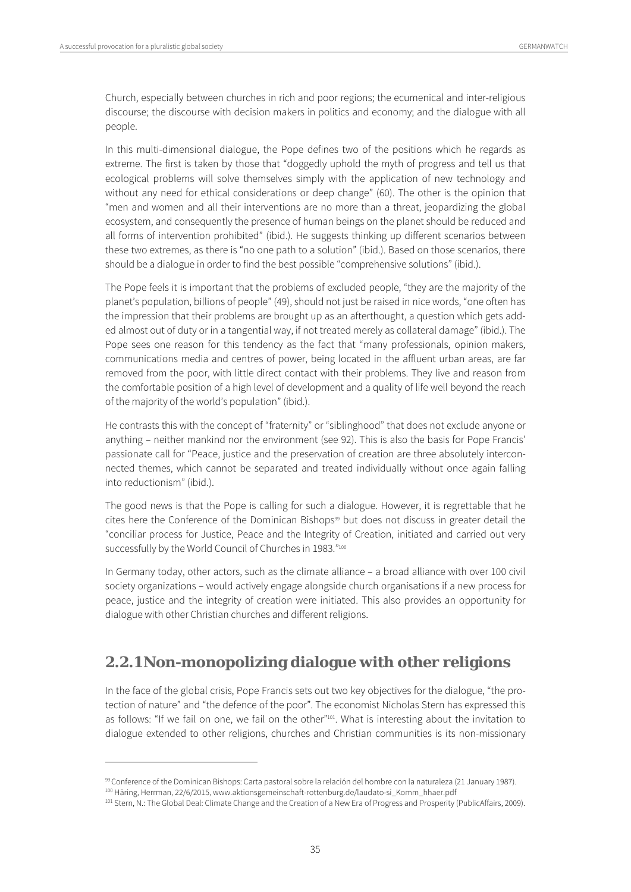Church, especially between churches in rich and poor regions; the ecumenical and inter-religious discourse; the discourse with decision makers in politics and economy; and the dialogue with all people.

In this multi-dimensional dialogue, the Pope defines two of the positions which he regards as extreme. The first is taken by those that "doggedly uphold the myth of progress and tell us that ecological problems will solve themselves simply with the application of new technology and without any need for ethical considerations or deep change" (60). The other is the opinion that "men and women and all their interventions are no more than a threat, jeopardizing the global ecosystem, and consequently the presence of human beings on the planet should be reduced and all forms of intervention prohibited" (ibid.). He suggests thinking up different scenarios between these two extremes, as there is "no one path to a solution" (ibid.). Based on those scenarios, there should be a dialogue in order to find the best possible "comprehensive solutions" (ibid.).

The Pope feels it is important that the problems of excluded people, "they are the majority of the planet's population, billions of people" (49), should not just be raised in nice words, "one often has the impression that their problems are brought up as an afterthought, a question which gets added almost out of duty or in a tangential way, if not treated merely as collateral damage" (ibid.). The Pope sees one reason for this tendency as the fact that "many professionals, opinion makers, communications media and centres of power, being located in the affluent urban areas, are far removed from the poor, with little direct contact with their problems. They live and reason from the comfortable position of a high level of development and a quality of life well beyond the reach of the majority of the world's population" (ibid.).

He contrasts this with the concept of "fraternity" or "siblinghood" that does not exclude anyone or anything – neither mankind nor the environment (see 92). This is also the basis for Pope Francis' passionate call for "Peace, justice and the preservation of creation are three absolutely interconnected themes, which cannot be separated and treated individually without once again falling into reductionism" (ibid.).

The good news is that the Pope is calling for such a dialogue. However, it is regrettable that he cites here the Conference of the Dominican Bishops[99] but does not discuss in greater detail the "conciliar process for Justice, Peace and the Integrity of Creation, initiated and carried out very successfully by the World Council of Churches in 1983."[100]

In Germany today, other actors, such as the climate alliance – a broad alliance with over 100 civil society organizations – would actively engage alongside church organisations if a new process for peace, justice and the integrity of creation were initiated. This also provides an opportunity for dialogue with other Christian churches and different religions.

## 2.2.1 Non-monopolizing dialogue with other religions

In the face of the global crisis, Pope Francis sets out two key objectives for the dialogue, "the protection of nature" and "the defence of the poor". The economist Nicholas Stern has expressed this as follows: "If we fail on one, we fail on the other"[101]. What is interesting about the invitation to dialogue extended to other religions, churches and Christian communities is its non-missionary

[99] Conference of the Dominican Bishops: Carta pastoral sobre la relación del hombre con la naturaleza (21 January 1987).

[100] Häring, Herrman, 22/6/2015, www.aktionsgemeinschaft-rottenburg.de/laudato-si_Komm_hhaer.pdf

[101] Stern, N.: The Global Deal: Climate Change and the Creation of a New Era of Progress and Prosperity (PublicAffairs, 2009).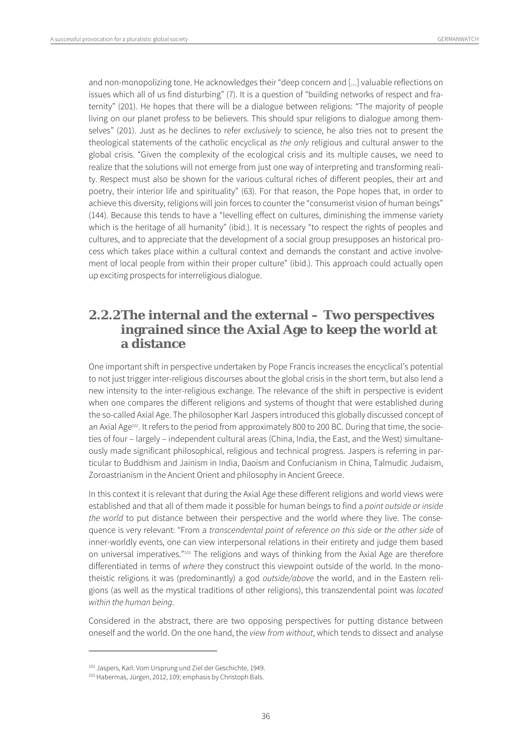and non-monopolizing tone. He acknowledges their "deep concern and [...] valuable reflections on issues which all of us find disturbing" (7). It is a question of "building networks of respect and fraternity" (201). He hopes that there will be a dialogue between religions: "The majority of people living on our planet profess to be believers. This should spur religions to dialogue among themselves" (201). Just as he declines to refer *exclusively* to science, he also tries not to present the theological statements of the catholic encyclical as *the only* religious and cultural answer to the global crisis. "Given the complexity of the ecological crisis and its multiple causes, we need to realize that the solutions will not emerge from just one way of interpreting and transforming reality. Respect must also be shown for the various cultural riches of different peoples, their art and poetry, their interior life and spirituality" (63). For that reason, the Pope hopes that, in order to achieve this diversity, religions will join forces to counter the "consumerist vision of human beings" (144). Because this tends to have a "levelling effect on cultures, diminishing the immense variety which is the heritage of all humanity" (ibid.). It is necessary "to respect the rights of peoples and cultures, and to appreciate that the development of a social group presupposes an historical process which takes place within a cultural context and demands the constant and active involvement of local people from within their proper culture" (ibid.). This approach could actually open up exciting prospects for interreligious dialogue.

### 2.2.2 The internal and the external – Two perspectives ingrained since the Axial Age to keep the world at a distance

One important shift in perspective undertaken by Pope Francis increases the encyclical's potential to not just trigger inter-religious discourses about the global crisis in the short term, but also lend a new intensity to the inter-religious exchange. The relevance of the shift in perspective is evident when one compares the different religions and systems of thought that were established during the so-called Axial Age. The philosopher Karl Jaspers introduced this globally discussed concept of an Axial Age[102]. It refers to the period from approximately 800 to 200 BC. During that time, the societies of four – largely – independent cultural areas (China, India, the East, and the West) simultaneously made significant philosophical, religious and technical progress. Jaspers is referring in particular to Buddhism and Jainism in India, Daoism and Confucianism in China, Talmudic Judaism, Zoroastrianism in the Ancient Orient and philosophy in Ancient Greece.

In this context it is relevant that during the Axial Age these different religions and world views were established and that all of them made it possible for human beings to find a *point outside or inside the world* to put distance between their perspective and the world where they live. The consequence is very relevant: "From a *transcendental point of reference on this side* or *the other side* of inner-worldly events, one can view interpersonal relations in their entirety and judge them based on universal imperatives."[103] The religions and ways of thinking from the Axial Age are therefore differentiated in terms of *where* they construct this viewpoint outside of the world. In the monotheistic religions it was (predominantly) a god *outside/above* the world, and in the Eastern religions (as well as the mystical traditions of other religions), this transzendental point was *located within the human being*.

Considered in the abstract, there are two opposing perspectives for putting distance between oneself and the world. On the one hand, the *view from without*, which tends to dissect and analyse

---

[102] Jaspers, Karl: Vom Ursprung und Ziel der Geschichte, 1949.

[103] Habermas, Jürgen, 2012, 109; emphasis by Christoph Bals.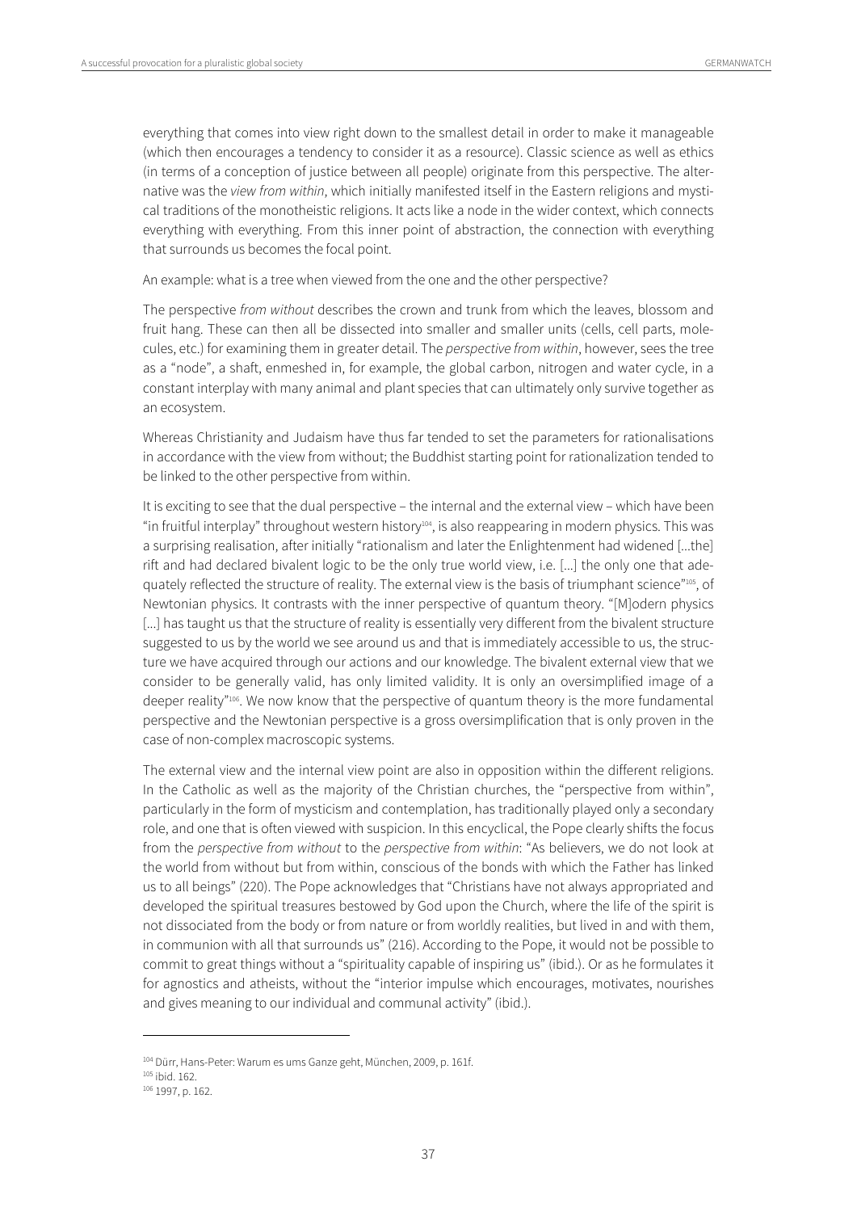everything that comes into view right down to the smallest detail in order to make it manageable (which then encourages a tendency to consider it as a resource). Classic science as well as ethics (in terms of a conception of justice between all people) originate from this perspective. The alternative was the *view from within*, which initially manifested itself in the Eastern religions and mystical traditions of the monotheistic religions. It acts like a node in the wider context, which connects everything with everything. From this inner point of abstraction, the connection with everything that surrounds us becomes the focal point.

An example: what is a tree when viewed from the one and the other perspective?

The perspective *from without* describes the crown and trunk from which the leaves, blossom and fruit hang. These can then all be dissected into smaller and smaller units (cells, cell parts, molecules, etc.) for examining them in greater detail. The *perspective from within*, however, sees the tree as a "node", a shaft, enmeshed in, for example, the global carbon, nitrogen and water cycle, in a constant interplay with many animal and plant species that can ultimately only survive together as an ecosystem.

Whereas Christianity and Judaism have thus far tended to set the parameters for rationalisations in accordance with the view from without; the Buddhist starting point for rationalization tended to be linked to the other perspective from within.

It is exciting to see that the dual perspective – the internal and the external view – which have been "in fruitful interplay" throughout western history[104], is also reappearing in modern physics. This was a surprising realisation, after initially "rationalism and later the Enlightenment had widened [...the] rift and had declared bivalent logic to be the only true world view, i.e. [...] the only one that adequately reflected the structure of reality. The external view is the basis of triumphant science"[105], of Newtonian physics. It contrasts with the inner perspective of quantum theory. "[M]odern physics [...] has taught us that the structure of reality is essentially very different from the bivalent structure suggested to us by the world we see around us and that is immediately accessible to us, the structure we have acquired through our actions and our knowledge. The bivalent external view that we consider to be generally valid, has only limited validity. It is only an oversimplified image of a deeper reality"[106]. We now know that the perspective of quantum theory is the more fundamental perspective and the Newtonian perspective is a gross oversimplification that is only proven in the case of non-complex macroscopic systems.

The external view and the internal view point are also in opposition within the different religions. In the Catholic as well as the majority of the Christian churches, the "perspective from within", particularly in the form of mysticism and contemplation, has traditionally played only a secondary role, and one that is often viewed with suspicion. In this encyclical, the Pope clearly shifts the focus from the *perspective from without* to the *perspective from within*: "As believers, we do not look at the world from without but from within, conscious of the bonds with which the Father has linked us to all beings" (220). The Pope acknowledges that "Christians have not always appropriated and developed the spiritual treasures bestowed by God upon the Church, where the life of the spirit is not dissociated from the body or from nature or from worldly realities, but lived in and with them, in communion with all that surrounds us" (216). According to the Pope, it would not be possible to commit to great things without a "spirituality capable of inspiring us" (ibid.). Or as he formulates it for agnostics and atheists, without the "interior impulse which encourages, motivates, nourishes and gives meaning to our individual and communal activity" (ibid.).

---

[104] Dürr, Hans-Peter: Warum es ums Ganze geht, München, 2009, p. 161f.

[105] ibid. 162.

[106] 1997, p. 162.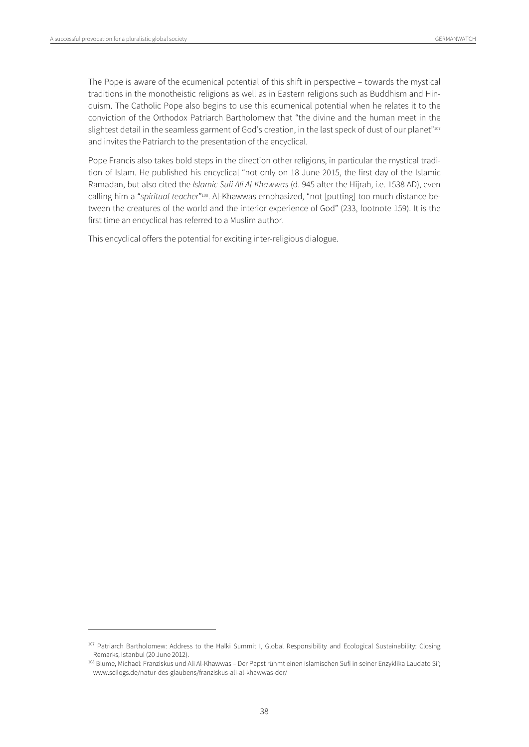The Pope is aware of the ecumenical potential of this shift in perspective – towards the mystical traditions in the monotheistic religions as well as in Eastern religions such as Buddhism and Hinduism. The Catholic Pope also begins to use this ecumenical potential when he relates it to the conviction of the Orthodox Patriarch Bartholomew that "the divine and the human meet in the slightest detail in the seamless garment of God's creation, in the last speck of dust of our planet"[107] and invites the Patriarch to the presentation of the encyclical.

Pope Francis also takes bold steps in the direction other religions, in particular the mystical tradition of Islam. He published his encyclical "not only on 18 June 2015, the first day of the Islamic Ramadan, but also cited the *Islamic Sufi Ali Al-Khawwas* (d. 945 after the Hijrah, i.e. 1538 AD), even calling him a "*spiritual teacher*"[108]. Al-Khawwas emphasized, "not [putting] too much distance between the creatures of the world and the interior experience of God" (233, footnote 159). It is the first time an encyclical has referred to a Muslim author.

This encyclical offers the potential for exciting inter-religious dialogue.

---

[107] Patriarch Bartholomew: Address to the Halki Summit I, Global Responsibility and Ecological Sustainability: Closing Remarks, Istanbul (20 June 2012).

[108] Blume, Michael: Franziskus und Ali Al-Khawwas – Der Papst rühmt einen islamischen Sufi in seiner Enzyklika Laudato Si'; www.scilogs.de/natur-des-glaubens/franziskus-ali-al-khawwas-der/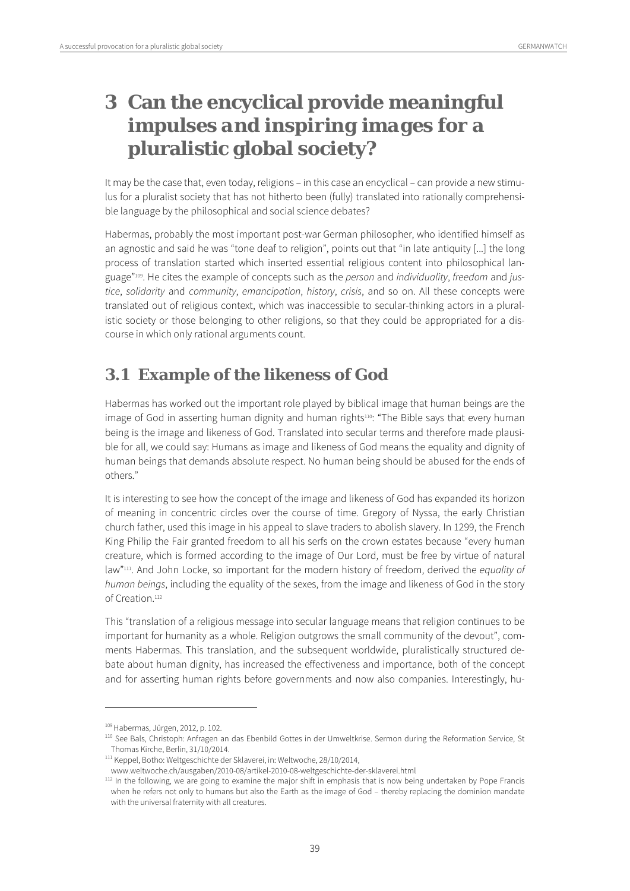# 3 Can the encyclical provide meaningful impulses and inspiring images for a pluralistic global society?

It may be the case that, even today, religions – in this case an encyclical – can provide a new stimulus for a pluralist society that has not hitherto been (fully) translated into rationally comprehensible language by the philosophical and social science debates?

Habermas, probably the most important post-war German philosopher, who identified himself as an agnostic and said he was "tone deaf to religion", points out that "in late antiquity [...] the long process of translation started which inserted essential religious content into philosophical language"[109]. He cites the example of concepts such as the *person* and *individuality*, *freedom* and *justice*, *solidarity* and *community*, *emancipation*, *history*, *crisis*, and so on. All these concepts were translated out of religious context, which was inaccessible to secular-thinking actors in a pluralistic society or those belonging to other religions, so that they could be appropriated for a discourse in which only rational arguments count.

## 3.1 Example of the likeness of God

Habermas has worked out the important role played by biblical image that human beings are the image of God in asserting human dignity and human rights[110]: "The Bible says that every human being is the image and likeness of God. Translated into secular terms and therefore made plausible for all, we could say: Humans as image and likeness of God means the equality and dignity of human beings that demands absolute respect. No human being should be abused for the ends of others."

It is interesting to see how the concept of the image and likeness of God has expanded its horizon of meaning in concentric circles over the course of time. Gregory of Nyssa, the early Christian church father, used this image in his appeal to slave traders to abolish slavery. In 1299, the French King Philip the Fair granted freedom to all his serfs on the crown estates because "every human creature, which is formed according to the image of Our Lord, must be free by virtue of natural law"[111]. And John Locke, so important for the modern history of freedom, derived the *equality of human beings*, including the equality of the sexes, from the image and likeness of God in the story of Creation.[112]

This "translation of a religious message into secular language means that religion continues to be important for humanity as a whole. Religion outgrows the small community of the devout", comments Habermas. This translation, and the subsequent worldwide, pluralistically structured debate about human dignity, has increased the effectiveness and importance, both of the concept and for asserting human rights before governments and now also companies. Interestingly, hu-

---

[109] Habermas, Jürgen, 2012, p. 102.

[110] See Bals, Christoph: Anfragen an das Ebenbild Gottes in der Umweltkrise. Sermon during the Reformation Service, St Thomas Kirche, Berlin, 31/10/2014.

[111] Keppel, Botho: Weltgeschichte der Sklaverei, in: Weltwoche, 28/10/2014, www.weltwoche.ch/ausgaben/2010-08/artikel-2010-08-weltgeschichte-der-sklaverei.html

[112] In the following, we are going to examine the major shift in emphasis that is now being undertaken by Pope Francis when he refers not only to humans but also the Earth as the image of God – thereby replacing the dominion mandate with the universal fraternity with all creatures.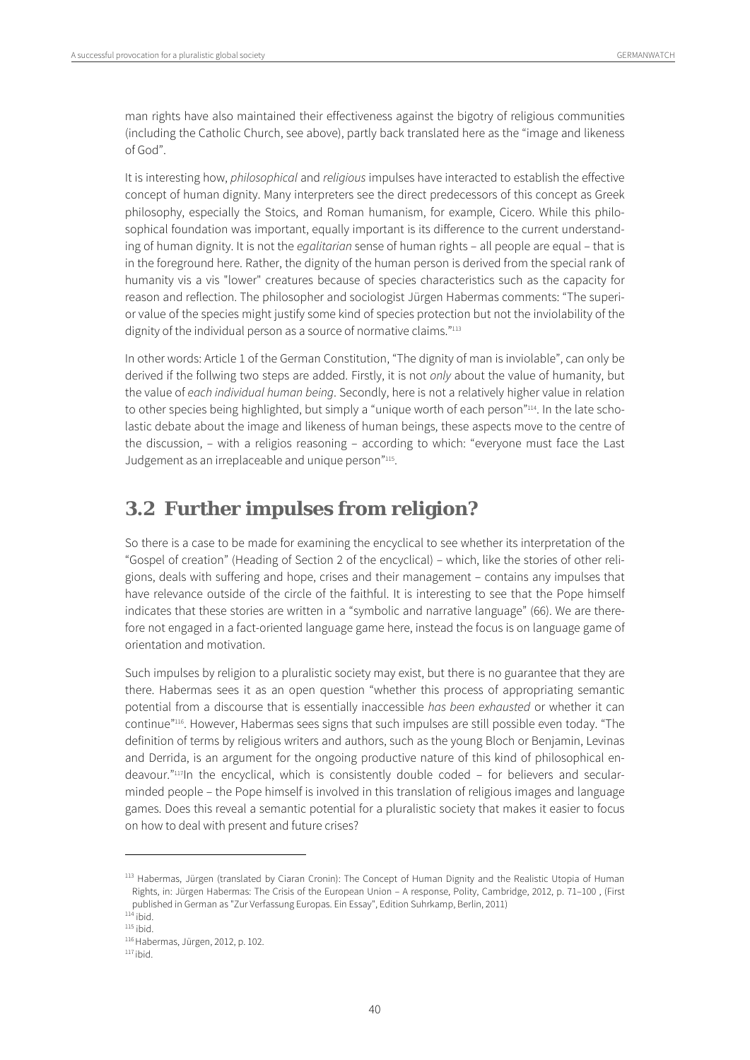man rights have also maintained their effectiveness against the bigotry of religious communities (including the Catholic Church, see above), partly back translated here as the "image and likeness of God".

It is interesting how, *philosophical* and *religious* impulses have interacted to establish the effective concept of human dignity. Many interpreters see the direct predecessors of this concept as Greek philosophy, especially the Stoics, and Roman humanism, for example, Cicero. While this philosophical foundation was important, equally important is its difference to the current understanding of human dignity. It is not the *egalitarian* sense of human rights – all people are equal – that is in the foreground here. Rather, the dignity of the human person is derived from the special rank of humanity vis a vis "lower" creatures because of species characteristics such as the capacity for reason and reflection. The philosopher and sociologist Jürgen Habermas comments: "The superior value of the species might justify some kind of species protection but not the inviolability of the dignity of the individual person as a source of normative claims."[113]

In other words: Article 1 of the German Constitution, "The dignity of man is inviolable", can only be derived if the follwing two steps are added. Firstly, it is not *only* about the value of humanity, but the value of *each individual human being*. Secondly, here is not a relatively higher value in relation to other species being highlighted, but simply a "unique worth of each person"[114]. In the late scholastic debate about the image and likeness of human beings, these aspects move to the centre of the discussion, – with a religios reasoning – according to which: "everyone must face the Last Judgement as an irreplaceable and unique person"[115].

## 3.2 Further impulses from religion?

So there is a case to be made for examining the encyclical to see whether its interpretation of the "Gospel of creation" (Heading of Section 2 of the encyclical) – which, like the stories of other religions, deals with suffering and hope, crises and their management – contains any impulses that have relevance outside of the circle of the faithful. It is interesting to see that the Pope himself indicates that these stories are written in a "symbolic and narrative language" (66). We are therefore not engaged in a fact-oriented language game here, instead the focus is on language game of orientation and motivation.

Such impulses by religion to a pluralistic society may exist, but there is no guarantee that they are there. Habermas sees it as an open question "whether this process of appropriating semantic potential from a discourse that is essentially inaccessible *has been exhausted* or whether it can continue"[116]. However, Habermas sees signs that such impulses are still possible even today. "The definition of terms by religious writers and authors, such as the young Bloch or Benjamin, Levinas and Derrida, is an argument for the ongoing productive nature of this kind of philosophical endeavour."[117]In the encyclical, which is consistently double coded – for believers and secular-minded people – the Pope himself is involved in this translation of religious images and language games. Does this reveal a semantic potential for a pluralistic society that makes it easier to focus on how to deal with present and future crises?

---

[113] Habermas, Jürgen (translated by Ciaran Cronin): The Concept of Human Dignity and the Realistic Utopia of Human Rights, in: Jürgen Habermas: The Crisis of the European Union – A response, Polity, Cambridge, 2012, p. 71–100 , (First published in German as "Zur Verfassung Europas. Ein Essay", Edition Suhrkamp, Berlin, 2011)

[114] ibid.

[115] ibid.

[116] Habermas, Jürgen, 2012, p. 102.

[117] ibid.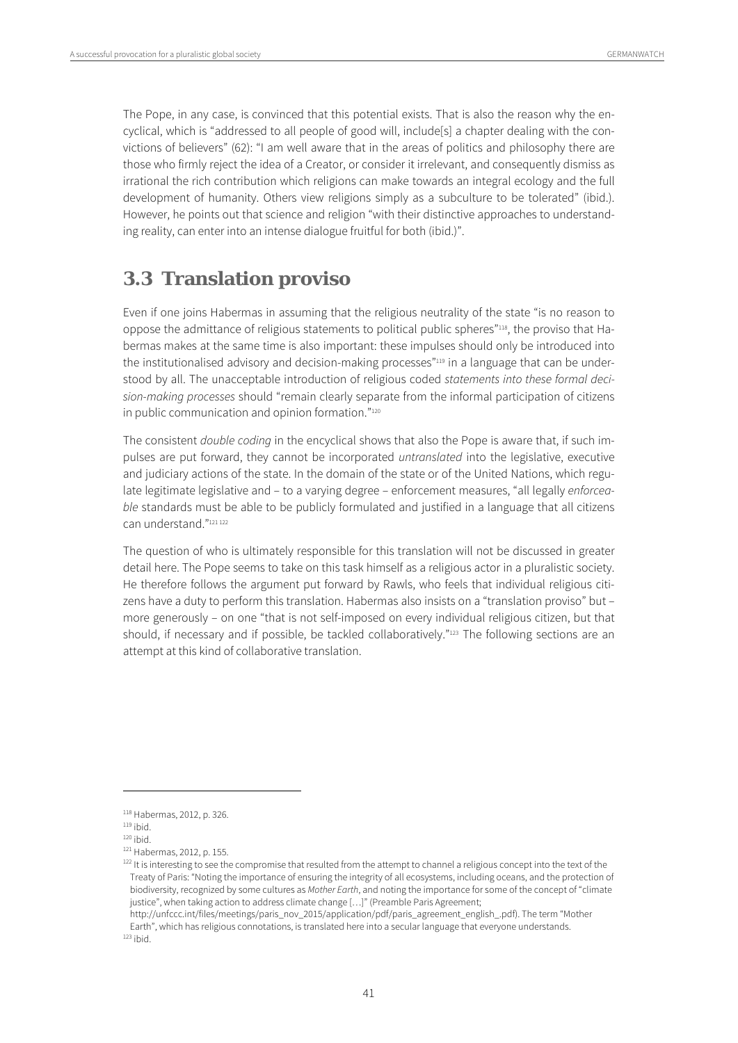The Pope, in any case, is convinced that this potential exists. That is also the reason why the encyclical, which is "addressed to all people of good will, include[s] a chapter dealing with the convictions of believers" (62): "I am well aware that in the areas of politics and philosophy there are those who firmly reject the idea of a Creator, or consider it irrelevant, and consequently dismiss as irrational the rich contribution which religions can make towards an integral ecology and the full development of humanity. Others view religions simply as a subculture to be tolerated" (ibid.). However, he points out that science and religion "with their distinctive approaches to understanding reality, can enter into an intense dialogue fruitful for both (ibid.)".

## 3.3 Translation proviso

Even if one joins Habermas in assuming that the religious neutrality of the state "is no reason to oppose the admittance of religious statements to political public spheres"[118], the proviso that Habermas makes at the same time is also important: these impulses should only be introduced into the institutionalised advisory and decision-making processes"[119] in a language that can be understood by all. The unacceptable introduction of religious coded *statements into these formal decision-making processes* should "remain clearly separate from the informal participation of citizens in public communication and opinion formation."[120]

The consistent *double coding* in the encyclical shows that also the Pope is aware that, if such impulses are put forward, they cannot be incorporated *untranslated* into the legislative, executive and judiciary actions of the state. In the domain of the state or of the United Nations, which regulate legitimate legislative and – to a varying degree – enforcement measures, "all legally *enforceable* standards must be able to be publicly formulated and justified in a language that all citizens can understand."[121][122]

The question of who is ultimately responsible for this translation will not be discussed in greater detail here. The Pope seems to take on this task himself as a religious actor in a pluralistic society. He therefore follows the argument put forward by Rawls, who feels that individual religious citizens have a duty to perform this translation. Habermas also insists on a "translation proviso" but – more generously – on one "that is not self-imposed on every individual religious citizen, but that should, if necessary and if possible, be tackled collaboratively."[123] The following sections are an attempt at this kind of collaborative translation.

---

[118] Habermas, 2012, p. 326.

[119] ibid.

[120] ibid.

[121] Habermas, 2012, p. 155.

[122] It is interesting to see the compromise that resulted from the attempt to channel a religious concept into the text of the Treaty of Paris: "Noting the importance of ensuring the integrity of all ecosystems, including oceans, and the protection of biodiversity, recognized by some cultures as *Mother Earth*, and noting the importance for some of the concept of "climate justice", when taking action to address climate change […]" (Preamble Paris Agreement; http://unfccc.int/files/meetings/paris_nov_2015/application/pdf/paris_agreement_english_.pdf). The term "Mother Earth", which has religious connotations, is translated here into a secular language that everyone understands.

[123] ibid.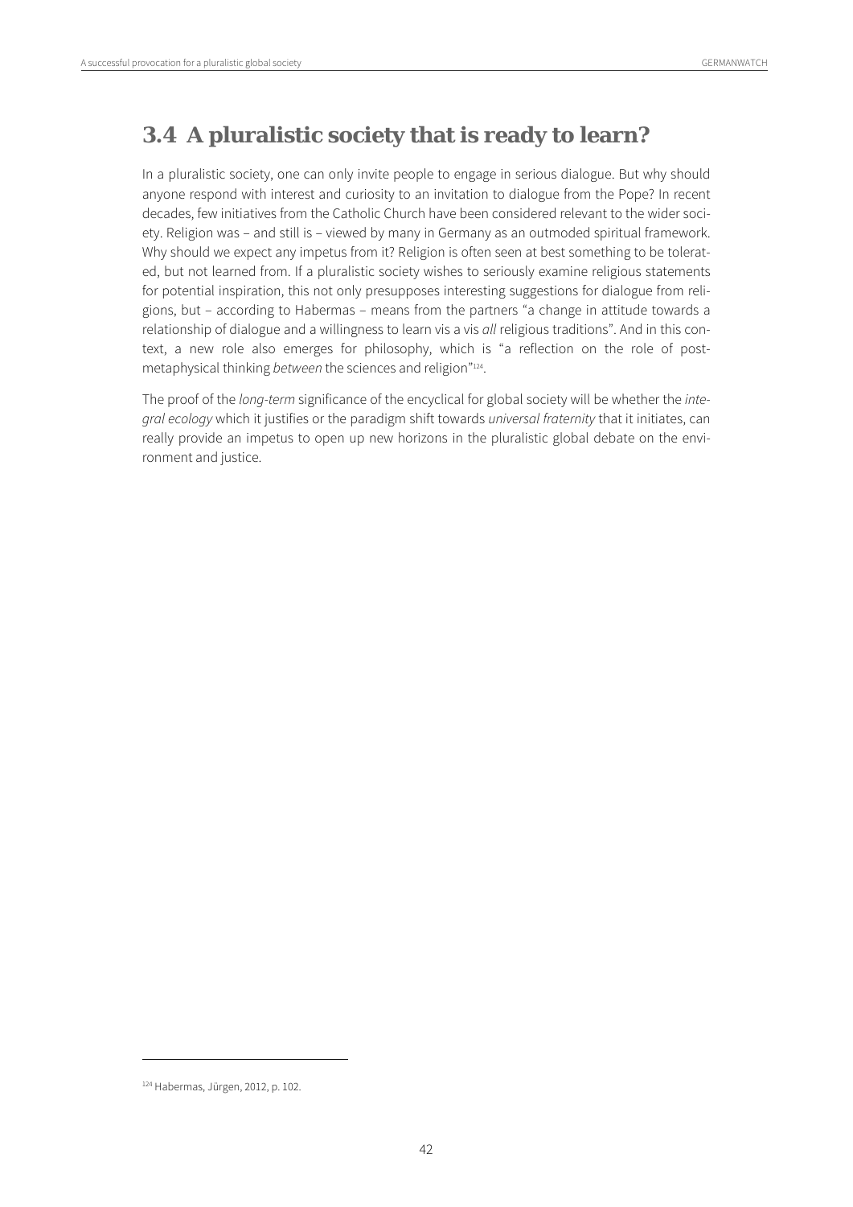## 3.4 A pluralistic society that is ready to learn?

In a pluralistic society, one can only invite people to engage in serious dialogue. But why should anyone respond with interest and curiosity to an invitation to dialogue from the Pope? In recent decades, few initiatives from the Catholic Church have been considered relevant to the wider society. Religion was – and still is – viewed by many in Germany as an outmoded spiritual framework. Why should we expect any impetus from it? Religion is often seen at best something to be tolerated, but not learned from. If a pluralistic society wishes to seriously examine religious statements for potential inspiration, this not only presupposes interesting suggestions for dialogue from religions, but – according to Habermas – means from the partners "a change in attitude towards a relationship of dialogue and a willingness to learn vis a vis *all* religious traditions". And in this context, a new role also emerges for philosophy, which is "a reflection on the role of post-metaphysical thinking *between* the sciences and religion"[124].

The proof of the *long-term* significance of the encyclical for global society will be whether the *integral ecology* which it justifies or the paradigm shift towards *universal fraternity* that it initiates, can really provide an impetus to open up new horizons in the pluralistic global debate on the environment and justice.

[124] Habermas, Jürgen, 2012, p. 102.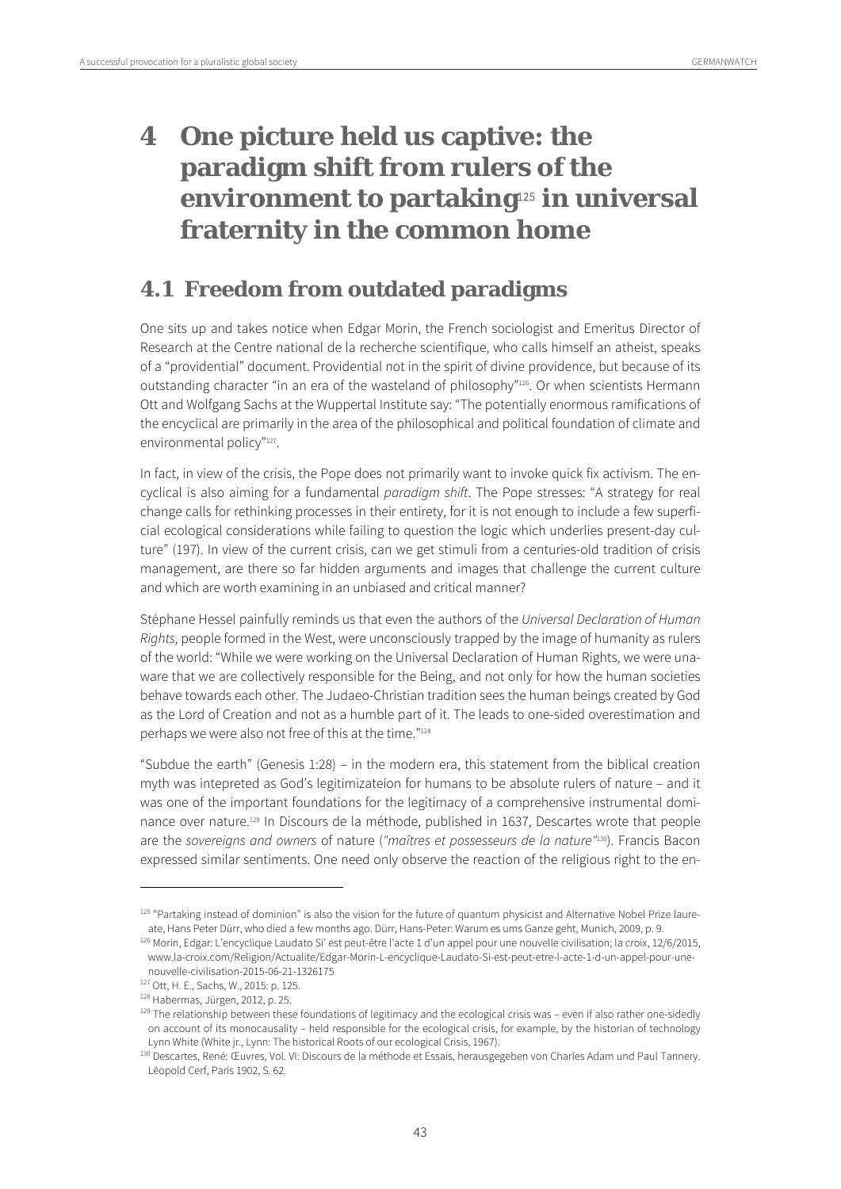# 4 One picture held us captive: the paradigm shift from rulers of the environment to partaking[125] in universal fraternity in the common home

## 4.1 Freedom from outdated paradigms

One sits up and takes notice when Edgar Morin, the French sociologist and Emeritus Director of Research at the Centre national de la recherche scientifique, who calls himself an atheist, speaks of a "providential" document. Providential not in the spirit of divine providence, but because of its outstanding character "in an era of the wasteland of philosophy"[126]. Or when scientists Hermann Ott and Wolfgang Sachs at the Wuppertal Institute say: "The potentially enormous ramifications of the encyclical are primarily in the area of the philosophical and political foundation of climate and environmental policy"[127].

In fact, in view of the crisis, the Pope does not primarily want to invoke quick fix activism. The encyclical is also aiming for a fundamental *paradigm shift*. The Pope stresses: "A strategy for real change calls for rethinking processes in their entirety, for it is not enough to include a few superficial ecological considerations while failing to question the logic which underlies present-day culture" (197). In view of the current crisis, can we get stimuli from a centuries-old tradition of crisis management, are there so far hidden arguments and images that challenge the current culture and which are worth examining in an unbiased and critical manner?

Stéphane Hessel painfully reminds us that even the authors of the *Universal Declaration of Human Rights*, people formed in the West, were unconsciously trapped by the image of humanity as rulers of the world: "While we were working on the Universal Declaration of Human Rights, we were unaware that we are collectively responsible for the Being, and not only for how the human societies behave towards each other. The Judaeo-Christian tradition sees the human beings created by God as the Lord of Creation and not as a humble part of it. The leads to one-sided overestimation and perhaps we were also not free of this at the time."[128]

"Subdue the earth" (Genesis 1:28) – in the modern era, this statement from the biblical creation myth was intepreted as God's legitimizateion for humans to be absolute rulers of nature – and it was one of the important foundations for the legitimacy of a comprehensive instrumental dominance over nature.[129] In Discours de la méthode, published in 1637, Descartes wrote that people are the *sovereigns and owners* of nature (*"maîtres et possesseurs de la nature"*[130]). Francis Bacon expressed similar sentiments. One need only observe the reaction of the religious right to the en-

---

[125] "Partaking instead of dominion" is also the vision for the future of quantum physicist and Alternative Nobel Prize laureate, Hans Peter Dürr, who died a few months ago. Dürr, Hans-Peter: Warum es ums Ganze geht, Munich, 2009, p. 9.

[126] Morin, Edgar: L'encyclique Laudato Si' est peut-être l'acte 1 d'un appel pour une nouvelle civilisation; la croix, 12/6/2015, www.la-croix.com/Religion/Actualite/Edgar-Morin-L-encyclique-Laudato-Si-est-peut-etre-l-acte-1-d-un-appel-pour-une-nouvelle-civilisation-2015-06-21-1326175

[127] Ott, H. E., Sachs, W., 2015: p. 125.

[128] Habermas, Jürgen, 2012, p. 25.

[129] The relationship between these foundations of legitimacy and the ecological crisis was – even if also rather one-sidedly on account of its monocausality – held responsible for the ecological crisis, for example, by the historian of technology Lynn White (White jr., Lynn: The historical Roots of our ecological Crisis, 1967).

[130] Descartes, René: Œuvres, Vol. VI: Discours de la méthode et Essais, herausgegeben von Charles Adam und Paul Tannery. Léopold Cerf, Paris 1902, S. 62.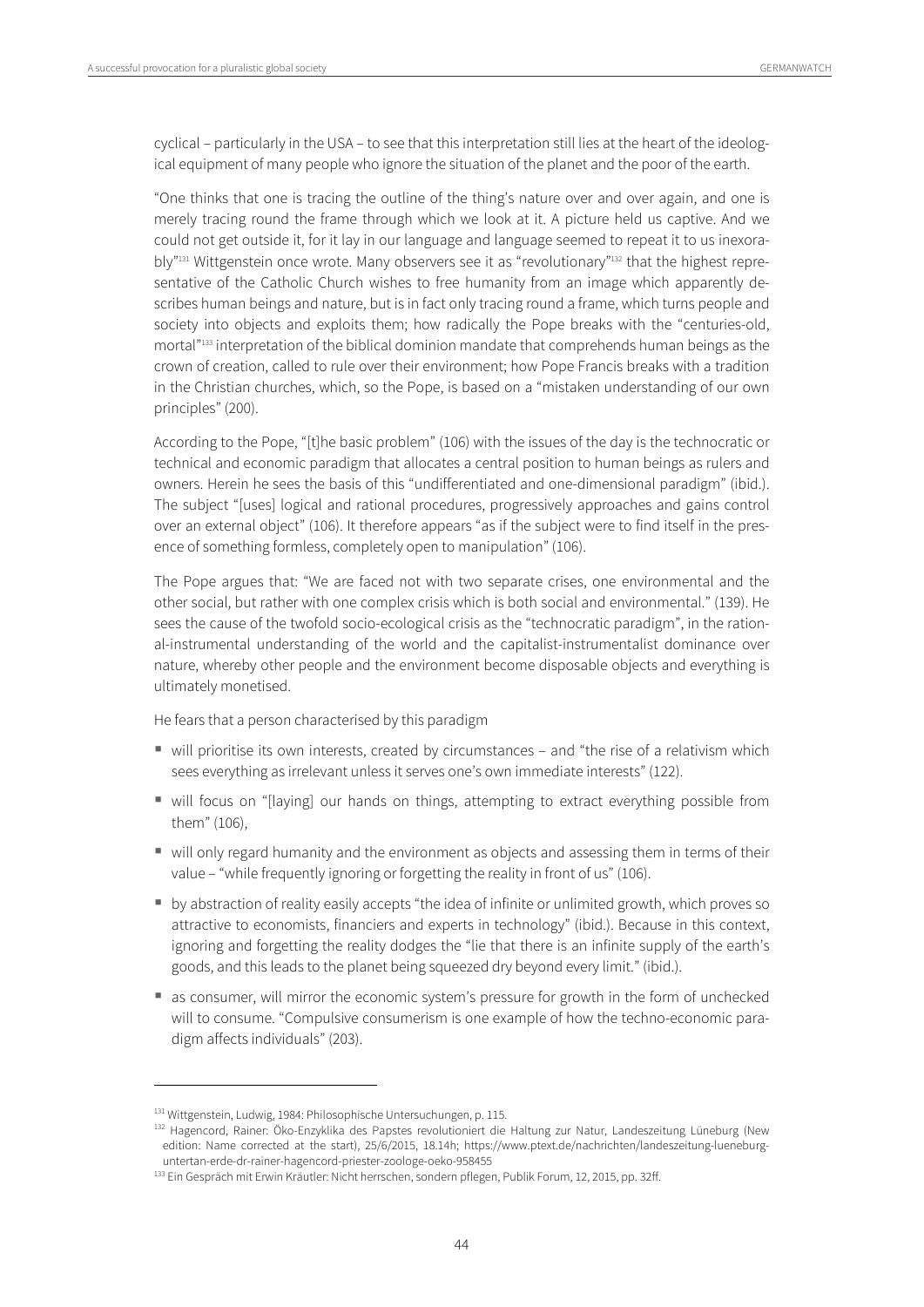cyclical – particularly in the USA – to see that this interpretation still lies at the heart of the ideological equipment of many people who ignore the situation of the planet and the poor of the earth.

"One thinks that one is tracing the outline of the thing's nature over and over again, and one is merely tracing round the frame through which we look at it. A picture held us captive. And we could not get outside it, for it lay in our language and language seemed to repeat it to us inexorably"[131] Wittgenstein once wrote. Many observers see it as "revolutionary"[132] that the highest representative of the Catholic Church wishes to free humanity from an image which apparently describes human beings and nature, but is in fact only tracing round a frame, which turns people and society into objects and exploits them; how radically the Pope breaks with the "centuries-old, mortal"[133] interpretation of the biblical dominion mandate that comprehends human beings as the crown of creation, called to rule over their environment; how Pope Francis breaks with a tradition in the Christian churches, which, so the Pope, is based on a "mistaken understanding of our own principles" (200).

According to the Pope, "[t]he basic problem" (106) with the issues of the day is the technocratic or technical and economic paradigm that allocates a central position to human beings as rulers and owners. Herein he sees the basis of this "undifferentiated and one-dimensional paradigm" (ibid.). The subject "[uses] logical and rational procedures, progressively approaches and gains control over an external object" (106). It therefore appears "as if the subject were to find itself in the presence of something formless, completely open to manipulation" (106).

The Pope argues that: "We are faced not with two separate crises, one environmental and the other social, but rather with one complex crisis which is both social and environmental." (139). He sees the cause of the twofold socio-ecological crisis as the "technocratic paradigm", in the rational-instrumental understanding of the world and the capitalist-instrumentalist dominance over nature, whereby other people and the environment become disposable objects and everything is ultimately monetised.

He fears that a person characterised by this paradigm

- will prioritise its own interests, created by circumstances – and "the rise of a relativism which sees everything as irrelevant unless it serves one's own immediate interests" (122).
- will focus on "[laying] our hands on things, attempting to extract everything possible from them" (106),
- will only regard humanity and the environment as objects and assessing them in terms of their value – "while frequently ignoring or forgetting the reality in front of us" (106).
- by abstraction of reality easily accepts "the idea of infinite or unlimited growth, which proves so attractive to economists, financiers and experts in technology" (ibid.). Because in this context, ignoring and forgetting the reality dodges the "lie that there is an infinite supply of the earth's goods, and this leads to the planet being squeezed dry beyond every limit." (ibid.).
- as consumer, will mirror the economic system's pressure for growth in the form of unchecked will to consume. "Compulsive consumerism is one example of how the techno-economic paradigm affects individuals" (203).

---

[131] Wittgenstein, Ludwig, 1984: Philosophische Untersuchungen, p. 115.

[132] Hagencord, Rainer: Öko-Enzyklika des Papstes revolutioniert die Haltung zur Natur, Landeszeitung Lüneburg (New edition: Name corrected at the start), 25/6/2015, 18.14h; https://www.ptext.de/nachrichten/landeszeitung-lueneburg-untertan-erde-dr-rainer-hagencord-priester-zoologe-oeko-958455

[133] Ein Gespräch mit Erwin Kräutler: Nicht herrschen, sondern pflegen, Publik Forum, 12, 2015, pp. 32ff.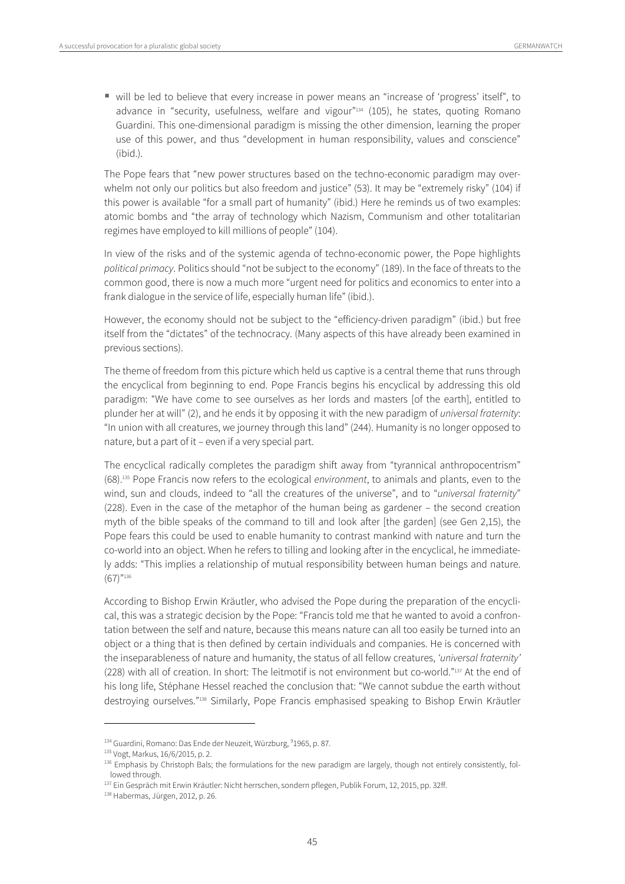- will be led to believe that every increase in power means an "increase of 'progress' itself", to advance in "security, usefulness, welfare and vigour"[134] (105), he states, quoting Romano Guardini. This one-dimensional paradigm is missing the other dimension, learning the proper use of this power, and thus "development in human responsibility, values and conscience" (ibid.).

The Pope fears that "new power structures based on the techno-economic paradigm may overwhelm not only our politics but also freedom and justice" (53). It may be "extremely risky" (104) if this power is available "for a small part of humanity" (ibid.) Here he reminds us of two examples: atomic bombs and "the array of technology which Nazism, Communism and other totalitarian regimes have employed to kill millions of people" (104).

In view of the risks and of the systemic agenda of techno-economic power, the Pope highlights *political primacy*. Politics should "not be subject to the economy" (189). In the face of threats to the common good, there is now a much more "urgent need for politics and economics to enter into a frank dialogue in the service of life, especially human life" (ibid.).

However, the economy should not be subject to the "efficiency-driven paradigm" (ibid.) but free itself from the "dictates" of the technocracy. (Many aspects of this have already been examined in previous sections).

The theme of freedom from this picture which held us captive is a central theme that runs through the encyclical from beginning to end. Pope Francis begins his encyclical by addressing this old paradigm: "We have come to see ourselves as her lords and masters [of the earth], entitled to plunder her at will" (2), and he ends it by opposing it with the new paradigm of *universal fraternity*: "In union with all creatures, we journey through this land" (244). Humanity is no longer opposed to nature, but a part of it – even if a very special part.

The encyclical radically completes the paradigm shift away from "tyrannical anthropocentrism" (68).[135] Pope Francis now refers to the ecological *environment*, to animals and plants, even to the wind, sun and clouds, indeed to "all the creatures of the universe", and to "*universal fraternity*" (228). Even in the case of the metaphor of the human being as gardener – the second creation myth of the bible speaks of the command to till and look after [the garden] (see Gen 2,15), the Pope fears this could be used to enable humanity to contrast mankind with nature and turn the co-world into an object. When he refers to tilling and looking after in the encyclical, he immediately adds: "This implies a relationship of mutual responsibility between human beings and nature. (67)"[136]

According to Bishop Erwin Kräutler, who advised the Pope during the preparation of the encyclical, this was a strategic decision by the Pope: "Francis told me that he wanted to avoid a confrontation between the self and nature, because this means nature can all too easily be turned into an object or a thing that is then defined by certain individuals and companies. He is concerned with the inseparableness of nature and humanity, the status of all fellow creatures, *'universal fraternity'* (228) with all of creation. In short: The leitmotif is not environment but co-world."[137] At the end of his long life, Stéphane Hessel reached the conclusion that: "We cannot subdue the earth without destroying ourselves."[138] Similarly, Pope Francis emphasised speaking to Bishop Erwin Kräutler

---

[134] Guardini, Romano: Das Ende der Neuzeit, Würzburg, [9]1965, p. 87.

[135] Vogt, Markus, 16/6/2015, p. 2.

[136] Emphasis by Christoph Bals; the formulations for the new paradigm are largely, though not entirely consistently, followed through.

[137] Ein Gespräch mit Erwin Kräutler: Nicht herrschen, sondern pflegen, Publik Forum, 12, 2015, pp. 32ff.

[138] Habermas, Jürgen, 2012, p. 26.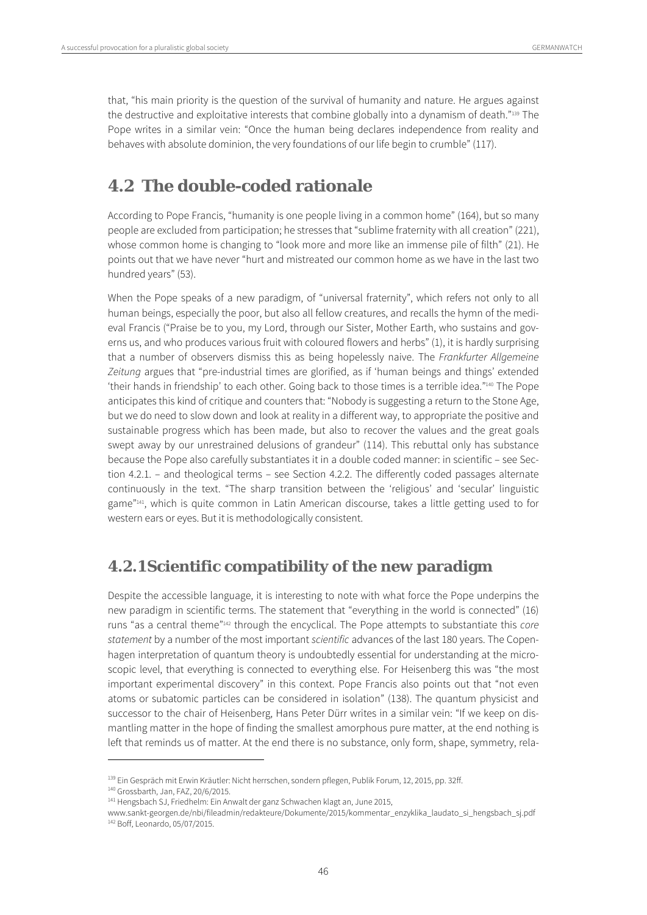that, "his main priority is the question of the survival of humanity and nature. He argues against the destructive and exploitative interests that combine globally into a dynamism of death."[139] The Pope writes in a similar vein: "Once the human being declares independence from reality and behaves with absolute dominion, the very foundations of our life begin to crumble" (117).

## 4.2 The double-coded rationale

According to Pope Francis, "humanity is one people living in a common home" (164), but so many people are excluded from participation; he stresses that "sublime fraternity with all creation" (221), whose common home is changing to "look more and more like an immense pile of filth" (21). He points out that we have never "hurt and mistreated our common home as we have in the last two hundred years" (53).

When the Pope speaks of a new paradigm, of "universal fraternity", which refers not only to all human beings, especially the poor, but also all fellow creatures, and recalls the hymn of the medieval Francis ("Praise be to you, my Lord, through our Sister, Mother Earth, who sustains and governs us, and who produces various fruit with coloured flowers and herbs" (1), it is hardly surprising that a number of observers dismiss this as being hopelessly naive. The *Frankfurter Allgemeine Zeitung* argues that "pre-industrial times are glorified, as if 'human beings and things' extended 'their hands in friendship' to each other. Going back to those times is a terrible idea."[140] The Pope anticipates this kind of critique and counters that: "Nobody is suggesting a return to the Stone Age, but we do need to slow down and look at reality in a different way, to appropriate the positive and sustainable progress which has been made, but also to recover the values and the great goals swept away by our unrestrained delusions of grandeur" (114). This rebuttal only has substance because the Pope also carefully substantiates it in a double coded manner: in scientific – see Section 4.2.1. – and theological terms – see Section 4.2.2. The differently coded passages alternate continuously in the text. "The sharp transition between the 'religious' and 'secular' linguistic game"[141], which is quite common in Latin American discourse, takes a little getting used to for western ears or eyes. But it is methodologically consistent.

### 4.2.1 Scientific compatibility of the new paradigm

Despite the accessible language, it is interesting to note with what force the Pope underpins the new paradigm in scientific terms. The statement that "everything in the world is connected" (16) runs "as a central theme"[142] through the encyclical. The Pope attempts to substantiate this *core statement* by a number of the most important *scientific* advances of the last 180 years. The Copenhagen interpretation of quantum theory is undoubtedly essential for understanding at the microscopic level, that everything is connected to everything else. For Heisenberg this was "the most important experimental discovery" in this context. Pope Francis also points out that "not even atoms or subatomic particles can be considered in isolation" (138). The quantum physicist and successor to the chair of Heisenberg, Hans Peter Dürr writes in a similar vein: "If we keep on dismantling matter in the hope of finding the smallest amorphous pure matter, at the end nothing is left that reminds us of matter. At the end there is no substance, only form, shape, symmetry, rela-

---

[139] Ein Gespräch mit Erwin Kräutler: Nicht herrschen, sondern pflegen, Publik Forum, 12, 2015, pp. 32ff.

[140] Grossbarth, Jan, FAZ, 20/6/2015.

[141] Hengsbach SJ, Friedhelm: Ein Anwalt der ganz Schwachen klagt an, June 2015, www.sankt-georgen.de/nbi/fileadmin/redakteure/Dokumente/2015/kommentar_enzyklika_laudato_si_hengsbach_sj.pdf

[142] Boff, Leonardo, 05/07/2015.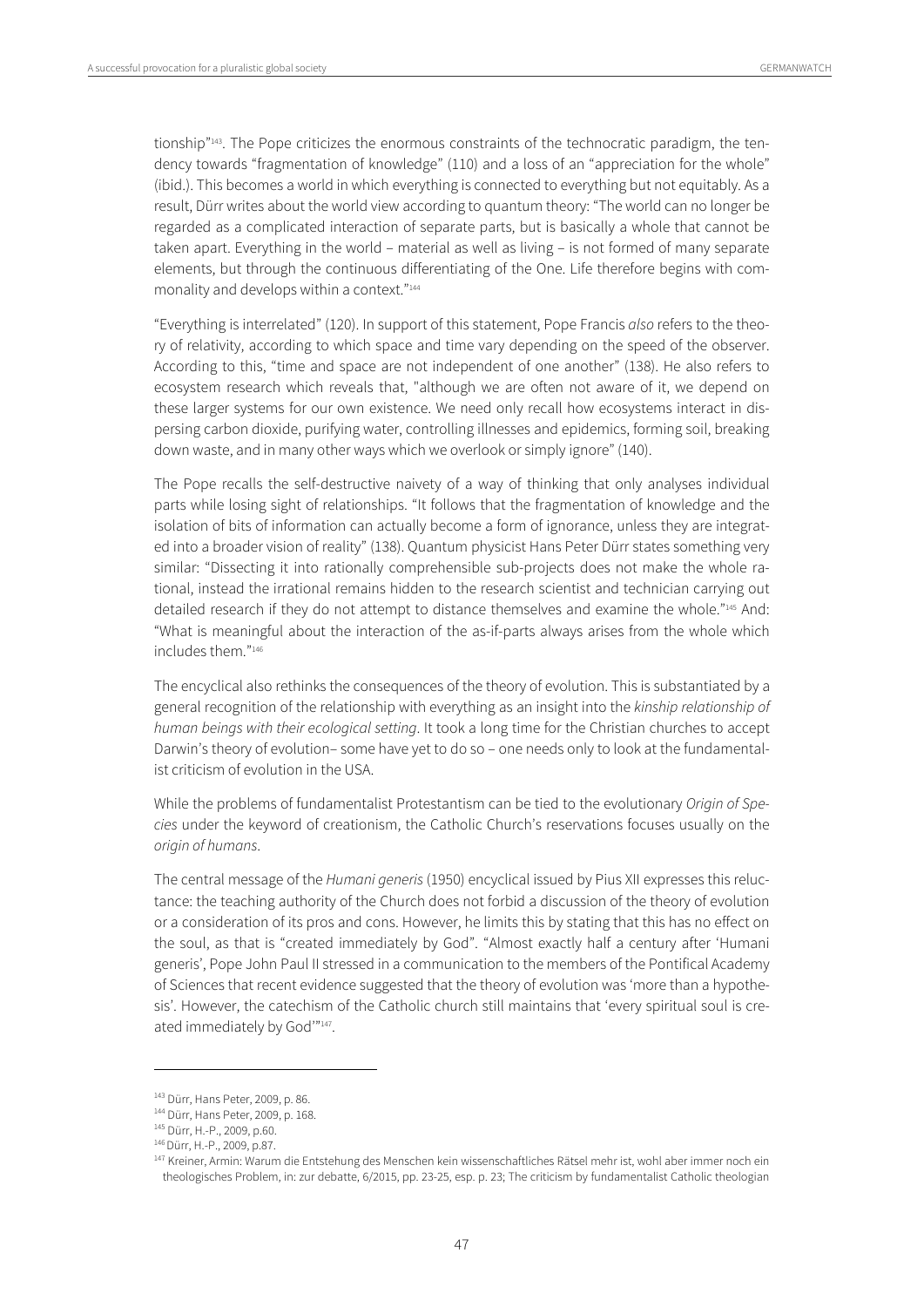tionship"[143]. The Pope criticizes the enormous constraints of the technocratic paradigm, the tendency towards "fragmentation of knowledge" (110) and a loss of an "appreciation for the whole" (ibid.). This becomes a world in which everything is connected to everything but not equitably. As a result, Dürr writes about the world view according to quantum theory: "The world can no longer be regarded as a complicated interaction of separate parts, but is basically a whole that cannot be taken apart. Everything in the world – material as well as living – is not formed of many separate elements, but through the continuous differentiating of the One. Life therefore begins with commonality and develops within a context."[144]

"Everything is interrelated" (120). In support of this statement, Pope Francis *also* refers to the theory of relativity, according to which space and time vary depending on the speed of the observer. According to this, "time and space are not independent of one another" (138). He also refers to ecosystem research which reveals that, "although we are often not aware of it, we depend on these larger systems for our own existence. We need only recall how ecosystems interact in dispersing carbon dioxide, purifying water, controlling illnesses and epidemics, forming soil, breaking down waste, and in many other ways which we overlook or simply ignore" (140).

The Pope recalls the self-destructive naivety of a way of thinking that only analyses individual parts while losing sight of relationships. "It follows that the fragmentation of knowledge and the isolation of bits of information can actually become a form of ignorance, unless they are integrated into a broader vision of reality" (138). Quantum physicist Hans Peter Dürr states something very similar: "Dissecting it into rationally comprehensible sub-projects does not make the whole rational, instead the irrational remains hidden to the research scientist and technician carrying out detailed research if they do not attempt to distance themselves and examine the whole."[145] And: "What is meaningful about the interaction of the as-if-parts always arises from the whole which includes them."[146]

The encyclical also rethinks the consequences of the theory of evolution. This is substantiated by a general recognition of the relationship with everything as an insight into the *kinship relationship of human beings with their ecological setting*. It took a long time for the Christian churches to accept Darwin's theory of evolution– some have yet to do so – one needs only to look at the fundamentalist criticism of evolution in the USA.

While the problems of fundamentalist Protestantism can be tied to the evolutionary *Origin of Species* under the keyword of creationism, the Catholic Church's reservations focuses usually on the *origin of humans*.

The central message of the *Humani generis* (1950) encyclical issued by Pius XII expresses this reluctance: the teaching authority of the Church does not forbid a discussion of the theory of evolution or a consideration of its pros and cons. However, he limits this by stating that this has no effect on the soul, as that is "created immediately by God". "Almost exactly half a century after 'Humani generis', Pope John Paul II stressed in a communication to the members of the Pontifical Academy of Sciences that recent evidence suggested that the theory of evolution was 'more than a hypothesis'. However, the catechism of the Catholic church still maintains that 'every spiritual soul is created immediately by God'"[147].

---

[143] Dürr, Hans Peter, 2009, p. 86.

[144] Dürr, Hans Peter, 2009, p. 168.

[145] Dürr, H.-P., 2009, p.60.

[146] Dürr, H.-P., 2009, p.87.

[147] Kreiner, Armin: Warum die Entstehung des Menschen kein wissenschaftliches Rätsel mehr ist, wohl aber immer noch ein theologisches Problem, in: zur debatte, 6/2015, pp. 23-25, esp. p. 23; The criticism by fundamentalist Catholic theologian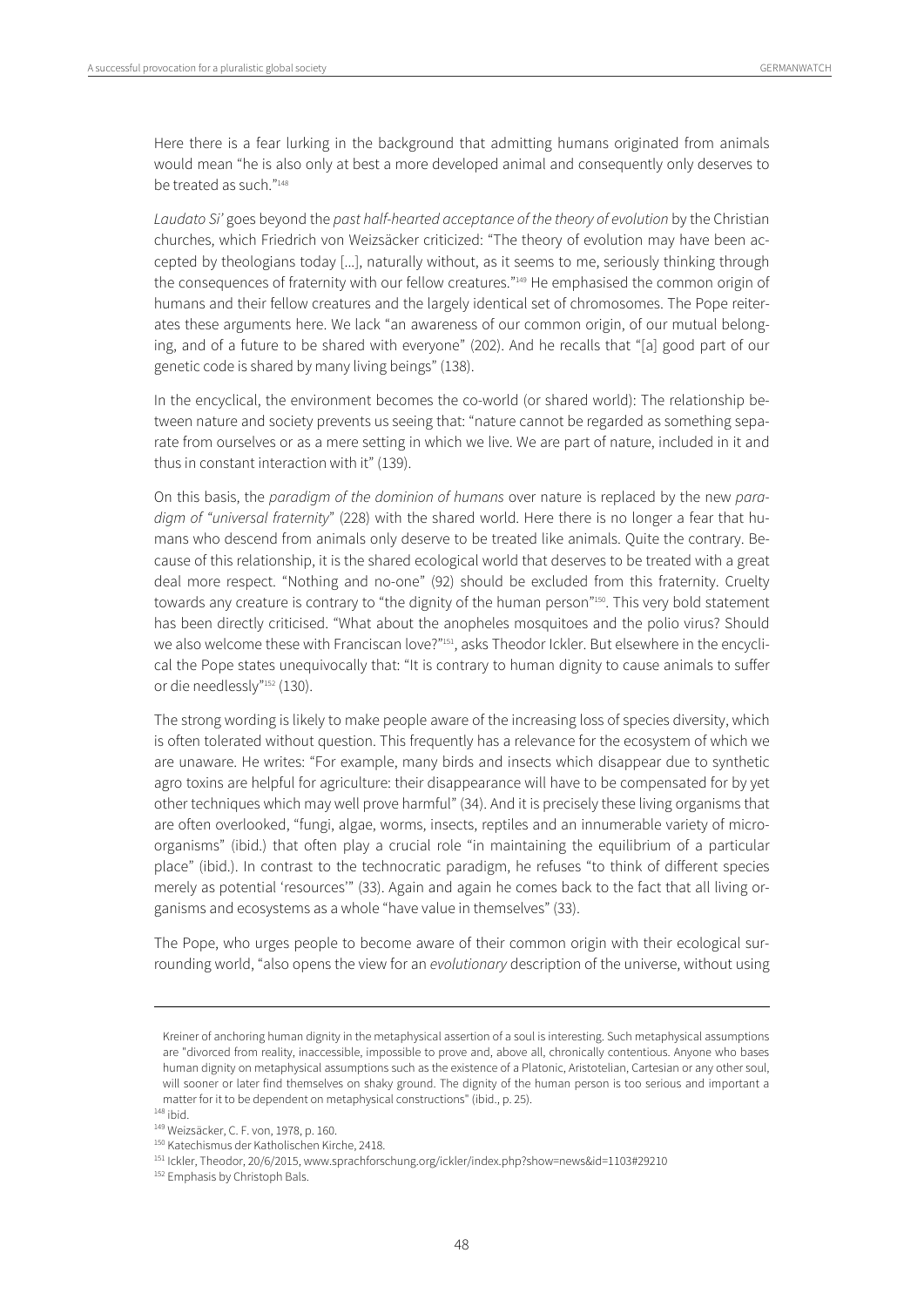Here there is a fear lurking in the background that admitting humans originated from animals would mean "he is also only at best a more developed animal and consequently only deserves to be treated as such."[148]

*Laudato Si'* goes beyond the *past half-hearted acceptance of the theory of evolution* by the Christian churches, which Friedrich von Weizsäcker criticized: "The theory of evolution may have been accepted by theologians today […], naturally without, as it seems to me, seriously thinking through the consequences of fraternity with our fellow creatures."[149] He emphasised the common origin of humans and their fellow creatures and the largely identical set of chromosomes. The Pope reiterates these arguments here. We lack "an awareness of our common origin, of our mutual belonging, and of a future to be shared with everyone" (202). And he recalls that "[a] good part of our genetic code is shared by many living beings" (138).

In the encyclical, the environment becomes the co-world (or shared world): The relationship between nature and society prevents us seeing that: "nature cannot be regarded as something separate from ourselves or as a mere setting in which we live. We are part of nature, included in it and thus in constant interaction with it" (139).

On this basis, the *paradigm of the dominion of humans* over nature is replaced by the new *paradigm of "universal fraternity"* (228) with the shared world. Here there is no longer a fear that humans who descend from animals only deserve to be treated like animals. Quite the contrary. Because of this relationship, it is the shared ecological world that deserves to be treated with a great deal more respect. "Nothing and no-one" (92) should be excluded from this fraternity. Cruelty towards any creature is contrary to "the dignity of the human person"[150]. This very bold statement has been directly criticised. "What about the anopheles mosquitoes and the polio virus? Should we also welcome these with Franciscan love?"[151], asks Theodor Ickler. But elsewhere in the encyclical the Pope states unequivocally that: "It is contrary to human dignity to cause animals to suffer or die needlessly"[152] (130).

The strong wording is likely to make people aware of the increasing loss of species diversity, which is often tolerated without question. This frequently has a relevance for the ecosystem of which we are unaware. He writes: "For example, many birds and insects which disappear due to synthetic agro toxins are helpful for agriculture: their disappearance will have to be compensated for by yet other techniques which may well prove harmful" (34). And it is precisely these living organisms that are often overlooked, "fungi, algae, worms, insects, reptiles and an innumerable variety of microorganisms" (ibid.) that often play a crucial role "in maintaining the equilibrium of a particular place" (ibid.). In contrast to the technocratic paradigm, he refuses "to think of different species merely as potential 'resources'" (33). Again and again he comes back to the fact that all living organisms and ecosystems as a whole "have value in themselves" (33).

The Pope, who urges people to become aware of their common origin with their ecological surrounding world, "also opens the view for an *evolutionary* description of the universe, without using

---

Kreiner of anchoring human dignity in the metaphysical assertion of a soul is interesting. Such metaphysical assumptions are "divorced from reality, inaccessible, impossible to prove and, above all, chronically contentious. Anyone who bases human dignity on metaphysical assumptions such as the existence of a Platonic, Aristotelian, Cartesian or any other soul, will sooner or later find themselves on shaky ground. The dignity of the human person is too serious and important a matter for it to be dependent on metaphysical constructions" (ibid., p. 25).

[148] ibid.

[149] Weizsäcker, C. F. von, 1978, p. 160.

[150] Katechismus der Katholischen Kirche, 2418.

[151] Ickler, Theodor, 20/6/2015, www.sprachforschung.org/ickler/index.php?show=news&id=1103#29210

[152] Emphasis by Christoph Bals.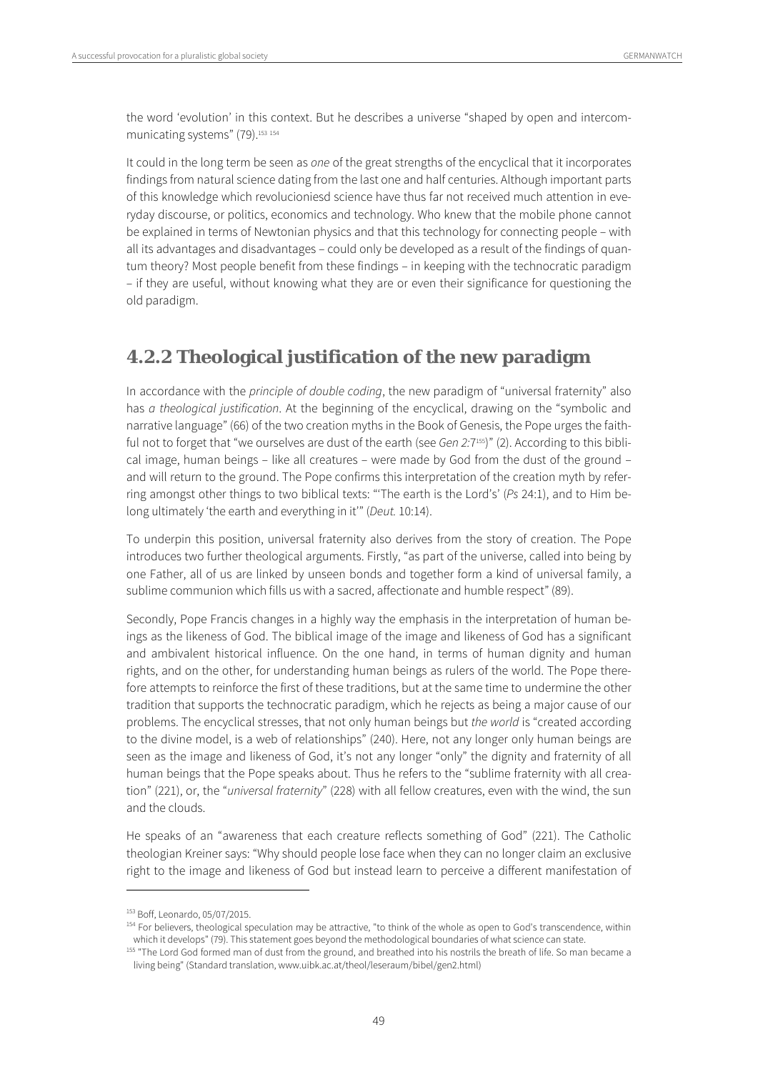the word 'evolution' in this context. But he describes a universe "shaped by open and intercommunicating systems" (79).[153] [154]

It could in the long term be seen as *one* of the great strengths of the encyclical that it incorporates findings from natural science dating from the last one and half centuries. Although important parts of this knowledge which revolucioniesd science have thus far not received much attention in everyday discourse, or politics, economics and technology. Who knew that the mobile phone cannot be explained in terms of Newtonian physics and that this technology for connecting people – with all its advantages and disadvantages – could only be developed as a result of the findings of quantum theory? Most people benefit from these findings – in keeping with the technocratic paradigm – if they are useful, without knowing what they are or even their significance for questioning the old paradigm.

## 4.2.2 Theological justification of the new paradigm

In accordance with the *principle of double coding*, the new paradigm of "universal fraternity" also has *a theological justification*. At the beginning of the encyclical, drawing on the "symbolic and narrative language" (66) of the two creation myths in the Book of Genesis, the Pope urges the faithful not to forget that "we ourselves are dust of the earth (see *Gen 2:*7[155])" (2). According to this biblical image, human beings – like all creatures – were made by God from the dust of the ground – and will return to the ground. The Pope confirms this interpretation of the creation myth by referring amongst other things to two biblical texts: "'The earth is the Lord's' (*Ps* 24:1), and to Him belong ultimately 'the earth and everything in it'" (*Deut.* 10:14).

To underpin this position, universal fraternity also derives from the story of creation. The Pope introduces two further theological arguments. Firstly, "as part of the universe, called into being by one Father, all of us are linked by unseen bonds and together form a kind of universal family, a sublime communion which fills us with a sacred, affectionate and humble respect" (89).

Secondly, Pope Francis changes in a highly way the emphasis in the interpretation of human beings as the likeness of God. The biblical image of the image and likeness of God has a significant and ambivalent historical influence. On the one hand, in terms of human dignity and human rights, and on the other, for understanding human beings as rulers of the world. The Pope therefore attempts to reinforce the first of these traditions, but at the same time to undermine the other tradition that supports the technocratic paradigm, which he rejects as being a major cause of our problems. The encyclical stresses, that not only human beings but *the world* is "created according to the divine model, is a web of relationships" (240). Here, not any longer only human beings are seen as the image and likeness of God, it's not any longer "only" the dignity and fraternity of all human beings that the Pope speaks about. Thus he refers to the "sublime fraternity with all creation" (221), or, the "*universal fraternity*" (228) with all fellow creatures, even with the wind, the sun and the clouds.

He speaks of an "awareness that each creature reflects something of God" (221). The Catholic theologian Kreiner says: "Why should people lose face when they can no longer claim an exclusive right to the image and likeness of God but instead learn to perceive a different manifestation of

---

[153] Boff, Leonardo, 05/07/2015.

[154] For believers, theological speculation may be attractive, "to think of the whole as open to God's transcendence, within which it develops" (79). This statement goes beyond the methodological boundaries of what science can state.

[155] "The Lord God formed man of dust from the ground, and breathed into his nostrils the breath of life. So man became a living being" (Standard translation, www.uibk.ac.at/theol/leseraum/bibel/gen2.html)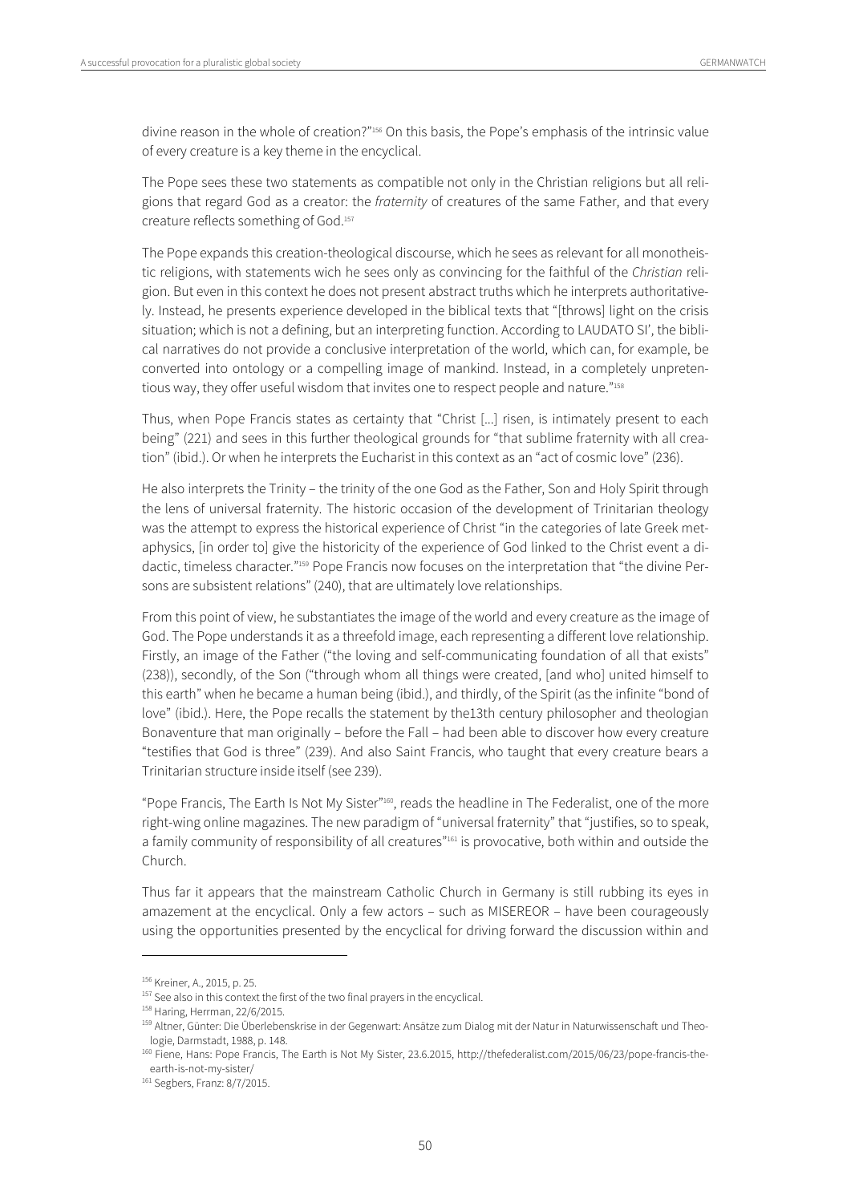divine reason in the whole of creation?"[156] On this basis, the Pope's emphasis of the intrinsic value of every creature is a key theme in the encyclical.

The Pope sees these two statements as compatible not only in the Christian religions but all religions that regard God as a creator: the *fraternity* of creatures of the same Father, and that every creature reflects something of God.[157]

The Pope expands this creation-theological discourse, which he sees as relevant for all monotheistic religions, with statements wich he sees only as convincing for the faithful of the *Christian* religion. But even in this context he does not present abstract truths which he interprets authoritatively. Instead, he presents experience developed in the biblical texts that "[throws] light on the crisis situation; which is not a defining, but an interpreting function. According to LAUDATO SI', the biblical narratives do not provide a conclusive interpretation of the world, which can, for example, be converted into ontology or a compelling image of mankind. Instead, in a completely unpretentious way, they offer useful wisdom that invites one to respect people and nature."[158]

Thus, when Pope Francis states as certainty that "Christ [...] risen, is intimately present to each being" (221) and sees in this further theological grounds for "that sublime fraternity with all creation" (ibid.). Or when he interprets the Eucharist in this context as an "act of cosmic love" (236).

He also interprets the Trinity – the trinity of the one God as the Father, Son and Holy Spirit through the lens of universal fraternity. The historic occasion of the development of Trinitarian theology was the attempt to express the historical experience of Christ "in the categories of late Greek metaphysics, [in order to] give the historicity of the experience of God linked to the Christ event a didactic, timeless character."[159] Pope Francis now focuses on the interpretation that "the divine Persons are subsistent relations" (240), that are ultimately love relationships.

From this point of view, he substantiates the image of the world and every creature as the image of God. The Pope understands it as a threefold image, each representing a different love relationship. Firstly, an image of the Father ("the loving and self-communicating foundation of all that exists" (238)), secondly, of the Son ("through whom all things were created, [and who] united himself to this earth" when he became a human being (ibid.), and thirdly, of the Spirit (as the infinite "bond of love" (ibid.). Here, the Pope recalls the statement by the13th century philosopher and theologian Bonaventure that man originally – before the Fall – had been able to discover how every creature "testifies that God is three" (239). And also Saint Francis, who taught that every creature bears a Trinitarian structure inside itself (see 239).

"Pope Francis, The Earth Is Not My Sister"[160], reads the headline in The Federalist, one of the more right-wing online magazines. The new paradigm of "universal fraternity" that "justifies, so to speak, a family community of responsibility of all creatures"[161] is provocative, both within and outside the Church.

Thus far it appears that the mainstream Catholic Church in Germany is still rubbing its eyes in amazement at the encyclical. Only a few actors – such as MISEREOR – have been courageously using the opportunities presented by the encyclical for driving forward the discussion within and

---

[156] Kreiner, A., 2015, p. 25.

[157] See also in this context the first of the two final prayers in the encyclical.

[158] Haring, Herrman, 22/6/2015.

[159] Altner, Günter: Die Überlebenskrise in der Gegenwart: Ansätze zum Dialog mit der Natur in Naturwissenschaft und Theologie, Darmstadt, 1988, p. 148.

[160] Fiene, Hans: Pope Francis, The Earth is Not My Sister, 23.6.2015, http://thefederalist.com/2015/06/23/pope-francis-the-earth-is-not-my-sister/

[161] Segbers, Franz: 8/7/2015.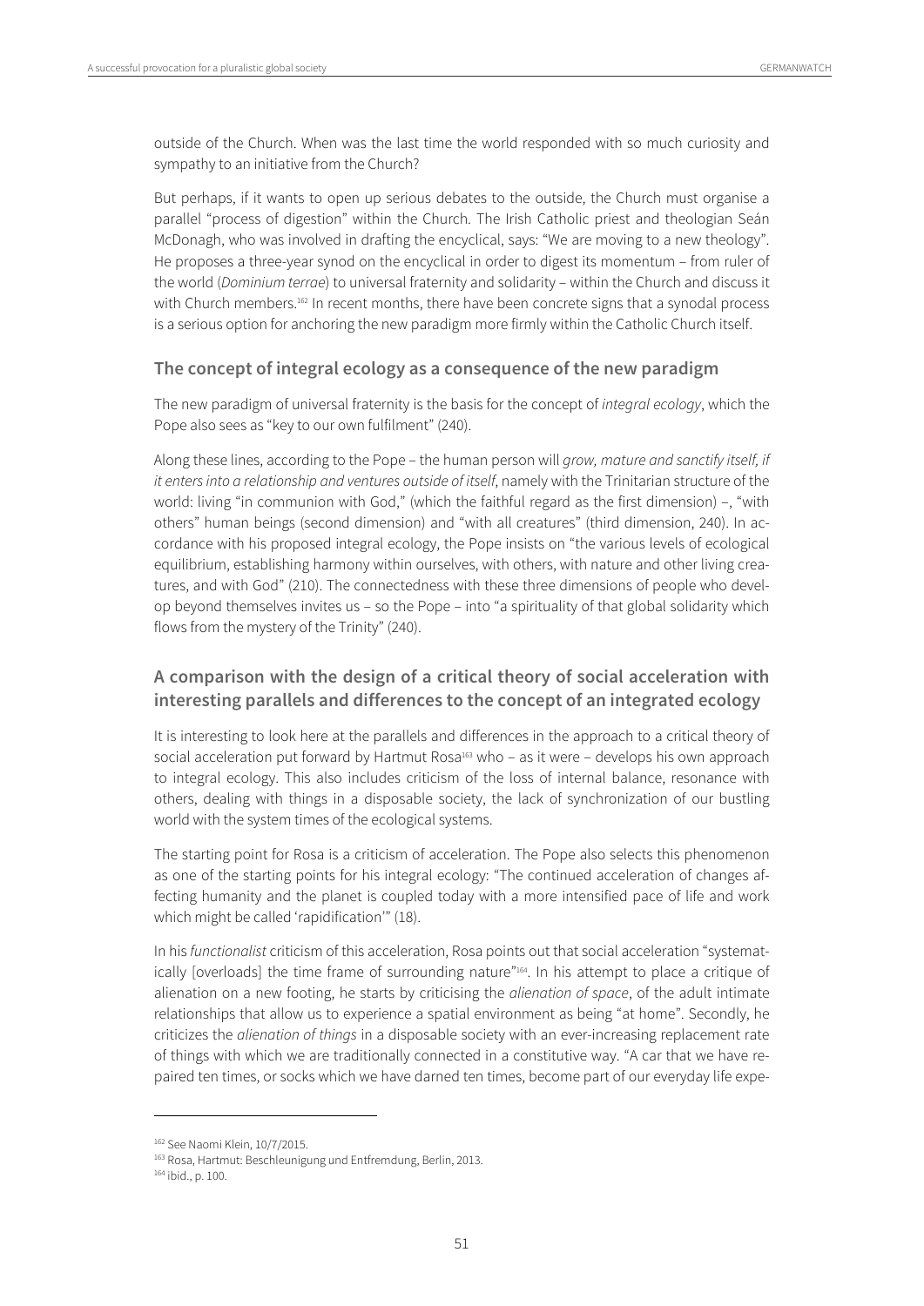outside of the Church. When was the last time the world responded with so much curiosity and sympathy to an initiative from the Church?

But perhaps, if it wants to open up serious debates to the outside, the Church must organise a parallel "process of digestion" within the Church. The Irish Catholic priest and theologian Seán McDonagh, who was involved in drafting the encyclical, says: "We are moving to a new theology". He proposes a three-year synod on the encyclical in order to digest its momentum – from ruler of the world (*Dominium terrae*) to universal fraternity and solidarity – within the Church and discuss it with Church members.[162] In recent months, there have been concrete signs that a synodal process is a serious option for anchoring the new paradigm more firmly within the Catholic Church itself.

### The concept of integral ecology as a consequence of the new paradigm

The new paradigm of universal fraternity is the basis for the concept of *integral ecology*, which the Pope also sees as "key to our own fulfilment" (240).

Along these lines, according to the Pope – the human person will *grow, mature and sanctify itself, if it enters into a relationship and ventures outside of itself*, namely with the Trinitarian structure of the world: living "in communion with God," (which the faithful regard as the first dimension) –, "with others" human beings (second dimension) and "with all creatures" (third dimension, 240). In accordance with his proposed integral ecology, the Pope insists on "the various levels of ecological equilibrium, establishing harmony within ourselves, with others, with nature and other living creatures, and with God" (210). The connectedness with these three dimensions of people who develop beyond themselves invites us – so the Pope – into "a spirituality of that global solidarity which flows from the mystery of the Trinity" (240).

### A comparison with the design of a critical theory of social acceleration with interesting parallels and differences to the concept of an integrated ecology

It is interesting to look here at the parallels and differences in the approach to a critical theory of social acceleration put forward by Hartmut Rosa[163] who – as it were – develops his own approach to integral ecology. This also includes criticism of the loss of internal balance, resonance with others, dealing with things in a disposable society, the lack of synchronization of our bustling world with the system times of the ecological systems.

The starting point for Rosa is a criticism of acceleration. The Pope also selects this phenomenon as one of the starting points for his integral ecology: "The continued acceleration of changes affecting humanity and the planet is coupled today with a more intensified pace of life and work which might be called 'rapidification'" (18).

In his *functionalist* criticism of this acceleration, Rosa points out that social acceleration "systematically [overloads] the time frame of surrounding nature"[164]. In his attempt to place a critique of alienation on a new footing, he starts by criticising the *alienation of space*, of the adult intimate relationships that allow us to experience a spatial environment as being "at home". Secondly, he criticizes the *alienation of things* in a disposable society with an ever-increasing replacement rate of things with which we are traditionally connected in a constitutive way. "A car that we have repaired ten times, or socks which we have darned ten times, become part of our everyday life expe-

---

[162] See Naomi Klein, 10/7/2015.

[163] Rosa, Hartmut: Beschleunigung und Entfremdung, Berlin, 2013.

[164] ibid., p. 100.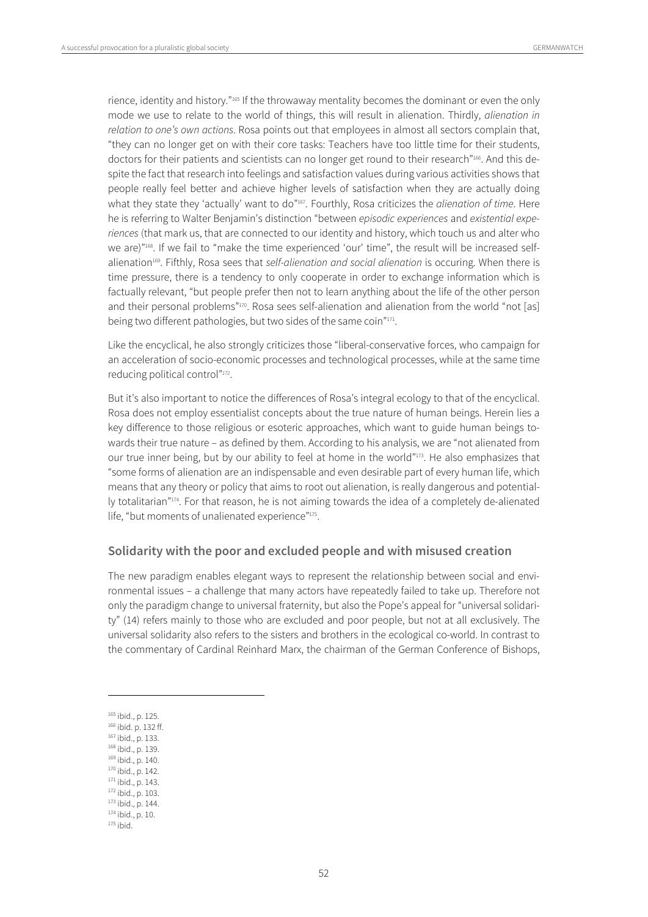rience, identity and history."[165] If the throwaway mentality becomes the dominant or even the only mode we use to relate to the world of things, this will result in alienation. Thirdly, *alienation in relation to one's own actions*. Rosa points out that employees in almost all sectors complain that, "they can no longer get on with their core tasks: Teachers have too little time for their students, doctors for their patients and scientists can no longer get round to their research"[166]. And this despite the fact that research into feelings and satisfaction values during various activities shows that people really feel better and achieve higher levels of satisfaction when they are actually doing what they state they 'actually' want to do"[167]. Fourthly, Rosa criticizes the *alienation of time*. Here he is referring to Walter Benjamin's distinction "between *episodic experiences* and *existential experiences* (that mark us, that are connected to our identity and history, which touch us and alter who we are)"[168]. If we fail to "make the time experienced 'our' time", the result will be increased self-alienation[169]. Fifthly, Rosa sees that *self-alienation and social alienation* is occuring. When there is time pressure, there is a tendency to only cooperate in order to exchange information which is factually relevant, "but people prefer then not to learn anything about the life of the other person and their personal problems"[170]. Rosa sees self-alienation and alienation from the world "not [as] being two different pathologies, but two sides of the same coin"[171].

Like the encyclical, he also strongly criticizes those "liberal-conservative forces, who campaign for an acceleration of socio-economic processes and technological processes, while at the same time reducing political control"[172].

But it's also important to notice the differences of Rosa's integral ecology to that of the encyclical. Rosa does not employ essentialist concepts about the true nature of human beings. Herein lies a key difference to those religious or esoteric approaches, which want to guide human beings towards their true nature – as defined by them. According to his analysis, we are "not alienated from our true inner being, but by our ability to feel at home in the world"[173]. He also emphasizes that "some forms of alienation are an indispensable and even desirable part of every human life, which means that any theory or policy that aims to root out alienation, is really dangerous and potentially totalitarian"[174]. For that reason, he is not aiming towards the idea of a completely de-alienated life, "but moments of unalienated experience"[175].

## Solidarity with the poor and excluded people and with misused creation

The new paradigm enables elegant ways to represent the relationship between social and environmental issues – a challenge that many actors have repeatedly failed to take up. Therefore not only the paradigm change to universal fraternity, but also the Pope's appeal for "universal solidarity" (14) refers mainly to those who are excluded and poor people, but not at all exclusively. The universal solidarity also refers to the sisters and brothers in the ecological co-world. In contrast to the commentary of Cardinal Reinhard Marx, the chairman of the German Conference of Bishops,

---

[165] ibid., p. 125.
[166] ibid. p. 132 ff.
[167] ibid., p. 133.
[168] ibid., p. 139.
[169] ibid., p. 140.
[170] ibid., p. 142.
[171] ibid., p. 143.
[172] ibid., p. 103.
[173] ibid., p. 144.
[174] ibid., p. 10.
[175] ibid.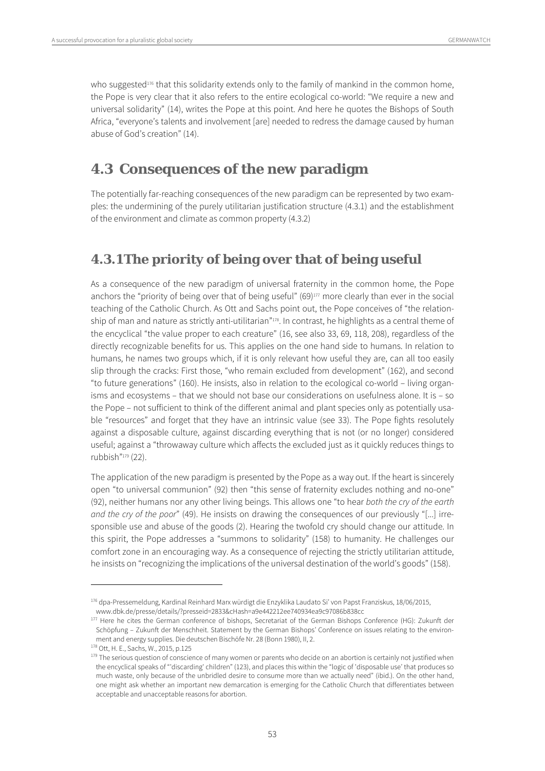who suggested[176] that this solidarity extends only to the family of mankind in the common home, the Pope is very clear that it also refers to the entire ecological co-world: "We require a new and universal solidarity" (14), writes the Pope at this point. And here he quotes the Bishops of South Africa, "everyone's talents and involvement [are] needed to redress the damage caused by human abuse of God's creation" (14).

## 4.3 Consequences of the new paradigm

The potentially far-reaching consequences of the new paradigm can be represented by two examples: the undermining of the purely utilitarian justification structure (4.3.1) and the establishment of the environment and climate as common property (4.3.2)

### 4.3.1 The priority of being over that of being useful

As a consequence of the new paradigm of universal fraternity in the common home, the Pope anchors the "priority of being over that of being useful" (69)[177] more clearly than ever in the social teaching of the Catholic Church. As Ott and Sachs point out, the Pope conceives of "the relationship of man and nature as strictly anti-utilitarian"[178]. In contrast, he highlights as a central theme of the encyclical "the value proper to each creature" (16, see also 33, 69, 118, 208), regardless of the directly recognizable benefits for us. This applies on the one hand side to humans. In relation to humans, he names two groups which, if it is only relevant how useful they are, can all too easily slip through the cracks: First those, "who remain excluded from development" (162), and second "to future generations" (160). He insists, also in relation to the ecological co-world – living organisms and ecosystems – that we should not base our considerations on usefulness alone. It is – so the Pope – not sufficient to think of the different animal and plant species only as potentially usable "resources" and forget that they have an intrinsic value (see 33). The Pope fights resolutely against a disposable culture, against discarding everything that is not (or no longer) considered useful; against a "throwaway culture which affects the excluded just as it quickly reduces things to rubbish"[179] (22).

The application of the new paradigm is presented by the Pope as a way out. If the heart is sincerely open "to universal communion" (92) then "this sense of fraternity excludes nothing and no-one" (92), neither humans nor any other living beings. This allows one "to hear *both the cry of the earth and the cry of the poor*" (49). He insists on drawing the consequences of our previously "[...] irresponsible use and abuse of the goods (2). Hearing the twofold cry should change our attitude. In this spirit, the Pope addresses a "summons to solidarity" (158) to humanity. He challenges our comfort zone in an encouraging way. As a consequence of rejecting the strictly utilitarian attitude, he insists on "recognizing the implications of the universal destination of the world's goods" (158).

---

[176] dpa-Pressemeldung, Kardinal Reinhard Marx würdigt die Enzyklika Laudato Si' von Papst Franziskus, 18/06/2015, www.dbk.de/presse/details/?presseid=2833&cHash=a9e442212ee740934ea9c97086b838cc

[177] Here he cites the German conference of bishops, Secretariat of the German Bishops Conference (HG): Zukunft der Schöpfung – Zukunft der Menschheit. Statement by the German Bishops' Conference on issues relating to the environment and energy supplies. Die deutschen Bischöfe Nr. 28 (Bonn 1980), II, 2.

[178] Ott, H. E., Sachs, W., 2015, p.125

[179] The serious question of conscience of many women or parents who decide on an abortion is certainly not justified when the encyclical speaks of "'discarding' children" (123), and places this within the "logic of 'disposable use' that produces so much waste, only because of the unbridled desire to consume more than we actually need" (ibid.). On the other hand, one might ask whether an important new demarcation is emerging for the Catholic Church that differentiates between acceptable and unacceptable reasons for abortion.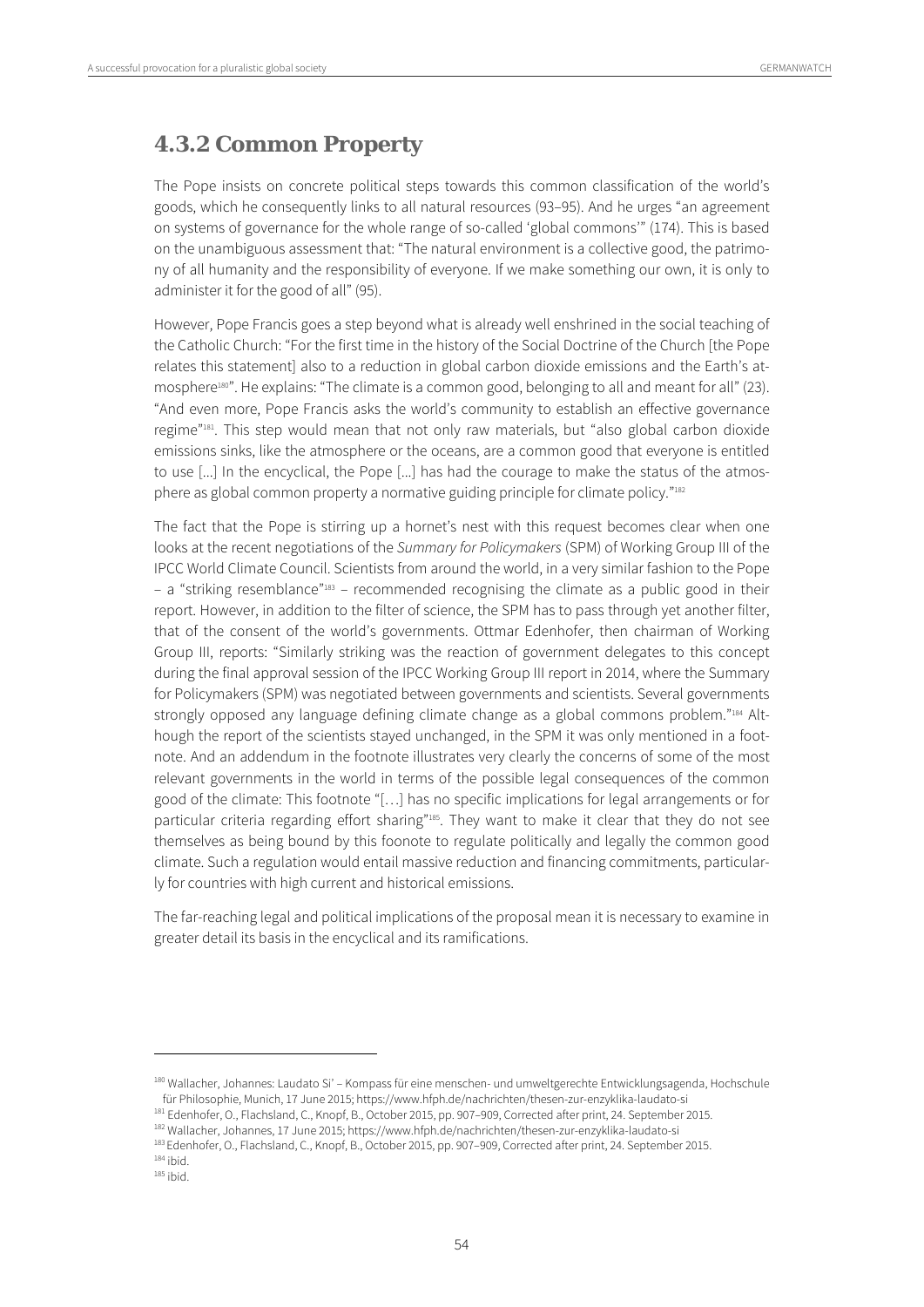## 4.3.2 Common Property

The Pope insists on concrete political steps towards this common classification of the world's goods, which he consequently links to all natural resources (93–95). And he urges "an agreement on systems of governance for the whole range of so-called 'global commons'" (174). This is based on the unambiguous assessment that: "The natural environment is a collective good, the patrimony of all humanity and the responsibility of everyone. If we make something our own, it is only to administer it for the good of all" (95).

However, Pope Francis goes a step beyond what is already well enshrined in the social teaching of the Catholic Church: "For the first time in the history of the Social Doctrine of the Church [the Pope relates this statement] also to a reduction in global carbon dioxide emissions and the Earth's atmosphere[180]". He explains: "The climate is a common good, belonging to all and meant for all" (23). "And even more, Pope Francis asks the world's community to establish an effective governance regime"[181]. This step would mean that not only raw materials, but "also global carbon dioxide emissions sinks, like the atmosphere or the oceans, are a common good that everyone is entitled to use [...] In the encyclical, the Pope [...] has had the courage to make the status of the atmosphere as global common property a normative guiding principle for climate policy."[182]

The fact that the Pope is stirring up a hornet's nest with this request becomes clear when one looks at the recent negotiations of the *Summary for Policymakers* (SPM) of Working Group III of the IPCC World Climate Council. Scientists from around the world, in a very similar fashion to the Pope – a "striking resemblance"[183] – recommended recognising the climate as a public good in their report. However, in addition to the filter of science, the SPM has to pass through yet another filter, that of the consent of the world's governments. Ottmar Edenhofer, then chairman of Working Group III, reports: "Similarly striking was the reaction of government delegates to this concept during the final approval session of the IPCC Working Group III report in 2014, where the Summary for Policymakers (SPM) was negotiated between governments and scientists. Several governments strongly opposed any language defining climate change as a global commons problem."[184] Although the report of the scientists stayed unchanged, in the SPM it was only mentioned in a footnote. And an addendum in the footnote illustrates very clearly the concerns of some of the most relevant governments in the world in terms of the possible legal consequences of the common good of the climate: This footnote "[…] has no specific implications for legal arrangements or for particular criteria regarding effort sharing"[185]. They want to make it clear that they do not see themselves as being bound by this foonote to regulate politically and legally the common good climate. Such a regulation would entail massive reduction and financing commitments, particularly for countries with high current and historical emissions.

The far-reaching legal and political implications of the proposal mean it is necessary to examine in greater detail its basis in the encyclical and its ramifications.

---

[180] Wallacher, Johannes: Laudato Si' – Kompass für eine menschen- und umweltgerechte Entwicklungsagenda, Hochschule für Philosophie, Munich, 17 June 2015; https://www.hfph.de/nachrichten/thesen-zur-enzyklika-laudato-si

[181] Edenhofer, O., Flachsland, C., Knopf, B., October 2015, pp. 907–909, Corrected after print, 24. September 2015.

[182] Wallacher, Johannes, 17 June 2015; https://www.hfph.de/nachrichten/thesen-zur-enzyklika-laudato-si

[183] Edenhofer, O., Flachsland, C., Knopf, B., October 2015, pp. 907–909, Corrected after print, 24. September 2015.

[184] ibid.

[185] ibid.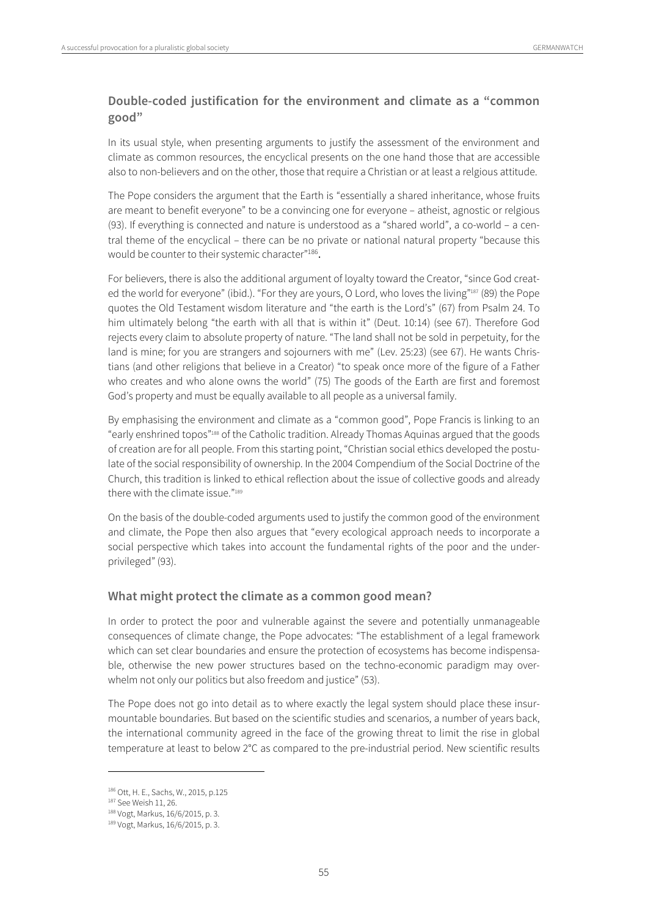## Double-coded justification for the environment and climate as a "common good"

In its usual style, when presenting arguments to justify the assessment of the environment and climate as common resources, the encyclical presents on the one hand those that are accessible also to non-believers and on the other, those that require a Christian or at least a relgious attitude.

The Pope considers the argument that the Earth is "essentially a shared inheritance, whose fruits are meant to benefit everyone" to be a convincing one for everyone – atheist, agnostic or relgious (93). If everything is connected and nature is understood as a "shared world", a co-world – a central theme of the encyclical – there can be no private or national natural property "because this would be counter to their systemic character"[186].

For believers, there is also the additional argument of loyalty toward the Creator, "since God created the world for everyone" (ibid.). "For they are yours, O Lord, who loves the living"[187] (89) the Pope quotes the Old Testament wisdom literature and "the earth is the Lord's" (67) from Psalm 24. To him ultimately belong "the earth with all that is within it" (Deut. 10:14) (see 67). Therefore God rejects every claim to absolute property of nature. "The land shall not be sold in perpetuity, for the land is mine; for you are strangers and sojourners with me" (Lev. 25:23) (see 67). He wants Christians (and other religions that believe in a Creator) "to speak once more of the figure of a Father who creates and who alone owns the world" (75) The goods of the Earth are first and foremost God's property and must be equally available to all people as a universal family.

By emphasising the environment and climate as a "common good", Pope Francis is linking to an "early enshrined topos"[188] of the Catholic tradition. Already Thomas Aquinas argued that the goods of creation are for all people. From this starting point, "Christian social ethics developed the postulate of the social responsibility of ownership. In the 2004 Compendium of the Social Doctrine of the Church, this tradition is linked to ethical reflection about the issue of collective goods and already there with the climate issue."[189]

On the basis of the double-coded arguments used to justify the common good of the environment and climate, the Pope then also argues that "every ecological approach needs to incorporate a social perspective which takes into account the fundamental rights of the poor and the underprivileged" (93).

## What might protect the climate as a common good mean?

In order to protect the poor and vulnerable against the severe and potentially unmanageable consequences of climate change, the Pope advocates: "The establishment of a legal framework which can set clear boundaries and ensure the protection of ecosystems has become indispensable, otherwise the new power structures based on the techno-economic paradigm may overwhelm not only our politics but also freedom and justice" (53).

The Pope does not go into detail as to where exactly the legal system should place these insurmountable boundaries. But based on the scientific studies and scenarios, a number of years back, the international community agreed in the face of the growing threat to limit the rise in global temperature at least to below 2°C as compared to the pre-industrial period. New scientific results

---

[186] Ott, H. E., Sachs, W., 2015, p.125

[187] See Weish 11, 26.

[188] Vogt, Markus, 16/6/2015, p. 3.

[189] Vogt, Markus, 16/6/2015, p. 3.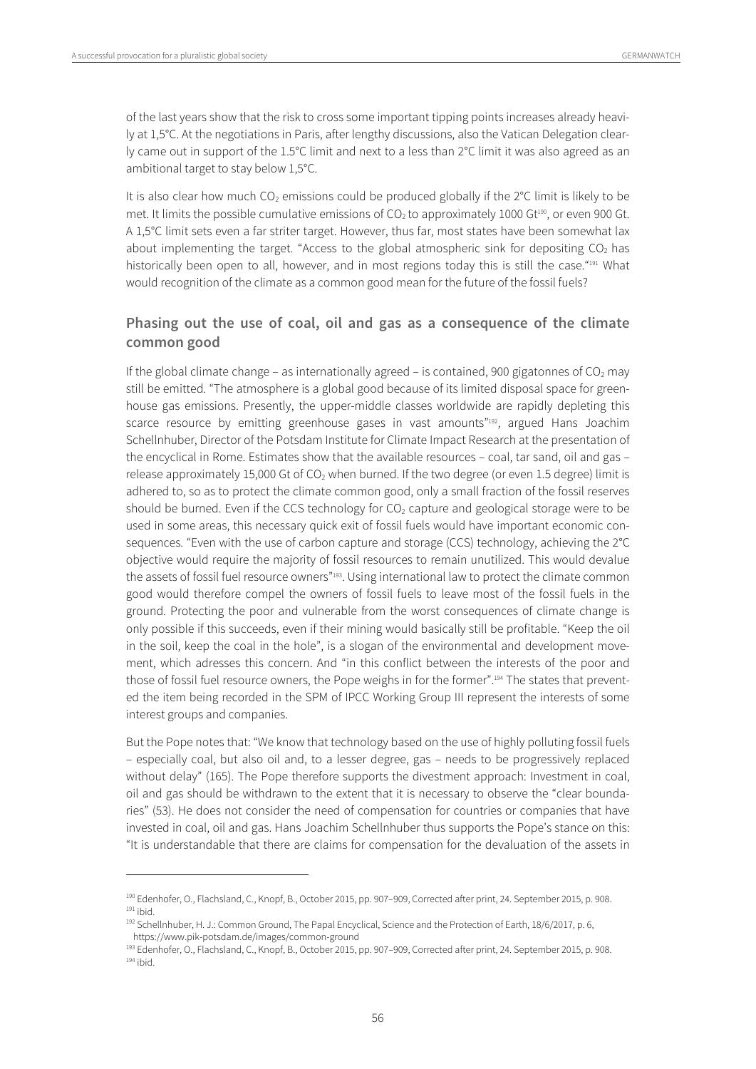of the last years show that the risk to cross some important tipping points increases already heavily at 1,5°C. At the negotiations in Paris, after lengthy discussions, also the Vatican Delegation clearly came out in support of the 1.5°C limit and next to a less than 2°C limit it was also agreed as an ambitional target to stay below 1,5°C.

It is also clear how much $CO_2$ emissions could be produced globally if the 2°C limit is likely to be met. It limits the possible cumulative emissions of $CO_2$ to approximately 1000 Gt[190], or even 900 Gt. A 1,5°C limit sets even a far striter target. However, thus far, most states have been somewhat lax about implementing the target. "Access to the global atmospheric sink for depositing $CO_2$ has historically been open to all, however, and in most regions today this is still the case."[191] What would recognition of the climate as a common good mean for the future of the fossil fuels?

## Phasing out the use of coal, oil and gas as a consequence of the climate common good

If the global climate change – as internationally agreed – is contained, 900 gigatonnes of $CO_2$ may still be emitted. "The atmosphere is a global good because of its limited disposal space for greenhouse gas emissions. Presently, the upper-middle classes worldwide are rapidly depleting this scarce resource by emitting greenhouse gases in vast amounts"[192], argued Hans Joachim Schellnhuber, Director of the Potsdam Institute for Climate Impact Research at the presentation of the encyclical in Rome. Estimates show that the available resources – coal, tar sand, oil and gas – release approximately 15,000 Gt of $CO_2$ when burned. If the two degree (or even 1.5 degree) limit is adhered to, so as to protect the climate common good, only a small fraction of the fossil reserves should be burned. Even if the CCS technology for $CO_2$ capture and geological storage were to be used in some areas, this necessary quick exit of fossil fuels would have important economic consequences. "Even with the use of carbon capture and storage (CCS) technology, achieving the 2°C objective would require the majority of fossil resources to remain unutilized. This would devalue the assets of fossil fuel resource owners"[193]. Using international law to protect the climate common good would therefore compel the owners of fossil fuels to leave most of the fossil fuels in the ground. Protecting the poor and vulnerable from the worst consequences of climate change is only possible if this succeeds, even if their mining would basically still be profitable. "Keep the oil in the soil, keep the coal in the hole", is a slogan of the environmental and development movement, which adresses this concern. And "in this conflict between the interests of the poor and those of fossil fuel resource owners, the Pope weighs in for the former".[194] The states that prevented the item being recorded in the SPM of IPCC Working Group III represent the interests of some interest groups and companies.

But the Pope notes that: "We know that technology based on the use of highly polluting fossil fuels – especially coal, but also oil and, to a lesser degree, gas – needs to be progressively replaced without delay" (165). The Pope therefore supports the divestment approach: Investment in coal, oil and gas should be withdrawn to the extent that it is necessary to observe the "clear boundaries" (53). He does not consider the need of compensation for countries or companies that have invested in coal, oil and gas. Hans Joachim Schellnhuber thus supports the Pope's stance on this: "It is understandable that there are claims for compensation for the devaluation of the assets in

---

[190] Edenhofer, O., Flachsland, C., Knopf, B., October 2015, pp. 907–909, Corrected after print, 24. September 2015, p. 908.
[191] ibid.
[192] Schellnhuber, H. J.: Common Ground, The Papal Encyclical, Science and the Protection of Earth, 18/6/2017, p. 6, https://www.pik-potsdam.de/images/common-ground
[193] Edenhofer, O., Flachsland, C., Knopf, B., October 2015, pp. 907–909, Corrected after print, 24. September 2015, p. 908.
[194] ibid.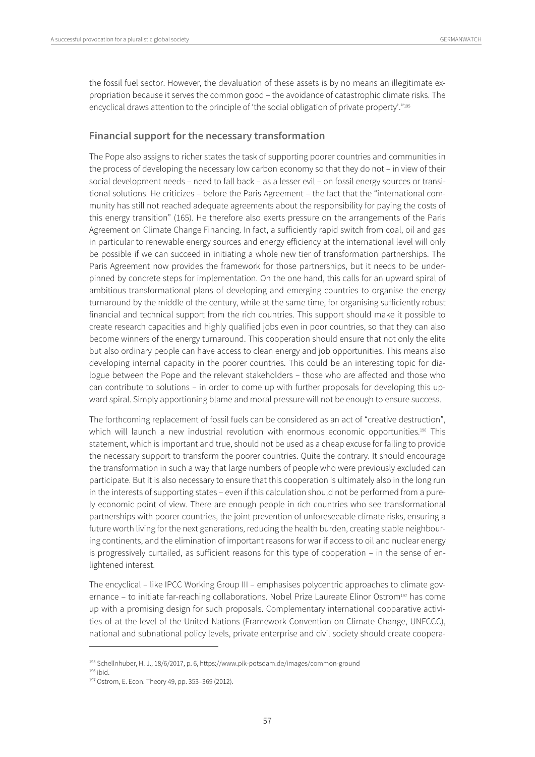the fossil fuel sector. However, the devaluation of these assets is by no means an illegitimate expropriation because it serves the common good – the avoidance of catastrophic climate risks. The encyclical draws attention to the principle of 'the social obligation of private property'."[195]

## Financial support for the necessary transformation

The Pope also assigns to richer states the task of supporting poorer countries and communities in the process of developing the necessary low carbon economy so that they do not – in view of their social development needs – need to fall back – as a lesser evil – on fossil energy sources or transitional solutions. He criticizes – before the Paris Agreement – the fact that the "international community has still not reached adequate agreements about the responsibility for paying the costs of this energy transition" (165). He therefore also exerts pressure on the arrangements of the Paris Agreement on Climate Change Financing. In fact, a sufficiently rapid switch from coal, oil and gas in particular to renewable energy sources and energy efficiency at the international level will only be possible if we can succeed in initiating a whole new tier of transformation partnerships. The Paris Agreement now provides the framework for those partnerships, but it needs to be underpinned by concrete steps for implementation. On the one hand, this calls for an upward spiral of ambitious transformational plans of developing and emerging countries to organise the energy turnaround by the middle of the century, while at the same time, for organising sufficiently robust financial and technical support from the rich countries. This support should make it possible to create research capacities and highly qualified jobs even in poor countries, so that they can also become winners of the energy turnaround. This cooperation should ensure that not only the elite but also ordinary people can have access to clean energy and job opportunities. This means also developing internal capacity in the poorer countries. This could be an interesting topic for dialogue between the Pope and the relevant stakeholders – those who are affected and those who can contribute to solutions – in order to come up with further proposals for developing this upward spiral. Simply apportioning blame and moral pressure will not be enough to ensure success.

The forthcoming replacement of fossil fuels can be considered as an act of "creative destruction", which will launch a new industrial revolution with enormous economic opportunities.[196] This statement, which is important and true, should not be used as a cheap excuse for failing to provide the necessary support to transform the poorer countries. Quite the contrary. It should encourage the transformation in such a way that large numbers of people who were previously excluded can participate. But it is also necessary to ensure that this cooperation is ultimately also in the long run in the interests of supporting states – even if this calculation should not be performed from a purely economic point of view. There are enough people in rich countries who see transformational partnerships with poorer countries, the joint prevention of unforeseeable climate risks, ensuring a future worth living for the next generations, reducing the health burden, creating stable neighbouring continents, and the elimination of important reasons for war if access to oil and nuclear energy is progressively curtailed, as sufficient reasons for this type of cooperation – in the sense of enlightened interest.

The encyclical – like IPCC Working Group III – emphasises polycentric approaches to climate governance – to initiate far-reaching collaborations. Nobel Prize Laureate Elinor Ostrom[197] has come up with a promising design for such proposals. Complementary international cooparative activities of at the level of the United Nations (Framework Convention on Climate Change, UNFCCC), national and subnational policy levels, private enterprise and civil society should create coopera-

---

[195] Schellnhuber, H. J., 18/6/2017, p. 6, https://www.pik-potsdam.de/images/common-ground

[196] ibid.

[197] Ostrom, E. Econ. Theory 49, pp. 353–369 (2012).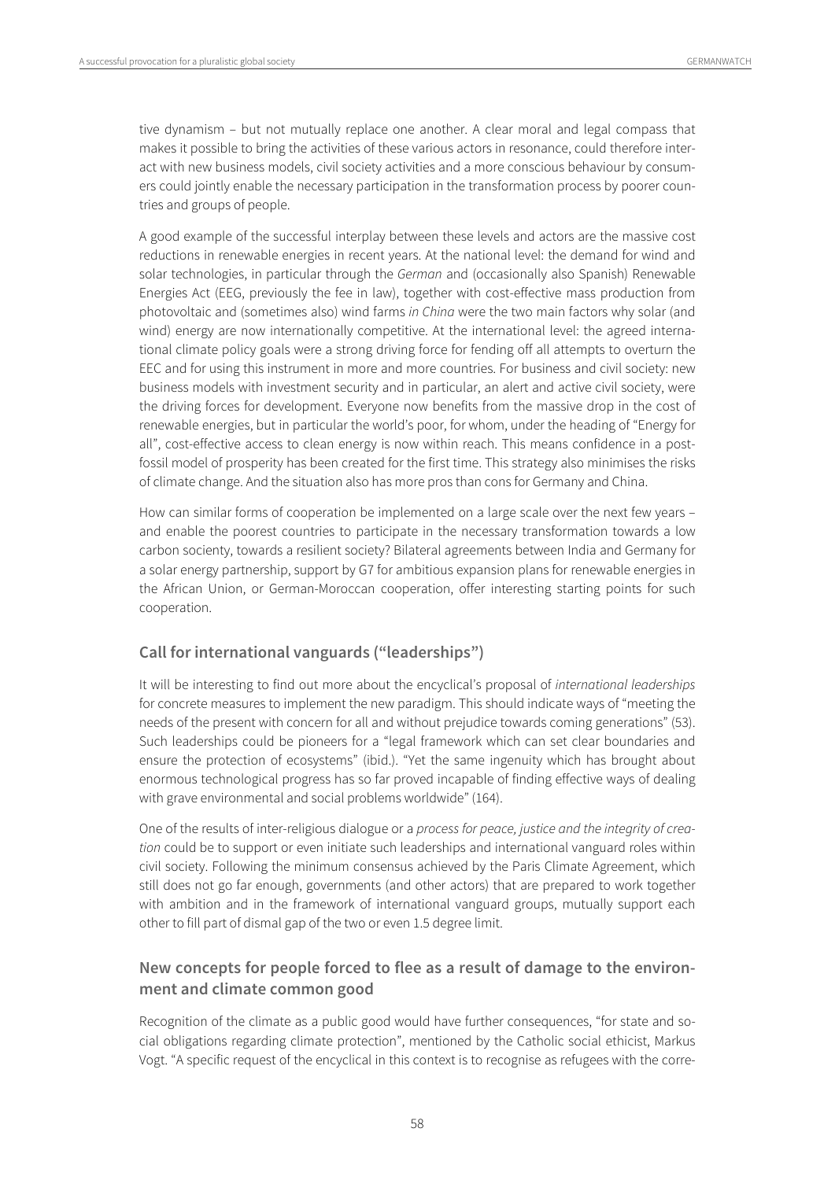tive dynamism – but not mutually replace one another. A clear moral and legal compass that makes it possible to bring the activities of these various actors in resonance, could therefore interact with new business models, civil society activities and a more conscious behaviour by consumers could jointly enable the necessary participation in the transformation process by poorer countries and groups of people.

A good example of the successful interplay between these levels and actors are the massive cost reductions in renewable energies in recent years. At the national level: the demand for wind and solar technologies, in particular through the *German* and (occasionally also Spanish) Renewable Energies Act (EEG, previously the fee in law), together with cost-effective mass production from photovoltaic and (sometimes also) wind farms *in China* were the two main factors why solar (and wind) energy are now internationally competitive. At the international level: the agreed international climate policy goals were a strong driving force for fending off all attempts to overturn the EEC and for using this instrument in more and more countries. For business and civil society: new business models with investment security and in particular, an alert and active civil society, were the driving forces for development. Everyone now benefits from the massive drop in the cost of renewable energies, but in particular the world's poor, for whom, under the heading of "Energy for all", cost-effective access to clean energy is now within reach. This means confidence in a post-fossil model of prosperity has been created for the first time. This strategy also minimises the risks of climate change. And the situation also has more pros than cons for Germany and China.

How can similar forms of cooperation be implemented on a large scale over the next few years – and enable the poorest countries to participate in the necessary transformation towards a low carbon society, towards a resilient society? Bilateral agreements between India and Germany for a solar energy partnership, support by G7 for ambitious expansion plans for renewable energies in the African Union, or German-Moroccan cooperation, offer interesting starting points for such cooperation.

### Call for international vanguards ("leaderships")

It will be interesting to find out more about the encyclical's proposal of *international leaderships* for concrete measures to implement the new paradigm. This should indicate ways of "meeting the needs of the present with concern for all and without prejudice towards coming generations" (53). Such leaderships could be pioneers for a "legal framework which can set clear boundaries and ensure the protection of ecosystems" (ibid.). "Yet the same ingenuity which has brought about enormous technological progress has so far proved incapable of finding effective ways of dealing with grave environmental and social problems worldwide" (164).

One of the results of inter-religious dialogue or a *process for peace, justice and the integrity of creation* could be to support or even initiate such leaderships and international vanguard roles within civil society. Following the minimum consensus achieved by the Paris Climate Agreement, which still does not go far enough, governments (and other actors) that are prepared to work together with ambition and in the framework of international vanguard groups, mutually support each other to fill part of dismal gap of the two or even 1.5 degree limit.

### New concepts for people forced to flee as a result of damage to the environment and climate common good

Recognition of the climate as a public good would have further consequences, "for state and social obligations regarding climate protection", mentioned by the Catholic social ethicist, Markus Vogt. "A specific request of the encyclical in this context is to recognise as refugees with the corre-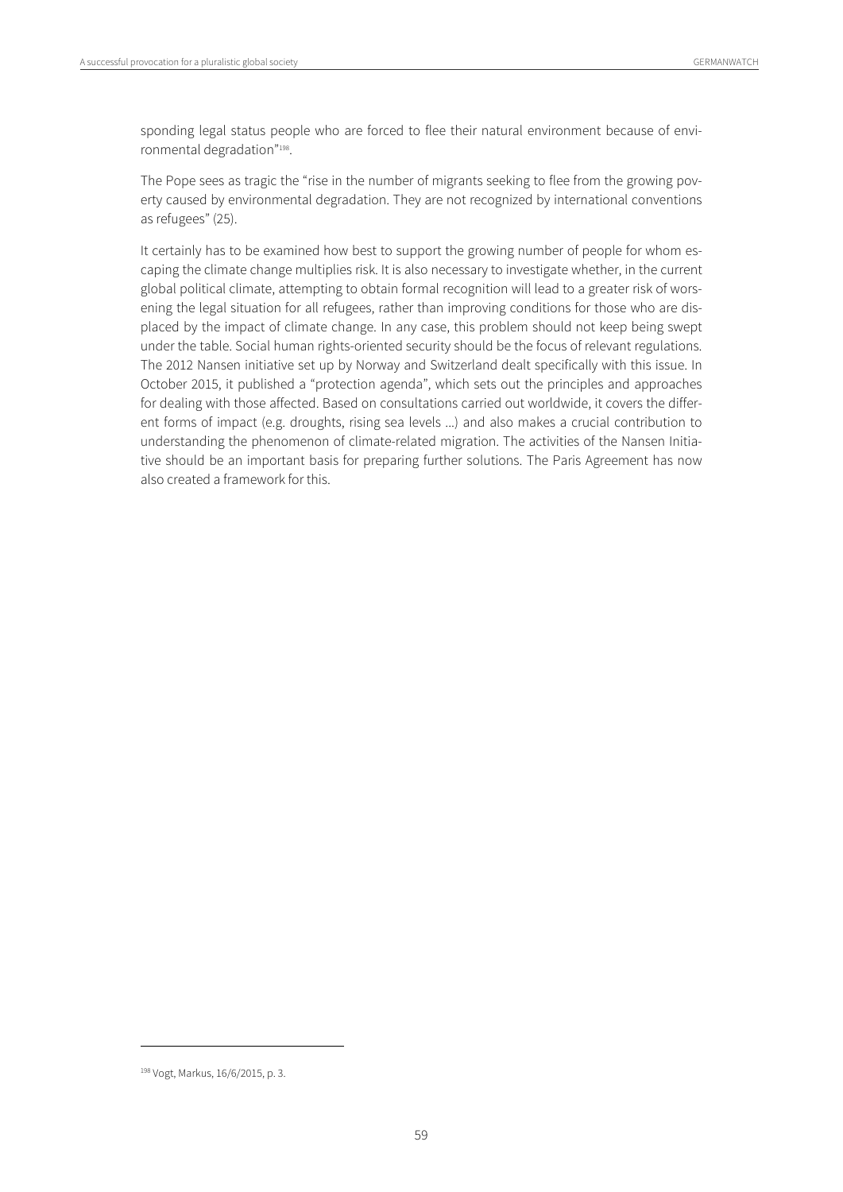sponding legal status people who are forced to flee their natural environment because of environmental degradation"[198].

The Pope sees as tragic the "rise in the number of migrants seeking to flee from the growing poverty caused by environmental degradation. They are not recognized by international conventions as refugees" (25).

It certainly has to be examined how best to support the growing number of people for whom escaping the climate change multiplies risk. It is also necessary to investigate whether, in the current global political climate, attempting to obtain formal recognition will lead to a greater risk of worsening the legal situation for all refugees, rather than improving conditions for those who are displaced by the impact of climate change. In any case, this problem should not keep being swept under the table. Social human rights-oriented security should be the focus of relevant regulations. The 2012 Nansen initiative set up by Norway and Switzerland dealt specifically with this issue. In October 2015, it published a "protection agenda", which sets out the principles and approaches for dealing with those affected. Based on consultations carried out worldwide, it covers the different forms of impact (e.g. droughts, rising sea levels ...) and also makes a crucial contribution to understanding the phenomenon of climate-related migration. The activities of the Nansen Initiative should be an important basis for preparing further solutions. The Paris Agreement has now also created a framework for this.

---

[198] Vogt, Markus, 16/6/2015, p. 3.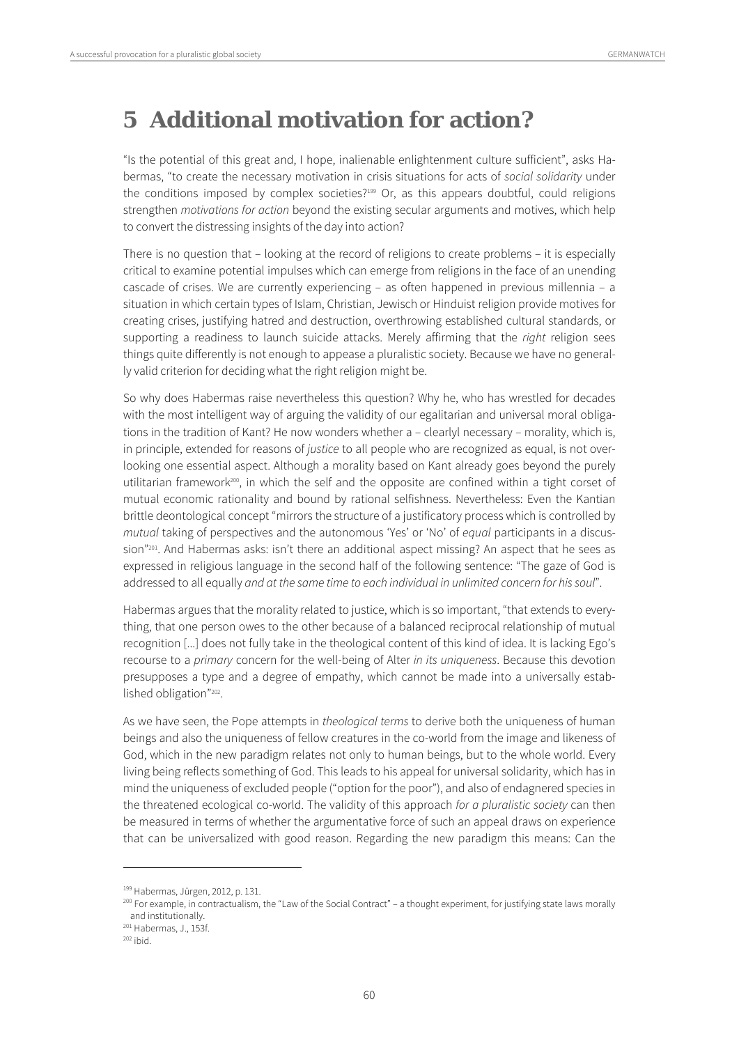# 5 Additional motivation for action?

“Is the potential of this great and, I hope, inalienable enlightenment culture sufficient”, asks Habermas, “to create the necessary motivation in crisis situations for acts of *social solidarity* under the conditions imposed by complex societies?[199] Or, as this appears doubtful, could religions strengthen *motivations for action* beyond the existing secular arguments and motives, which help to convert the distressing insights of the day into action?

There is no question that – looking at the record of religions to create problems – it is especially critical to examine potential impulses which can emerge from religions in the face of an unending cascade of crises. We are currently experiencing – as often happened in previous millennia – a situation in which certain types of Islam, Christian, Jewisch or Hinduist religion provide motives for creating crises, justifying hatred and destruction, overthrowing established cultural standards, or supporting a readiness to launch suicide attacks. Merely affirming that the *right* religion sees things quite differently is not enough to appease a pluralistic society. Because we have no generally valid criterion for deciding what the right religion might be.

So why does Habermas raise nevertheless this question? Why he, who has wrestled for decades with the most intelligent way of arguing the validity of our egalitarian and universal moral obligations in the tradition of Kant? He now wonders whether a – clearlyl necessary – morality, which is, in principle, extended for reasons of *justice* to all people who are recognized as equal, is not overlooking one essential aspect. Although a morality based on Kant already goes beyond the purely utilitarian framework[200], in which the self and the opposite are confined within a tight corset of mutual economic rationality and bound by rational selfishness. Nevertheless: Even the Kantian brittle deontological concept “mirrors the structure of a justificatory process which is controlled by *mutual* taking of perspectives and the autonomous ‘Yes’ or ‘No’ of *equal* participants in a discussion”[201]. And Habermas asks: isn’t there an additional aspect missing? An aspect that he sees as expressed in religious language in the second half of the following sentence: “The gaze of God is addressed to all equally *and at the same time to each individual in unlimited concern for his soul*”.

Habermas argues that the morality related to justice, which is so important, “that extends to everything, that one person owes to the other because of a balanced reciprocal relationship of mutual recognition [...] does not fully take in the theological content of this kind of idea. It is lacking Ego’s recourse to a *primary* concern for the well-being of Alter *in its uniqueness*. Because this devotion presupposes a type and a degree of empathy, which cannot be made into a universally established obligation”[202].

As we have seen, the Pope attempts in *theological terms* to derive both the uniqueness of human beings and also the uniqueness of fellow creatures in the co-world from the image and likeness of God, which in the new paradigm relates not only to human beings, but to the whole world. Every living being reflects something of God. This leads to his appeal for universal solidarity, which has in mind the uniqueness of excluded people (“option for the poor”), and also of endagnered species in the threatened ecological co-world. The validity of this approach *for a pluralistic society* can then be measured in terms of whether the argumentative force of such an appeal draws on experience that can be universalized with good reason. Regarding the new paradigm this means: Can the

---

[199] Habermas, Jürgen, 2012, p. 131.

[200] For example, in contractualism, the “Law of the Social Contract” – a thought experiment, for justifying state laws morally and institutionally.

[201] Habermas, J., 153f.

[202] ibid.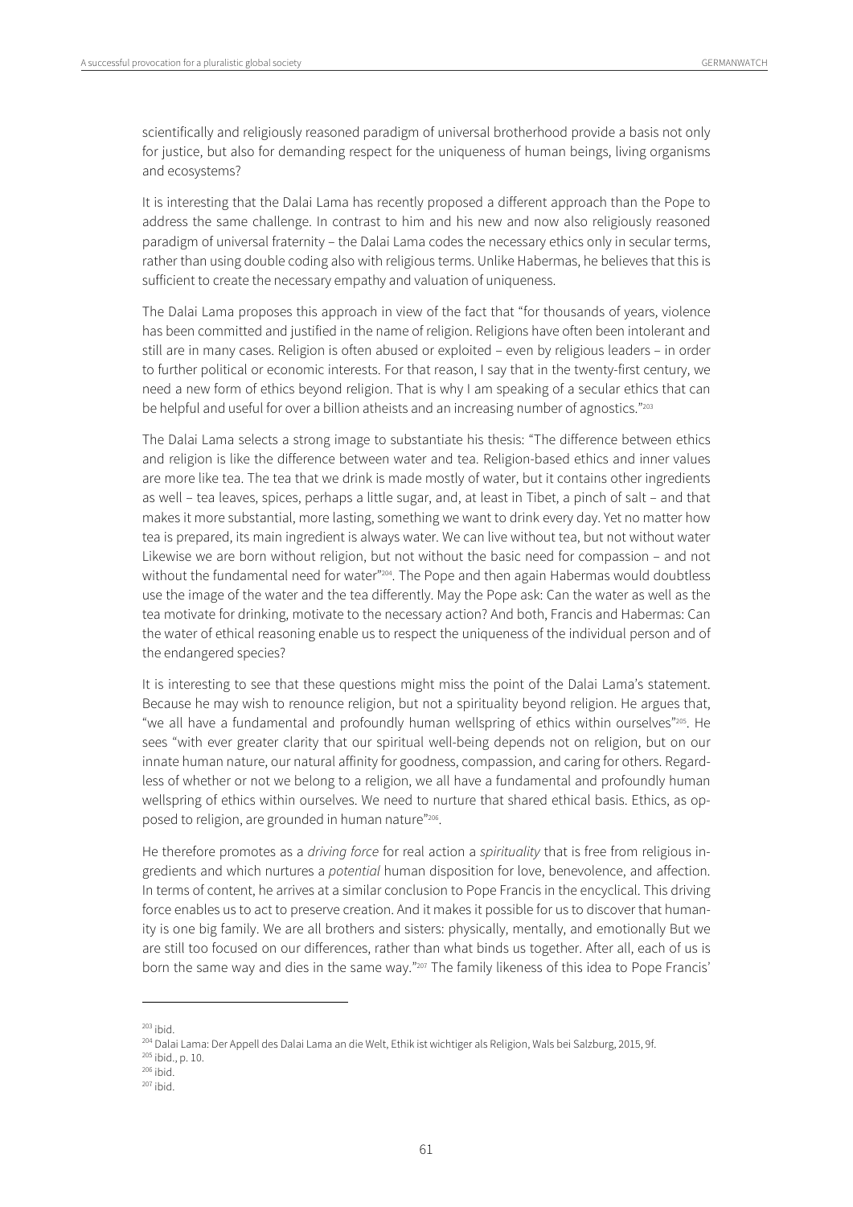scientifically and religiously reasoned paradigm of universal brotherhood provide a basis not only for justice, but also for demanding respect for the uniqueness of human beings, living organisms and ecosystems?

It is interesting that the Dalai Lama has recently proposed a different approach than the Pope to address the same challenge. In contrast to him and his new and now also religiously reasoned paradigm of universal fraternity – the Dalai Lama codes the necessary ethics only in secular terms, rather than using double coding also with religious terms. Unlike Habermas, he believes that this is sufficient to create the necessary empathy and valuation of uniqueness.

The Dalai Lama proposes this approach in view of the fact that "for thousands of years, violence has been committed and justified in the name of religion. Religions have often been intolerant and still are in many cases. Religion is often abused or exploited – even by religious leaders – in order to further political or economic interests. For that reason, I say that in the twenty-first century, we need a new form of ethics beyond religion. That is why I am speaking of a secular ethics that can be helpful and useful for over a billion atheists and an increasing number of agnostics."[203]

The Dalai Lama selects a strong image to substantiate his thesis: "The difference between ethics and religion is like the difference between water and tea. Religion-based ethics and inner values are more like tea. The tea that we drink is made mostly of water, but it contains other ingredients as well – tea leaves, spices, perhaps a little sugar, and, at least in Tibet, a pinch of salt – and that makes it more substantial, more lasting, something we want to drink every day. Yet no matter how tea is prepared, its main ingredient is always water. We can live without tea, but not without water Likewise we are born without religion, but not without the basic need for compassion – and not without the fundamental need for water"[204]. The Pope and then again Habermas would doubtless use the image of the water and the tea differently. May the Pope ask: Can the water as well as the tea motivate for drinking, motivate to the necessary action? And both, Francis and Habermas: Can the water of ethical reasoning enable us to respect the uniqueness of the individual person and of the endangered species?

It is interesting to see that these questions might miss the point of the Dalai Lama's statement. Because he may wish to renounce religion, but not a spirituality beyond religion. He argues that, "we all have a fundamental and profoundly human wellspring of ethics within ourselves"[205]. He sees "with ever greater clarity that our spiritual well-being depends not on religion, but on our innate human nature, our natural affinity for goodness, compassion, and caring for others. Regardless of whether or not we belong to a religion, we all have a fundamental and profoundly human wellspring of ethics within ourselves. We need to nurture that shared ethical basis. Ethics, as opposed to religion, are grounded in human nature"[206].

He therefore promotes as a *driving force* for real action a *spirituality* that is free from religious ingredients and which nurtures a *potential* human disposition for love, benevolence, and affection. In terms of content, he arrives at a similar conclusion to Pope Francis in the encyclical. This driving force enables us to act to preserve creation. And it makes it possible for us to discover that humanity is one big family. We are all brothers and sisters: physically, mentally, and emotionally But we are still too focused on our differences, rather than what binds us together. After all, each of us is born the same way and dies in the same way."[207] The family likeness of this idea to Pope Francis'

---

[203] ibid.

[204] Dalai Lama: Der Appell des Dalai Lama an die Welt, Ethik ist wichtiger als Religion, Wals bei Salzburg, 2015, 9f.

[205] ibid., p. 10.

[206] ibid.

[207] ibid.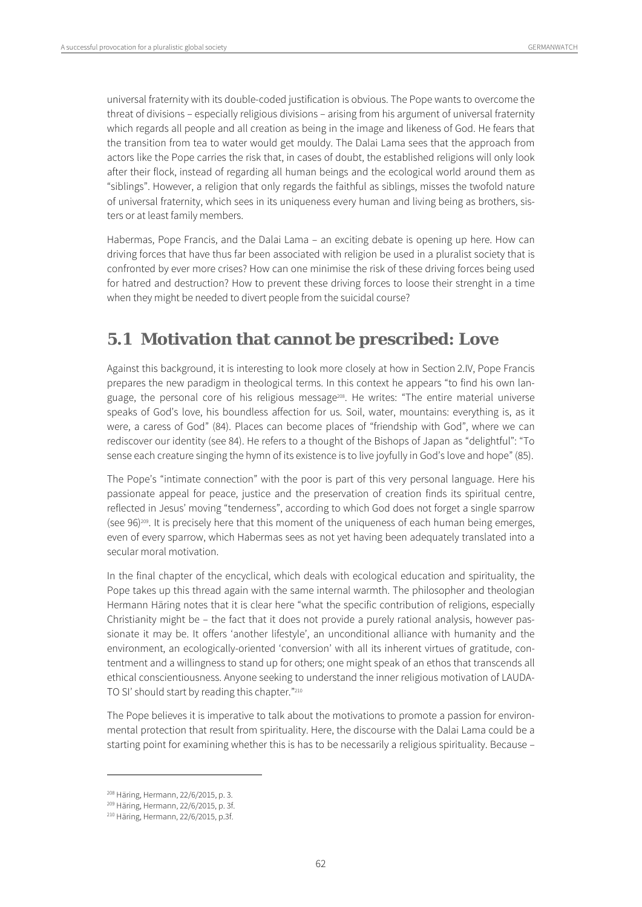universal fraternity with its double-coded justification is obvious. The Pope wants to overcome the threat of divisions – especially religious divisions – arising from his argument of universal fraternity which regards all people and all creation as being in the image and likeness of God. He fears that the transition from tea to water would get mouldy. The Dalai Lama sees that the approach from actors like the Pope carries the risk that, in cases of doubt, the established religions will only look after their flock, instead of regarding all human beings and the ecological world around them as "siblings". However, a religion that only regards the faithful as siblings, misses the twofold nature of universal fraternity, which sees in its uniqueness every human and living being as brothers, sisters or at least family members.

Habermas, Pope Francis, and the Dalai Lama – an exciting debate is opening up here. How can driving forces that have thus far been associated with religion be used in a pluralist society that is confronted by ever more crises? How can one minimise the risk of these driving forces being used for hatred and destruction? How to prevent these driving forces to loose their strenght in a time when they might be needed to divert people from the suicidal course?

## 5.1 Motivation that cannot be prescribed: Love

Against this background, it is interesting to look more closely at how in Section 2.IV, Pope Francis prepares the new paradigm in theological terms. In this context he appears "to find his own language, the personal core of his religious message[208]. He writes: "The entire material universe speaks of God's love, his boundless affection for us. Soil, water, mountains: everything is, as it were, a caress of God" (84). Places can become places of "friendship with God", where we can rediscover our identity (see 84). He refers to a thought of the Bishops of Japan as "delightful": "To sense each creature singing the hymn of its existence is to live joyfully in God's love and hope" (85).

The Pope's "intimate connection" with the poor is part of this very personal language. Here his passionate appeal for peace, justice and the preservation of creation finds its spiritual centre, reflected in Jesus' moving "tenderness", according to which God does not forget a single sparrow (see 96)[209]. It is precisely here that this moment of the uniqueness of each human being emerges, even of every sparrow, which Habermas sees as not yet having been adequately translated into a secular moral motivation.

In the final chapter of the encyclical, which deals with ecological education and spirituality, the Pope takes up this thread again with the same internal warmth. The philosopher and theologian Hermann Häring notes that it is clear here "what the specific contribution of religions, especially Christianity might be – the fact that it does not provide a purely rational analysis, however passionate it may be. It offers 'another lifestyle', an unconditional alliance with humanity and the environment, an ecologically-oriented 'conversion' with all its inherent virtues of gratitude, contentment and a willingness to stand up for others; one might speak of an ethos that transcends all ethical conscientiousness. Anyone seeking to understand the inner religious motivation of LAUDATO SI' should start by reading this chapter."[210]

The Pope believes it is imperative to talk about the motivations to promote a passion for environmental protection that result from spirituality. Here, the discourse with the Dalai Lama could be a starting point for examining whether this is has to be necessarily a religious spirituality. Because –

---

[208] Häring, Hermann, 22/6/2015, p. 3.

[209] Häring, Hermann, 22/6/2015, p. 3f.

[210] Häring, Hermann, 22/6/2015, p.3f.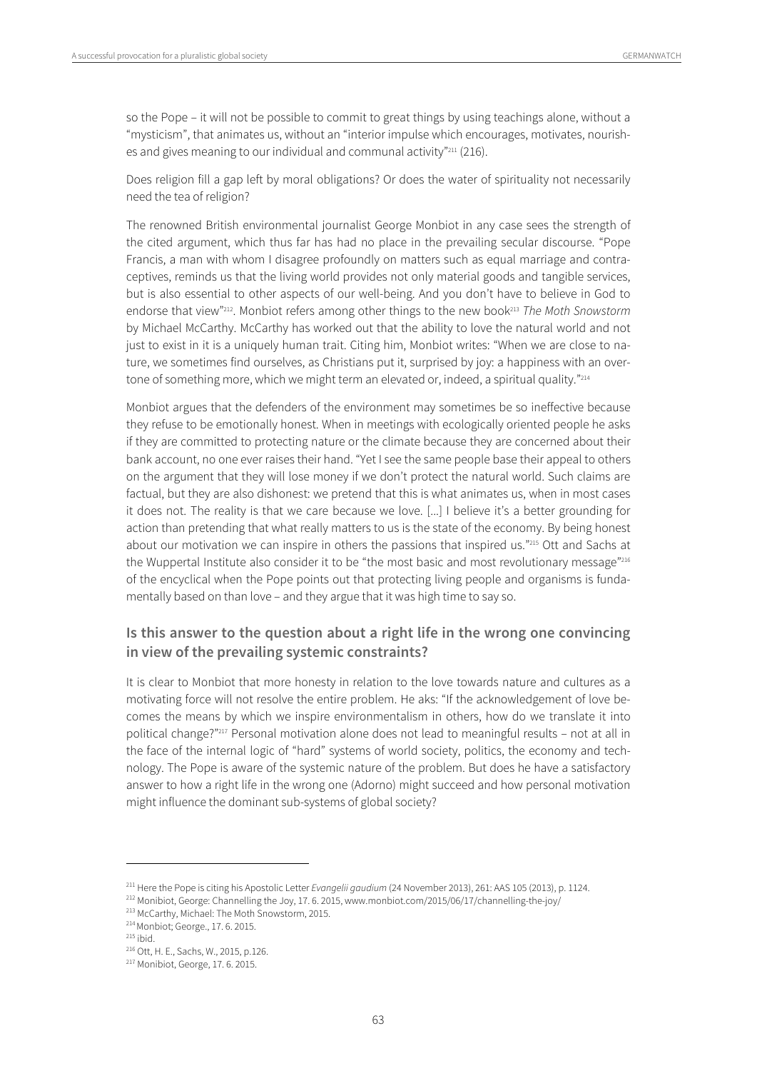so the Pope – it will not be possible to commit to great things by using teachings alone, without a "mysticism", that animates us, without an "interior impulse which encourages, motivates, nourishes and gives meaning to our individual and communal activity"[211] (216).

Does religion fill a gap left by moral obligations? Or does the water of spirituality not necessarily need the tea of religion?

The renowned British environmental journalist George Monbiot in any case sees the strength of the cited argument, which thus far has had no place in the prevailing secular discourse. "Pope Francis, a man with whom I disagree profoundly on matters such as equal marriage and contraceptives, reminds us that the living world provides not only material goods and tangible services, but is also essential to other aspects of our well-being. And you don't have to believe in God to endorse that view"[212]. Monbiot refers among other things to the new book[213] *The Moth Snowstorm* by Michael McCarthy. McCarthy has worked out that the ability to love the natural world and not just to exist in it is a uniquely human trait. Citing him, Monbiot writes: "When we are close to nature, we sometimes find ourselves, as Christians put it, surprised by joy: a happiness with an overtone of something more, which we might term an elevated or, indeed, a spiritual quality."[214]

Monbiot argues that the defenders of the environment may sometimes be so ineffective because they refuse to be emotionally honest. When in meetings with ecologically oriented people he asks if they are committed to protecting nature or the climate because they are concerned about their bank account, no one ever raises their hand. "Yet I see the same people base their appeal to others on the argument that they will lose money if we don't protect the natural world. Such claims are factual, but they are also dishonest: we pretend that this is what animates us, when in most cases it does not. The reality is that we care because we love. [...] I believe it's a better grounding for action than pretending that what really matters to us is the state of the economy. By being honest about our motivation we can inspire in others the passions that inspired us."[215] Ott and Sachs at the Wuppertal Institute also consider it to be "the most basic and most revolutionary message"[216] of the encyclical when the Pope points out that protecting living people and organisms is fundamentally based on than love – and they argue that it was high time to say so.

### Is this answer to the question about a right life in the wrong one convincing in view of the prevailing systemic constraints?

It is clear to Monbiot that more honesty in relation to the love towards nature and cultures as a motivating force will not resolve the entire problem. He aks: "If the acknowledgement of love becomes the means by which we inspire environmentalism in others, how do we translate it into political change?"[217] Personal motivation alone does not lead to meaningful results – not at all in the face of the internal logic of "hard" systems of world society, politics, the economy and technology. The Pope is aware of the systemic nature of the problem. But does he have a satisfactory answer to how a right life in the wrong one (Adorno) might succeed and how personal motivation might influence the dominant sub-systems of global society?

---

[211] Here the Pope is citing his Apostolic Letter *Evangelii gaudium* (24 November 2013), 261: AAS 105 (2013), p. 1124.

[212] Monibiot, George: Channelling the Joy, 17. 6. 2015, www.monbiot.com/2015/06/17/channelling-the-joy/

[213] McCarthy, Michael: The Moth Snowstorm, 2015.

[214] Monbiot; George., 17. 6. 2015.

[215] ibid.

[216] Ott, H. E., Sachs, W., 2015, p.126.

[217] Monibiot, George, 17. 6. 2015.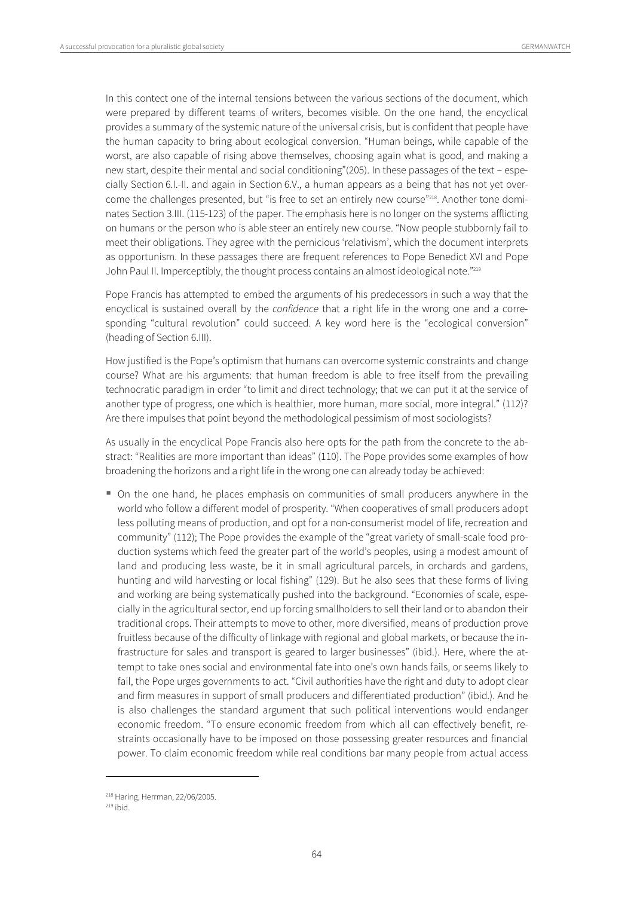In this contect one of the internal tensions between the various sections of the document, which were prepared by different teams of writers, becomes visible. On the one hand, the encyclical provides a summary of the systemic nature of the universal crisis, but is confident that people have the human capacity to bring about ecological conversion. "Human beings, while capable of the worst, are also capable of rising above themselves, choosing again what is good, and making a new start, despite their mental and social conditioning"(205). In these passages of the text – especially Section 6.I.-II. and again in Section 6.V., a human appears as a being that has not yet overcome the challenges presented, but "is free to set an entirely new course"[218]. Another tone dominates Section 3.III. (115-123) of the paper. The emphasis here is no longer on the systems afflicting on humans or the person who is able steer an entirely new course. "Now people stubbornly fail to meet their obligations. They agree with the pernicious 'relativism', which the document interprets as opportunism. In these passages there are frequent references to Pope Benedict XVI and Pope John Paul II. Imperceptibly, the thought process contains an almost ideological note."[219]

Pope Francis has attempted to embed the arguments of his predecessors in such a way that the encyclical is sustained overall by the *confidence* that a right life in the wrong one and a corresponding "cultural revolution" could succeed. A key word here is the "ecological conversion" (heading of Section 6.III).

How justified is the Pope's optimism that humans can overcome systemic constraints and change course? What are his arguments: that human freedom is able to free itself from the prevailing technocratic paradigm in order "to limit and direct technology; that we can put it at the service of another type of progress, one which is healthier, more human, more social, more integral." (112)? Are there impulses that point beyond the methodological pessimism of most sociologists?

As usually in the encyclical Pope Francis also here opts for the path from the concrete to the abstract: "Realities are more important than ideas" (110). The Pope provides some examples of how broadening the horizons and a right life in the wrong one can already today be achieved:

- On the one hand, he places emphasis on communities of small producers anywhere in the world who follow a different model of prosperity. "When cooperatives of small producers adopt less polluting means of production, and opt for a non-consumerist model of life, recreation and community" (112); The Pope provides the example of the "great variety of small-scale food production systems which feed the greater part of the world's peoples, using a modest amount of land and producing less waste, be it in small agricultural parcels, in orchards and gardens, hunting and wild harvesting or local fishing" (129). But he also sees that these forms of living and working are being systematically pushed into the background. "Economies of scale, especially in the agricultural sector, end up forcing smallholders to sell their land or to abandon their traditional crops. Their attempts to move to other, more diversified, means of production prove fruitless because of the difficulty of linkage with regional and global markets, or because the infrastructure for sales and transport is geared to larger businesses" (ibid.). Here, where the attempt to take ones social and environmental fate into one's own hands fails, or seems likely to fail, the Pope urges governments to act. "Civil authorities have the right and duty to adopt clear and firm measures in support of small producers and differentiated production" (ibid.). And he is also challenges the standard argument that such political interventions would endanger economic freedom. "To ensure economic freedom from which all can effectively benefit, restraints occasionally have to be imposed on those possessing greater resources and financial power. To claim economic freedom while real conditions bar many people from actual access

[218] Haring, Herrman, 22/06/2005.
[219] ibid.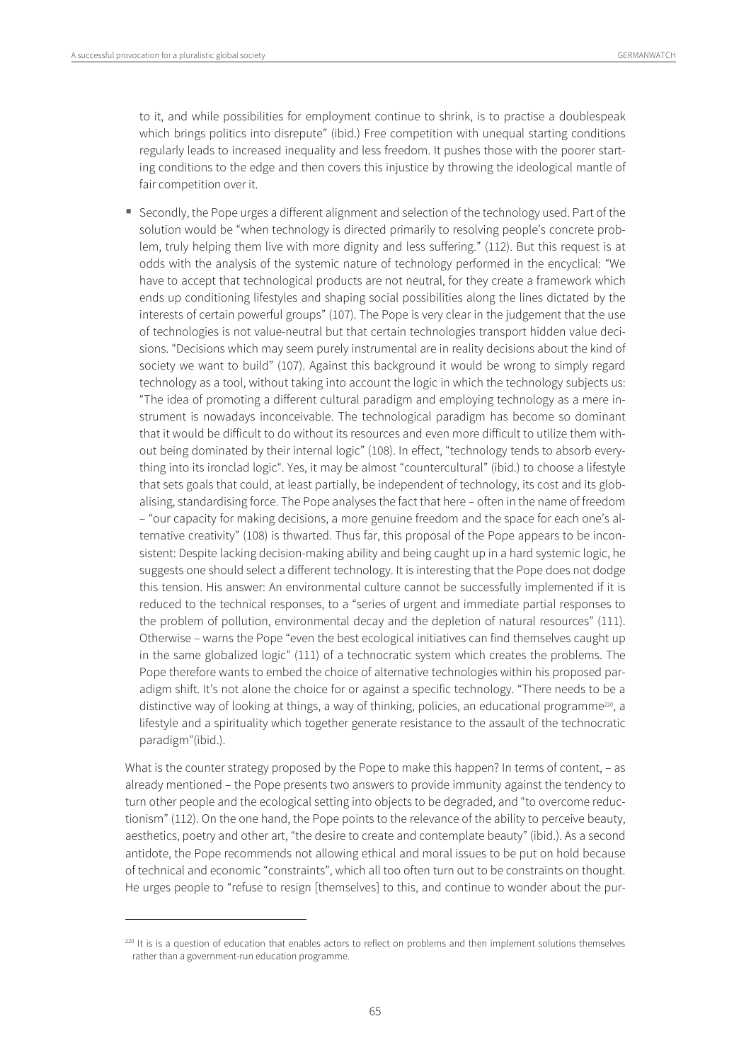to it, and while possibilities for employment continue to shrink, is to practise a doublespeak which brings politics into disrepute" (ibid.) Free competition with unequal starting conditions regularly leads to increased inequality and less freedom. It pushes those with the poorer starting conditions to the edge and then covers this injustice by throwing the ideological mantle of fair competition over it.

- Secondly, the Pope urges a different alignment and selection of the technology used. Part of the solution would be "when technology is directed primarily to resolving people's concrete problem, truly helping them live with more dignity and less suffering." (112). But this request is at odds with the analysis of the systemic nature of technology performed in the encyclical: "We have to accept that technological products are not neutral, for they create a framework which ends up conditioning lifestyles and shaping social possibilities along the lines dictated by the interests of certain powerful groups" (107). The Pope is very clear in the judgement that the use of technologies is not value-neutral but that certain technologies transport hidden value decisions. "Decisions which may seem purely instrumental are in reality decisions about the kind of society we want to build" (107). Against this background it would be wrong to simply regard technology as a tool, without taking into account the logic in which the technology subjects us: "The idea of promoting a different cultural paradigm and employing technology as a mere instrument is nowadays inconceivable. The technological paradigm has become so dominant that it would be difficult to do without its resources and even more difficult to utilize them without being dominated by their internal logic" (108). In effect, "technology tends to absorb everything into its ironclad logic". Yes, it may be almost "countercultural" (ibid.) to choose a lifestyle that sets goals that could, at least partially, be independent of technology, its cost and its globalising, standardising force. The Pope analyses the fact that here – often in the name of freedom – "our capacity for making decisions, a more genuine freedom and the space for each one's alternative creativity" (108) is thwarted. Thus far, this proposal of the Pope appears to be inconsistent: Despite lacking decision-making ability and being caught up in a hard systemic logic, he suggests one should select a different technology. It is interesting that the Pope does not dodge this tension. His answer: An environmental culture cannot be successfully implemented if it is reduced to the technical responses, to a "series of urgent and immediate partial responses to the problem of pollution, environmental decay and the depletion of natural resources" (111). Otherwise – warns the Pope "even the best ecological initiatives can find themselves caught up in the same globalized logic" (111) of a technocratic system which creates the problems. The Pope therefore wants to embed the choice of alternative technologies within his proposed paradigm shift. It's not alone the choice for or against a specific technology. "There needs to be a distinctive way of looking at things, a way of thinking, policies, an educational programme[220], a lifestyle and a spirituality which together generate resistance to the assault of the technocratic paradigm"(ibid.).

What is the counter strategy proposed by the Pope to make this happen? In terms of content, – as already mentioned – the Pope presents two answers to provide immunity against the tendency to turn other people and the ecological setting into objects to be degraded, and "to overcome reductionism" (112). On the one hand, the Pope points to the relevance of the ability to perceive beauty, aesthetics, poetry and other art, "the desire to create and contemplate beauty" (ibid.). As a second antidote, the Pope recommends not allowing ethical and moral issues to be put on hold because of technical and economic "constraints", which all too often turn out to be constraints on thought. He urges people to "refuse to resign [themselves] to this, and continue to wonder about the pur-

[220] It is is a question of education that enables actors to reflect on problems and then implement solutions themselves rather than a government-run education programme.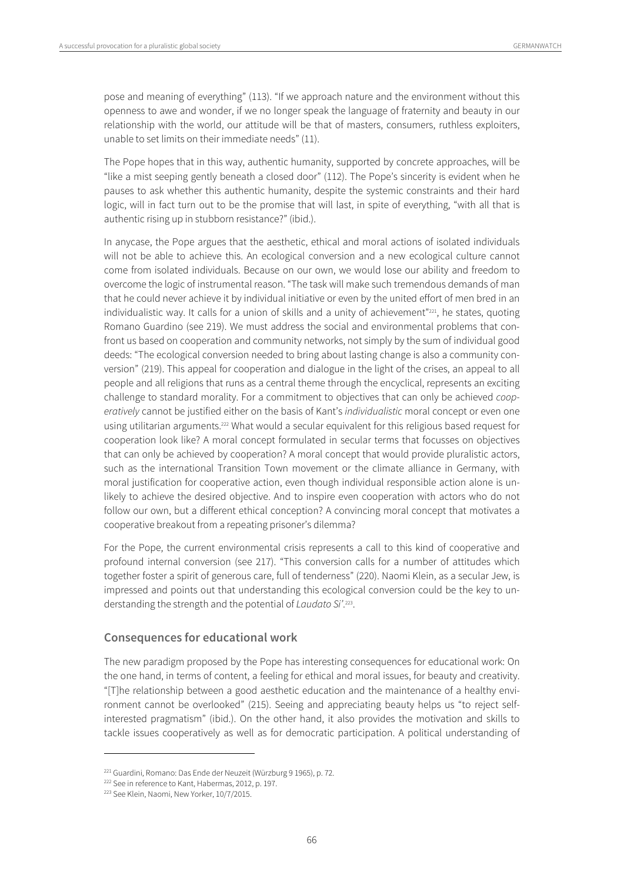pose and meaning of everything" (113). "If we approach nature and the environment without this openness to awe and wonder, if we no longer speak the language of fraternity and beauty in our relationship with the world, our attitude will be that of masters, consumers, ruthless exploiters, unable to set limits on their immediate needs" (11).

The Pope hopes that in this way, authentic humanity, supported by concrete approaches, will be "like a mist seeping gently beneath a closed door" (112). The Pope's sincerity is evident when he pauses to ask whether this authentic humanity, despite the systemic constraints and their hard logic, will in fact turn out to be the promise that will last, in spite of everything, "with all that is authentic rising up in stubborn resistance?" (ibid.).

In anycase, the Pope argues that the aesthetic, ethical and moral actions of isolated individuals will not be able to achieve this. An ecological conversion and a new ecological culture cannot come from isolated individuals. Because on our own, we would lose our ability and freedom to overcome the logic of instrumental reason. "The task will make such tremendous demands of man that he could never achieve it by individual initiative or even by the united effort of men bred in an individualistic way. It calls for a union of skills and a unity of achievement"[221], he states, quoting Romano Guardino (see 219). We must address the social and environmental problems that confront us based on cooperation and community networks, not simply by the sum of individual good deeds: "The ecological conversion needed to bring about lasting change is also a community conversion" (219). This appeal for cooperation and dialogue in the light of the crises, an appeal to all people and all religions that runs as a central theme through the encyclical, represents an exciting challenge to standard morality. For a commitment to objectives that can only be achieved *cooperatively* cannot be justified either on the basis of Kant's *individualistic* moral concept or even one using utilitarian arguments.[222] What would a secular equivalent for this religious based request for cooperation look like? A moral concept formulated in secular terms that focusses on objectives that can only be achieved by cooperation? A moral concept that would provide pluralistic actors, such as the international Transition Town movement or the climate alliance in Germany, with moral justification for cooperative action, even though individual responsible action alone is unlikely to achieve the desired objective. And to inspire even cooperation with actors who do not follow our own, but a different ethical conception? A convincing moral concept that motivates a cooperative breakout from a repeating prisoner's dilemma?

For the Pope, the current environmental crisis represents a call to this kind of cooperative and profound internal conversion (see 217). "This conversion calls for a number of attitudes which together foster a spirit of generous care, full of tenderness" (220). Naomi Klein, as a secular Jew, is impressed and points out that understanding this ecological conversion could be the key to understanding the strength and the potential of *Laudato Si'*.[223].

## Consequences for educational work

The new paradigm proposed by the Pope has interesting consequences for educational work: On the one hand, in terms of content, a feeling for ethical and moral issues, for beauty and creativity. "[T]he relationship between a good aesthetic education and the maintenance of a healthy environment cannot be overlooked" (215). Seeing and appreciating beauty helps us "to reject self-interested pragmatism" (ibid.). On the other hand, it also provides the motivation and skills to tackle issues cooperatively as well as for democratic participation. A political understanding of

---

[221] Guardini, Romano: Das Ende der Neuzeit (Würzburg 9 1965), p. 72.

[222] See in reference to Kant, Habermas, 2012, p. 197.

[223] See Klein, Naomi, New Yorker, 10/7/2015.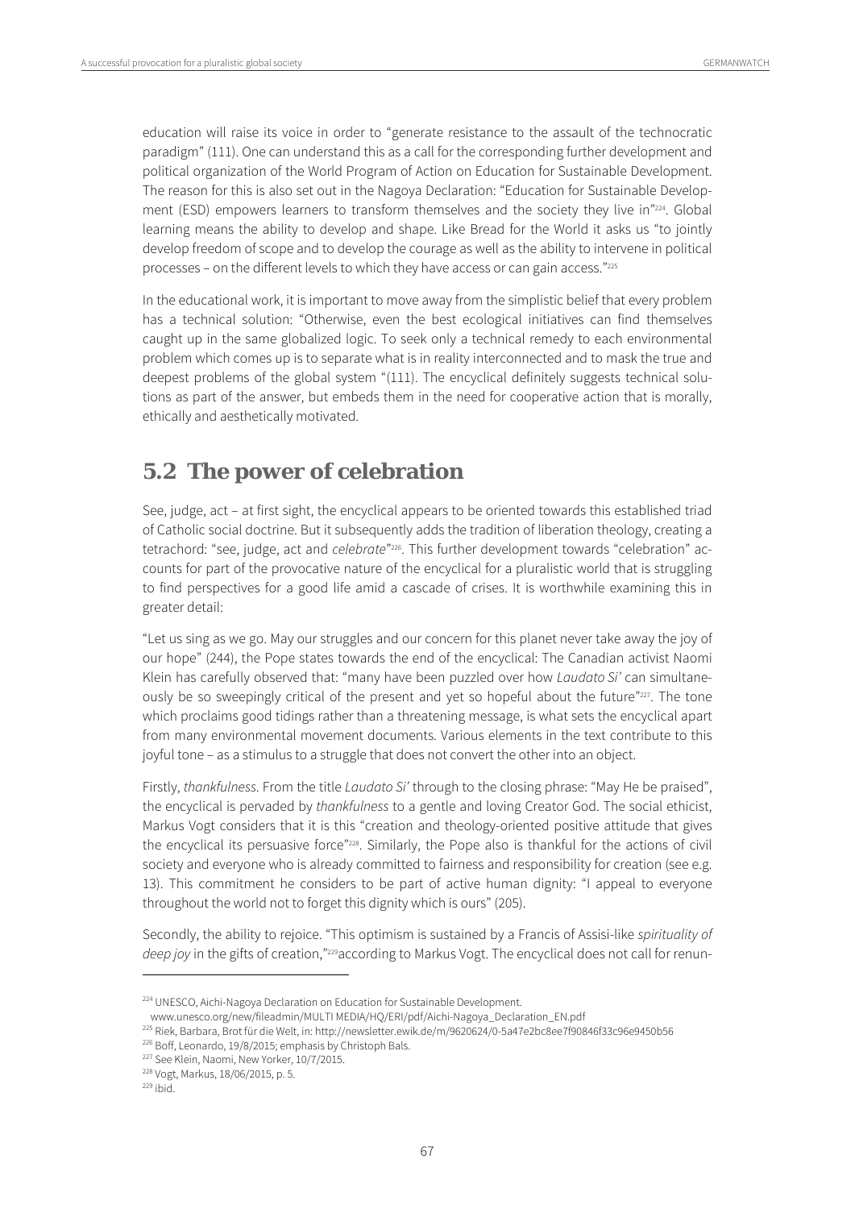education will raise its voice in order to "generate resistance to the assault of the technocratic paradigm" (111). One can understand this as a call for the corresponding further development and political organization of the World Program of Action on Education for Sustainable Development. The reason for this is also set out in the Nagoya Declaration: "Education for Sustainable Development (ESD) empowers learners to transform themselves and the society they live in"[224]. Global learning means the ability to develop and shape. Like Bread for the World it asks us "to jointly develop freedom of scope and to develop the courage as well as the ability to intervene in political processes – on the different levels to which they have access or can gain access."[225]

In the educational work, it is important to move away from the simplistic belief that every problem has a technical solution: "Otherwise, even the best ecological initiatives can find themselves caught up in the same globalized logic. To seek only a technical remedy to each environmental problem which comes up is to separate what is in reality interconnected and to mask the true and deepest problems of the global system "(111). The encyclical definitely suggests technical solutions as part of the answer, but embeds them in the need for cooperative action that is morally, ethically and aesthetically motivated.

## 5.2 The power of celebration

See, judge, act – at first sight, the encyclical appears to be oriented towards this established triad of Catholic social doctrine. But it subsequently adds the tradition of liberation theology, creating a tetrachord: "see, judge, act and *celebrate*"[226]. This further development towards "celebration" accounts for part of the provocative nature of the encyclical for a pluralistic world that is struggling to find perspectives for a good life amid a cascade of crises. It is worthwhile examining this in greater detail:

"Let us sing as we go. May our struggles and our concern for this planet never take away the joy of our hope" (244), the Pope states towards the end of the encyclical: The Canadian activist Naomi Klein has carefully observed that: "many have been puzzled over how *Laudato Si'* can simultaneously be so sweepingly critical of the present and yet so hopeful about the future"[227]. The tone which proclaims good tidings rather than a threatening message, is what sets the encyclical apart from many environmental movement documents. Various elements in the text contribute to this joyful tone – as a stimulus to a struggle that does not convert the other into an object.

Firstly, *thankfulness*. From the title *Laudato Si'* through to the closing phrase: "May He be praised", the encyclical is pervaded by *thankfulness* to a gentle and loving Creator God. The social ethicist, Markus Vogt considers that it is this "creation and theology-oriented positive attitude that gives the encyclical its persuasive force"[228]. Similarly, the Pope also is thankful for the actions of civil society and everyone who is already committed to fairness and responsibility for creation (see e.g. 13). This commitment he considers to be part of active human dignity: "I appeal to everyone throughout the world not to forget this dignity which is ours" (205).

Secondly, the ability to rejoice. "This optimism is sustained by a Francis of Assisi-like *spirituality of deep joy* in the gifts of creation,"[229]according to Markus Vogt. The encyclical does not call for renun-

---

[224] UNESCO, Aichi-Nagoya Declaration on Education for Sustainable Development. www.unesco.org/new/fileadmin/MULTI MEDIA/HQ/ERI/pdf/Aichi-Nagoya_Declaration_EN.pdf

[225] Riek, Barbara, Brot für die Welt, in: http://newsletter.ewik.de/m/9620624/0-5a47e2bc8ee7f90846f33c96e9450b56

[226] Boff, Leonardo, 19/8/2015; emphasis by Christoph Bals.

[227] See Klein, Naomi, New Yorker, 10/7/2015.

[228] Vogt, Markus, 18/06/2015, p. 5.

[229] ibid.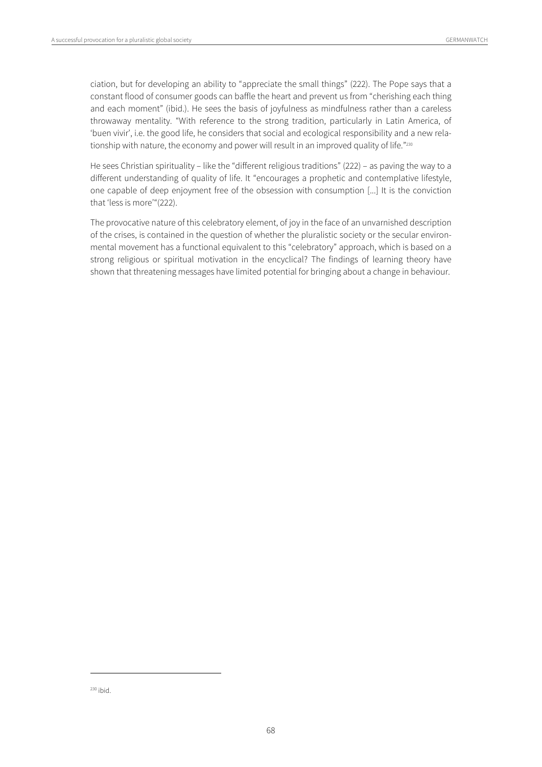ciation, but for developing an ability to "appreciate the small things" (222). The Pope says that a constant flood of consumer goods can baffle the heart and prevent us from "cherishing each thing and each moment" (ibid.). He sees the basis of joyfulness as mindfulness rather than a careless throwaway mentality. "With reference to the strong tradition, particularly in Latin America, of 'buen vivir', i.e. the good life, he considers that social and ecological responsibility and a new relationship with nature, the economy and power will result in an improved quality of life."[230]

He sees Christian spirituality – like the "different religious traditions" (222) – as paving the way to a different understanding of quality of life. It "encourages a prophetic and contemplative lifestyle, one capable of deep enjoyment free of the obsession with consumption [...] It is the conviction that 'less is more'"(222).

The provocative nature of this celebratory element, of joy in the face of an unvarnished description of the crises, is contained in the question of whether the pluralistic society or the secular environmental movement has a functional equivalent to this "celebratory" approach, which is based on a strong religious or spiritual motivation in the encyclical? The findings of learning theory have shown that threatening messages have limited potential for bringing about a change in behaviour.

[230] ibid.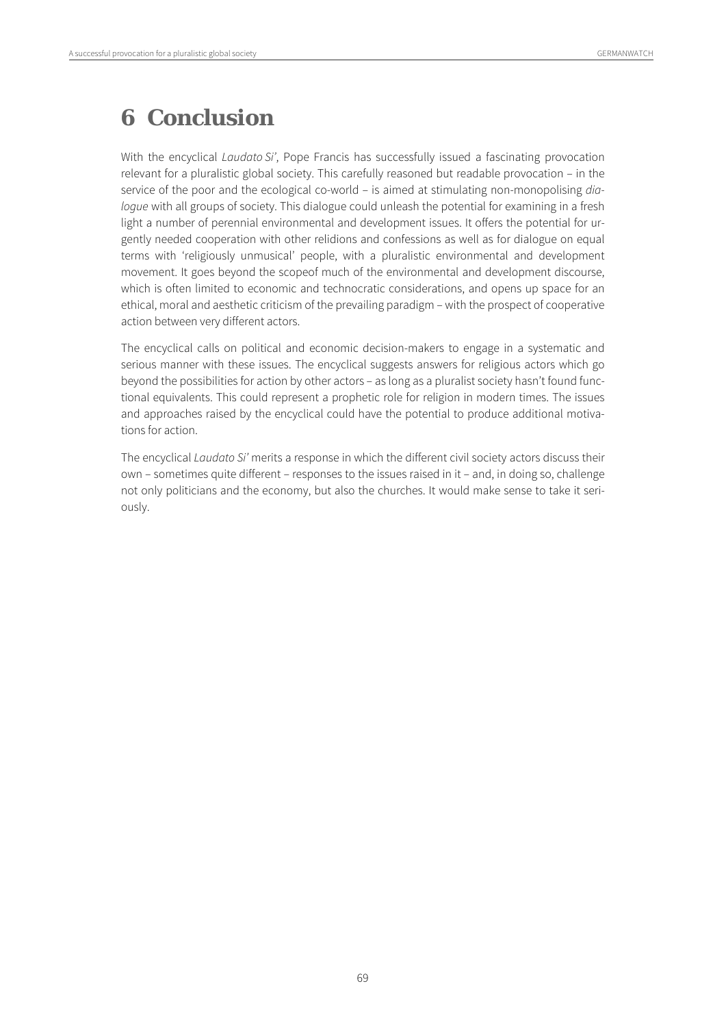# 6 Conclusion

With the encyclical *Laudato Si'*, Pope Francis has successfully issued a fascinating provocation relevant for a pluralistic global society. This carefully reasoned but readable provocation – in the service of the poor and the ecological co-world – is aimed at stimulating non-monopolising *dialogue* with all groups of society. This dialogue could unleash the potential for examining in a fresh light a number of perennial environmental and development issues. It offers the potential for urgently needed cooperation with other relidions and confessions as well as for dialogue on equal terms with 'religiously unmusical' people, with a pluralistic environmental and development movement. It goes beyond the scopeof much of the environmental and development discourse, which is often limited to economic and technocratic considerations, and opens up space for an ethical, moral and aesthetic criticism of the prevailing paradigm – with the prospect of cooperative action between very different actors.

The encyclical calls on political and economic decision-makers to engage in a systematic and serious manner with these issues. The encyclical suggests answers for religious actors which go beyond the possibilities for action by other actors – as long as a pluralist society hasn't found functional equivalents. This could represent a prophetic role for religion in modern times. The issues and approaches raised by the encyclical could have the potential to produce additional motivations for action.

The encyclical *Laudato Si'* merits a response in which the different civil society actors discuss their own – sometimes quite different – responses to the issues raised in it – and, in doing so, challenge not only politicians and the economy, but also the churches. It would make sense to take it seriously.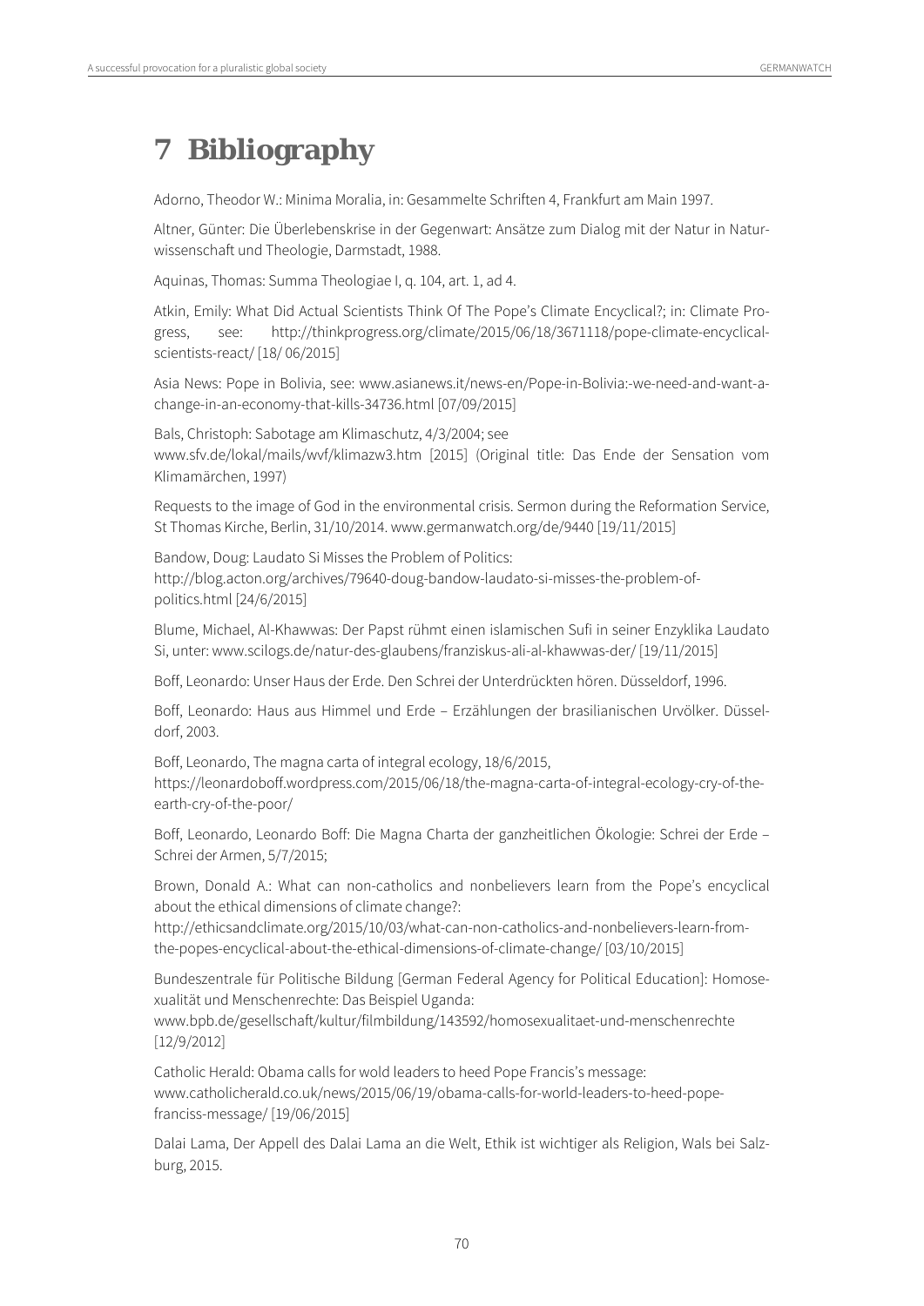# 7 Bibliography

Adorno, Theodor W.: Minima Moralia, in: Gesammelte Schriften 4, Frankfurt am Main 1997.

Altner, Günter: Die Überlebenskrise in der Gegenwart: Ansätze zum Dialog mit der Natur in Naturwissenschaft und Theologie, Darmstadt, 1988.

Aquinas, Thomas: Summa Theologiae I, q. 104, art. 1, ad 4.

Atkin, Emily: What Did Actual Scientists Think Of The Pope's Climate Encyclical?; in: Climate Progress, see: http://thinkprogress.org/climate/2015/06/18/3671118/pope-climate-encyclical-scientists-react/ [18/ 06/2015]

Asia News: Pope in Bolivia, see: www.asianews.it/news-en/Pope-in-Bolivia:-we-need-and-want-a-change-in-an-economy-that-kills-34736.html [07/09/2015]

Bals, Christoph: Sabotage am Klimaschutz, 4/3/2004; see www.sfv.de/lokal/mails/wvf/klimazw3.htm [2015] (Original title: Das Ende der Sensation vom Klimamärchen, 1997)

Requests to the image of God in the environmental crisis. Sermon during the Reformation Service, St Thomas Kirche, Berlin, 31/10/2014. www.germanwatch.org/de/9440 [19/11/2015]

Bandow, Doug: Laudato Si Misses the Problem of Politics: http://blog.acton.org/archives/79640-doug-bandow-laudato-si-misses-the-problem-of-politics.html [24/6/2015]

Blume, Michael, Al-Khawwas: Der Papst rühmt einen islamischen Sufi in seiner Enzyklika Laudato Si, unter: www.scilogs.de/natur-des-glaubens/franziskus-ali-al-khawwas-der/ [19/11/2015]

Boff, Leonardo: Unser Haus der Erde. Den Schrei der Unterdrückten hören. Düsseldorf, 1996.

Boff, Leonardo: Haus aus Himmel und Erde – Erzählungen der brasilianischen Urvölker. Düsseldorf, 2003.

Boff, Leonardo, The magna carta of integral ecology, 18/6/2015, https://leonardoboff.wordpress.com/2015/06/18/the-magna-carta-of-integral-ecology-cry-of-the-earth-cry-of-the-poor/

Boff, Leonardo, Leonardo Boff: Die Magna Charta der ganzheitlichen Ökologie: Schrei der Erde – Schrei der Armen, 5/7/2015;

Brown, Donald A.: What can non-catholics and nonbelievers learn from the Pope's encyclical about the ethical dimensions of climate change?: http://ethicsandclimate.org/2015/10/03/what-can-non-catholics-and-nonbelievers-learn-from-the-popes-encyclical-about-the-ethical-dimensions-of-climate-change/ [03/10/2015]

Bundeszentrale für Politische Bildung [German Federal Agency for Political Education]: Homosexualität und Menschenrechte: Das Beispiel Uganda: www.bpb.de/gesellschaft/kultur/filmbildung/143592/homosexualitaet-und-menschenrechte [12/9/2012]

Catholic Herald: Obama calls for wold leaders to heed Pope Francis's message: www.catholicherald.co.uk/news/2015/06/19/obama-calls-for-world-leaders-to-heed-pope-franciss-message/ [19/06/2015]

Dalai Lama, Der Appell des Dalai Lama an die Welt, Ethik ist wichtiger als Religion, Wals bei Salzburg, 2015.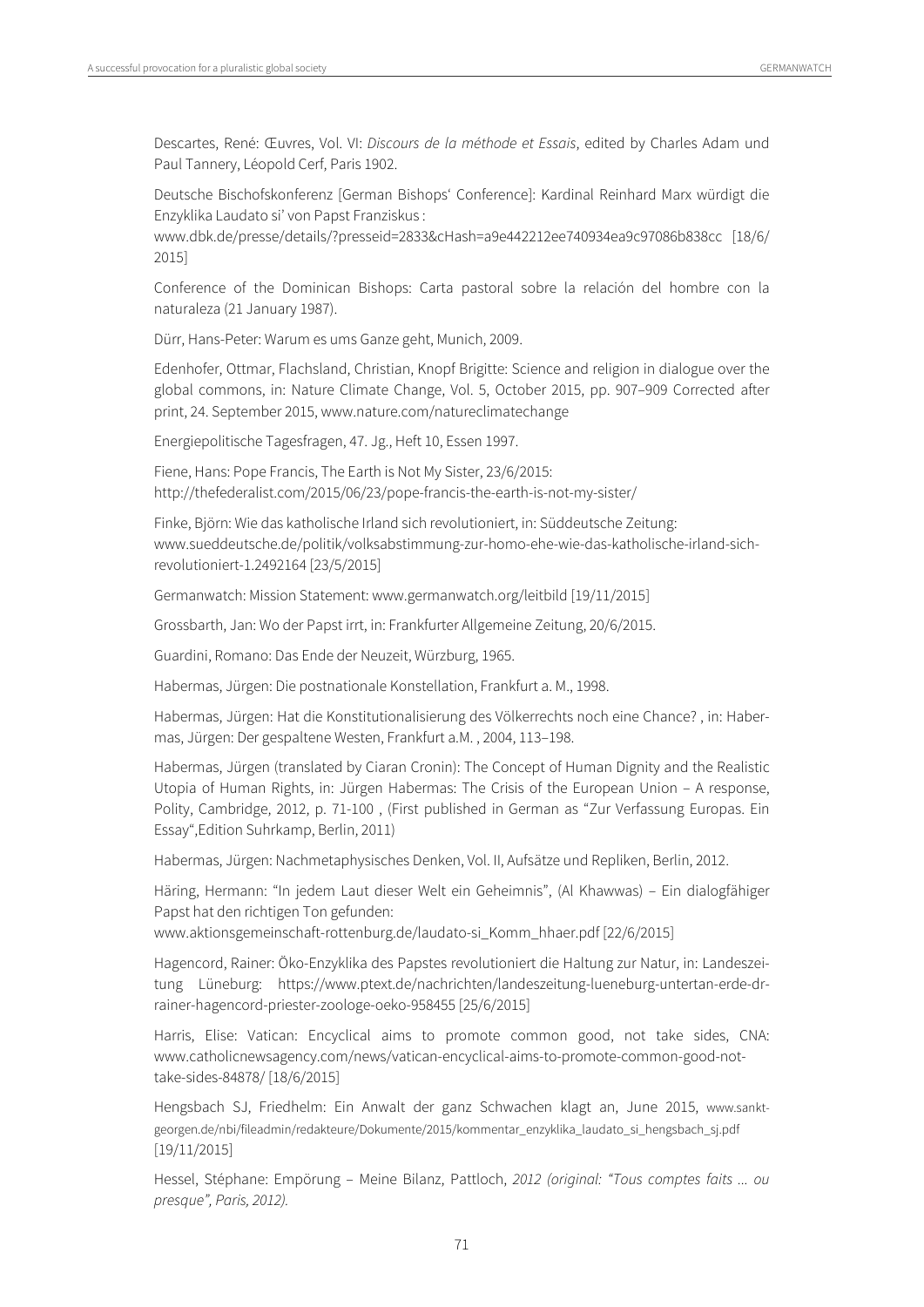Descartes, René: Œuvres, Vol. VI: *Discours de la méthode et Essais*, edited by Charles Adam und Paul Tannery, Léopold Cerf, Paris 1902.

Deutsche Bischofskonferenz [German Bishops' Conference]: Kardinal Reinhard Marx würdigt die Enzyklika Laudato si' von Papst Franziskus : www.dbk.de/presse/details/?presseid=2833&cHash=a9e442212ee740934ea9c97086b838cc [18/6/2015]

Conference of the Dominican Bishops: Carta pastoral sobre la relación del hombre con la naturaleza (21 January 1987).

Dürr, Hans-Peter: Warum es ums Ganze geht, Munich, 2009.

Edenhofer, Ottmar, Flachsland, Christian, Knopf Brigitte: Science and religion in dialogue over the global commons, in: Nature Climate Change, Vol. 5, October 2015, pp. 907–909 Corrected after print, 24. September 2015, www.nature.com/natureclimatechange

Energiepolitische Tagesfragen, 47. Jg., Heft 10, Essen 1997.

Fiene, Hans: Pope Francis, The Earth is Not My Sister, 23/6/2015: http://thefederalist.com/2015/06/23/pope-francis-the-earth-is-not-my-sister/

Finke, Björn: Wie das katholische Irland sich revolutioniert, in: Süddeutsche Zeitung: www.sueddeutsche.de/politik/volksabstimmung-zur-homo-ehe-wie-das-katholische-irland-sich-revolutioniert-1.2492164 [23/5/2015]

Germanwatch: Mission Statement: www.germanwatch.org/leitbild [19/11/2015]

Grossbarth, Jan: Wo der Papst irrt, in: Frankfurter Allgemeine Zeitung, 20/6/2015.

Guardini, Romano: Das Ende der Neuzeit, Würzburg, 1965.

Habermas, Jürgen: Die postnationale Konstellation, Frankfurt a. M., 1998.

Habermas, Jürgen: Hat die Konstitutionalisierung des Völkerrechts noch eine Chance? , in: Habermas, Jürgen: Der gespaltene Westen, Frankfurt a.M. , 2004, 113–198.

Habermas, Jürgen (translated by Ciaran Cronin): The Concept of Human Dignity and the Realistic Utopia of Human Rights, in: Jürgen Habermas: The Crisis of the European Union – A response, Polity, Cambridge, 2012, p. 71-100 , (First published in German as "Zur Verfassung Europas. Ein Essay",Edition Suhrkamp, Berlin, 2011)

Habermas, Jürgen: Nachmetaphysisches Denken, Vol. II, Aufsätze und Repliken, Berlin, 2012.

Häring, Hermann: "In jedem Laut dieser Welt ein Geheimnis", (Al Khawwas) – Ein dialogfähiger Papst hat den richtigen Ton gefunden: www.aktionsgemeinschaft-rottenburg.de/laudato-si_Komm_hhaer.pdf [22/6/2015]

Hagencord, Rainer: Öko-Enzyklika des Papstes revolutioniert die Haltung zur Natur, in: Landeszeitung Lüneburg: https://www.ptext.de/nachrichten/landeszeitung-lueneburg-untertan-erde-dr-rainer-hagencord-priester-zoologe-oeko-958455 [25/6/2015]

Harris, Elise: Vatican: Encyclical aims to promote common good, not take sides, CNA: www.catholicnewsagency.com/news/vatican-encyclical-aims-to-promote-common-good-not-take-sides-84878/ [18/6/2015]

Hengsbach SJ, Friedhelm: Ein Anwalt der ganz Schwachen klagt an, June 2015, www.sankt-georgen.de/nbi/fileadmin/redakteure/Dokumente/2015/kommentar_enzyklika_laudato_si_hengsbach_sj.pdf [19/11/2015]

Hessel, Stéphane: Empörung – Meine Bilanz, Pattloch, *2012 (original: "Tous comptes faits ... ou presque", Paris, 2012).*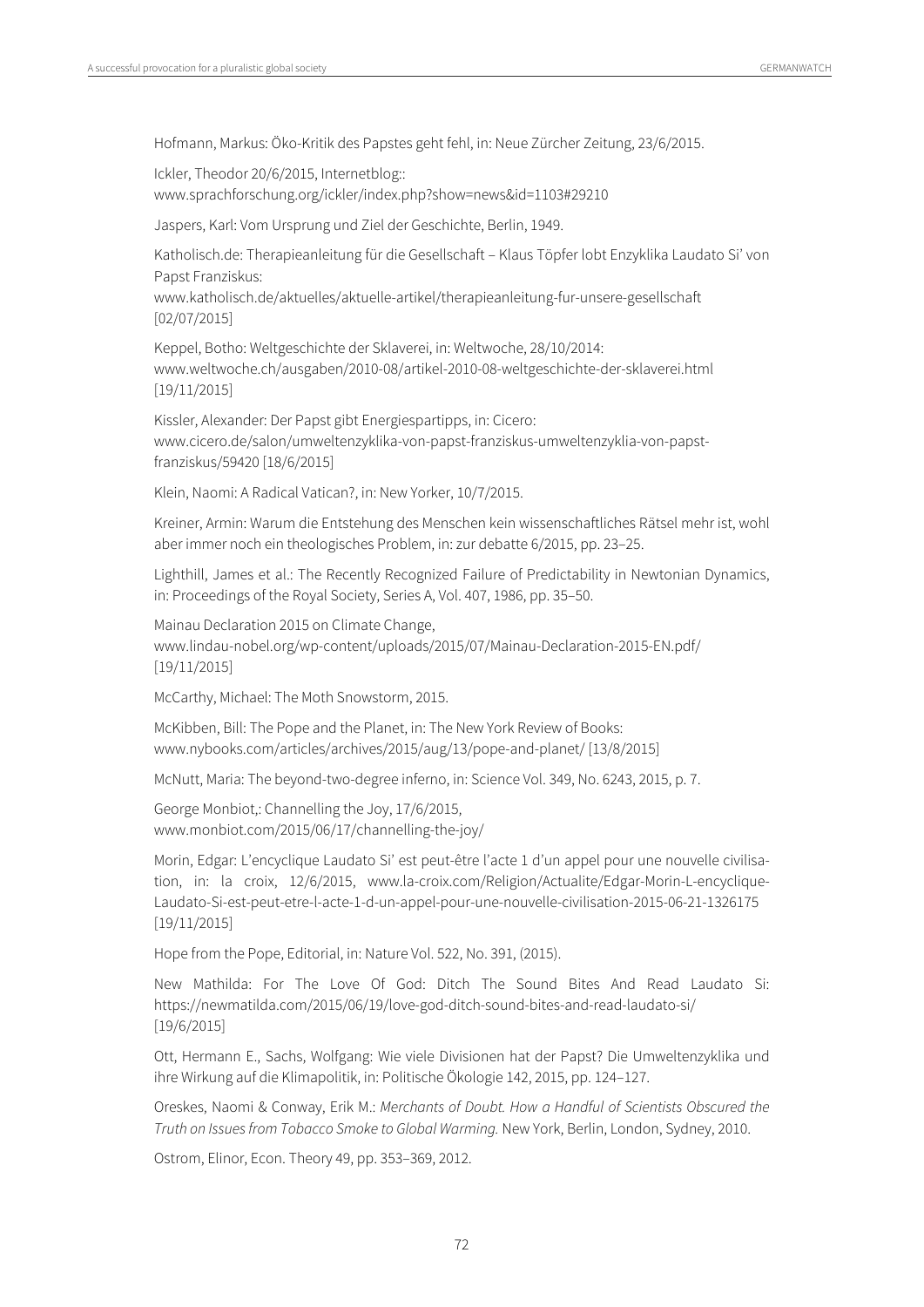Hofmann, Markus: Öko-Kritik des Papstes geht fehl, in: Neue Zürcher Zeitung, 23/6/2015.

Ickler, Theodor 20/6/2015, Internetblog:: www.sprachforschung.org/ickler/index.php?show=news&id=1103#29210

Jaspers, Karl: Vom Ursprung und Ziel der Geschichte, Berlin, 1949.

Katholisch.de: Therapieanleitung für die Gesellschaft – Klaus Töpfer lobt Enzyklika Laudato Si' von Papst Franziskus: www.katholisch.de/aktuelles/aktuelle-artikel/therapieanleitung-fur-unsere-gesellschaft [02/07/2015]

Keppel, Botho: Weltgeschichte der Sklaverei, in: Weltwoche, 28/10/2014: www.weltwoche.ch/ausgaben/2010-08/artikel-2010-08-weltgeschichte-der-sklaverei.html [19/11/2015]

Kissler, Alexander: Der Papst gibt Energiespartipps, in: Cicero: www.cicero.de/salon/umweltenzyklika-von-papst-franziskus-umweltenzyklia-von-papst-franziskus/59420 [18/6/2015]

Klein, Naomi: A Radical Vatican?, in: New Yorker, 10/7/2015.

Kreiner, Armin: Warum die Entstehung des Menschen kein wissenschaftliches Rätsel mehr ist, wohl aber immer noch ein theologisches Problem, in: zur debatte 6/2015, pp. 23–25.

Lighthill, James et al.: The Recently Recognized Failure of Predictability in Newtonian Dynamics, in: Proceedings of the Royal Society, Series A, Vol. 407, 1986, pp. 35–50.

Mainau Declaration 2015 on Climate Change, www.lindau-nobel.org/wp-content/uploads/2015/07/Mainau-Declaration-2015-EN.pdf/ [19/11/2015]

McCarthy, Michael: The Moth Snowstorm, 2015.

McKibben, Bill: The Pope and the Planet, in: The New York Review of Books: www.nybooks.com/articles/archives/2015/aug/13/pope-and-planet/ [13/8/2015]

McNutt, Maria: The beyond-two-degree inferno, in: Science Vol. 349, No. 6243, 2015, p. 7.

George Monbiot,: Channelling the Joy, 17/6/2015, www.monbiot.com/2015/06/17/channelling-the-joy/

Morin, Edgar: L'encyclique Laudato Si' est peut-être l'acte 1 d'un appel pour une nouvelle civilisation, in: la croix, 12/6/2015, www.la-croix.com/Religion/Actualite/Edgar-Morin-L-encyclique-Laudato-Si-est-peut-etre-l-acte-1-d-un-appel-pour-une-nouvelle-civilisation-2015-06-21-1326175 [19/11/2015]

Hope from the Pope, Editorial, in: Nature Vol. 522, No. 391, (2015).

New Mathilda: For The Love Of God: Ditch The Sound Bites And Read Laudato Si: https://newmatilda.com/2015/06/19/love-god-ditch-sound-bites-and-read-laudato-si/ [19/6/2015]

Ott, Hermann E., Sachs, Wolfgang: Wie viele Divisionen hat der Papst? Die Umweltenzyklika und ihre Wirkung auf die Klimapolitik, in: Politische Ökologie 142, 2015, pp. 124–127.

Oreskes, Naomi & Conway, Erik M.: *Merchants of Doubt. How a Handful of Scientists Obscured the Truth on Issues from Tobacco Smoke to Global Warming.* New York, Berlin, London, Sydney, 2010.

Ostrom, Elinor, Econ. Theory 49, pp. 353–369, 2012.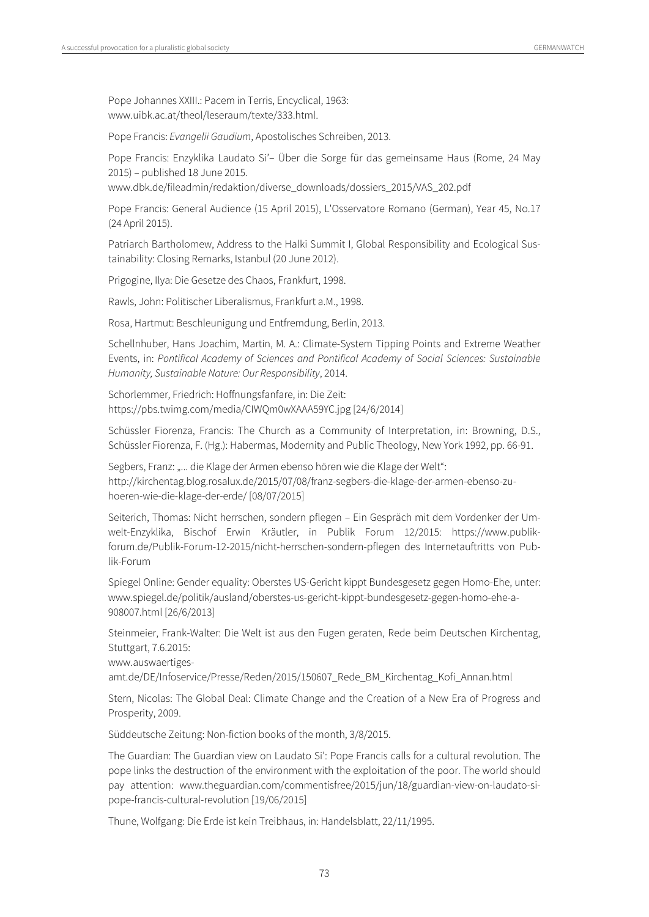Pope Johannes XXIII.: Pacem in Terris, Encyclical, 1963: www.uibk.ac.at/theol/leseraum/texte/333.html.

Pope Francis: *Evangelii Gaudium*, Apostolisches Schreiben, 2013.

Pope Francis: Enzyklika Laudato Si'– Über die Sorge für das gemeinsame Haus (Rome, 24 May 2015) – published 18 June 2015.
www.dbk.de/fileadmin/redaktion/diverse_downloads/dossiers_2015/VAS_202.pdf

Pope Francis: General Audience (15 April 2015), L'Osservatore Romano (German), Year 45, No.17 (24 April 2015).

Patriarch Bartholomew, Address to the Halki Summit I, Global Responsibility and Ecological Sustainability: Closing Remarks, Istanbul (20 June 2012).

Prigogine, Ilya: Die Gesetze des Chaos, Frankfurt, 1998.

Rawls, John: Politischer Liberalismus, Frankfurt a.M., 1998.

Rosa, Hartmut: Beschleunigung und Entfremdung, Berlin, 2013.

Schellnhuber, Hans Joachim, Martin, M. A.: Climate-System Tipping Points and Extreme Weather Events, in: *Pontifical Academy of Sciences and Pontifical Academy of Social Sciences: Sustainable Humanity, Sustainable Nature: Our Responsibility*, 2014.

Schorlemmer, Friedrich: Hoffnungsfanfare, in: Die Zeit: https://pbs.twimg.com/media/CIWQm0wXAAA59YC.jpg [24/6/2014]

Schüssler Fiorenza, Francis: The Church as a Community of Interpretation, in: Browning, D.S., Schüssler Fiorenza, F. (Hg.): Habermas, Modernity and Public Theology, New York 1992, pp. 66-91.

Segbers, Franz: „… die Klage der Armen ebenso hören wie die Klage der Welt":
http://kirchentag.blog.rosalux.de/2015/07/08/franz-segbers-die-klage-der-armen-ebenso-zu-hoeren-wie-die-klage-der-erde/ [08/07/2015]

Seiterich, Thomas: Nicht herrschen, sondern pflegen – Ein Gespräch mit dem Vordenker der Umwelt-Enzyklika, Bischof Erwin Kräutler, in Publik Forum 12/2015: https://www.publik-forum.de/Publik-Forum-12-2015/nicht-herrschen-sondern-pflegen des Internetauftritts von Publik-Forum

Spiegel Online: Gender equality: Oberstes US-Gericht kippt Bundesgesetz gegen Homo-Ehe, unter: www.spiegel.de/politik/ausland/oberstes-us-gericht-kippt-bundesgesetz-gegen-homo-ehe-a-908007.html [26/6/2013]

Steinmeier, Frank-Walter: Die Welt ist aus den Fugen geraten, Rede beim Deutschen Kirchentag, Stuttgart, 7.6.2015:
www.auswaertiges-amt.de/DE/Infoservice/Presse/Reden/2015/150607_Rede_BM_Kirchentag_Kofi_Annan.html

Stern, Nicolas: The Global Deal: Climate Change and the Creation of a New Era of Progress and Prosperity, 2009.

Süddeutsche Zeitung: Non-fiction books of the month, 3/8/2015.

The Guardian: The Guardian view on Laudato Si': Pope Francis calls for a cultural revolution. The pope links the destruction of the environment with the exploitation of the poor. The world should pay attention: www.theguardian.com/commentisfree/2015/jun/18/guardian-view-on-laudato-si-pope-francis-cultural-revolution [19/06/2015]

Thune, Wolfgang: Die Erde ist kein Treibhaus, in: Handelsblatt, 22/11/1995.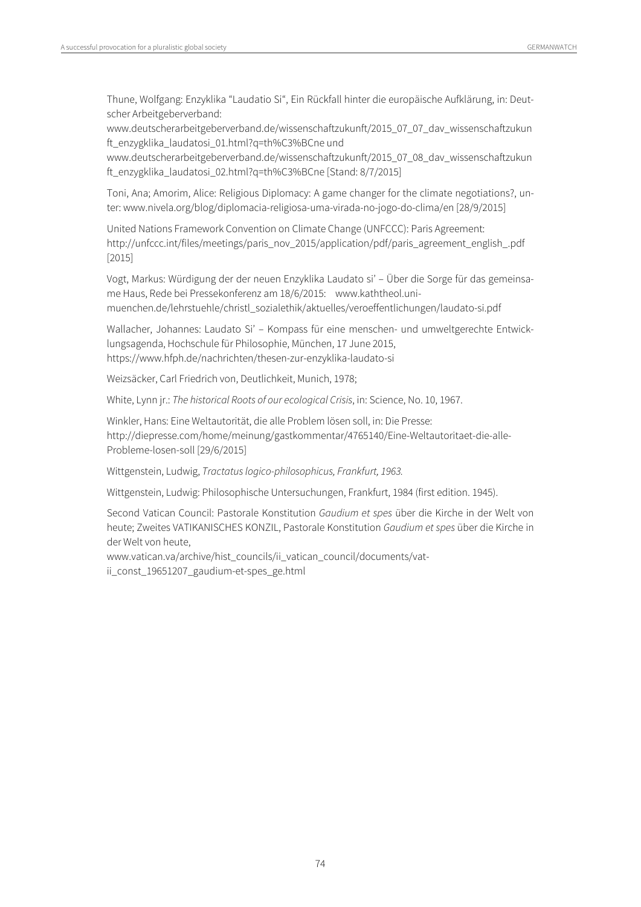Thune, Wolfgang: Enzyklika "Laudatio Si", Ein Rückfall hinter die europäische Aufklärung, in: Deutscher Arbeitgeberverband:
www.deutscherarbeitgeberverband.de/wissenschaftzukunft/2015_07_07_dav_wissenschaftzukunft_enzygklika_laudatosi_01.html?q=th%C3%BCne und
www.deutscherarbeitgeberverband.de/wissenschaftzukunft/2015_07_08_dav_wissenschaftzukunft_enzygklika_laudatosi_02.html?q=th%C3%BCne [Stand: 8/7/2015]

Toni, Ana; Amorim, Alice: Religious Diplomacy: A game changer for the climate negotiations?, unter: www.nivela.org/blog/diplomacia-religiosa-uma-virada-no-jogo-do-clima/en [28/9/2015]

United Nations Framework Convention on Climate Change (UNFCCC): Paris Agreement: http://unfccc.int/files/meetings/paris_nov_2015/application/pdf/paris_agreement_english_.pdf [2015]

Vogt, Markus: Würdigung der der neuen Enzyklika Laudato si' – Über die Sorge für das gemeinsame Haus, Rede bei Pressekonferenz am 18/6/2015: www.kaththeol.uni-muenchen.de/lehrstuehle/christl_sozialethik/aktuelles/veroeffentlichungen/laudato-si.pdf

Wallacher, Johannes: Laudato Si' – Kompass für eine menschen- und umweltgerechte Entwicklungsagenda, Hochschule für Philosophie, München, 17 June 2015, https://www.hfph.de/nachrichten/thesen-zur-enzyklika-laudato-si

Weizsäcker, Carl Friedrich von, Deutlichkeit, Munich, 1978;

White, Lynn jr.: *The historical Roots of our ecological Crisis*, in: Science, No. 10, 1967.

Winkler, Hans: Eine Weltautorität, die alle Problem lösen soll, in: Die Presse: http://diepresse.com/home/meinung/gastkommentar/4765140/Eine-Weltautoritaet-die-alle-Probleme-losen-soll [29/6/2015]

Wittgenstein, Ludwig, *Tractatus logico-philosophicus, Frankfurt, 1963.*

Wittgenstein, Ludwig: Philosophische Untersuchungen, Frankfurt, 1984 (first edition. 1945).

Second Vatican Council: Pastorale Konstitution *Gaudium et spes* über die Kirche in der Welt von heute; Zweites VATIKANISCHES KONZIL, Pastorale Konstitution *Gaudium et spes* über die Kirche in der Welt von heute,
www.vatican.va/archive/hist_councils/ii_vatican_council/documents/vat-ii_const_19651207_gaudium-et-spes_ge.html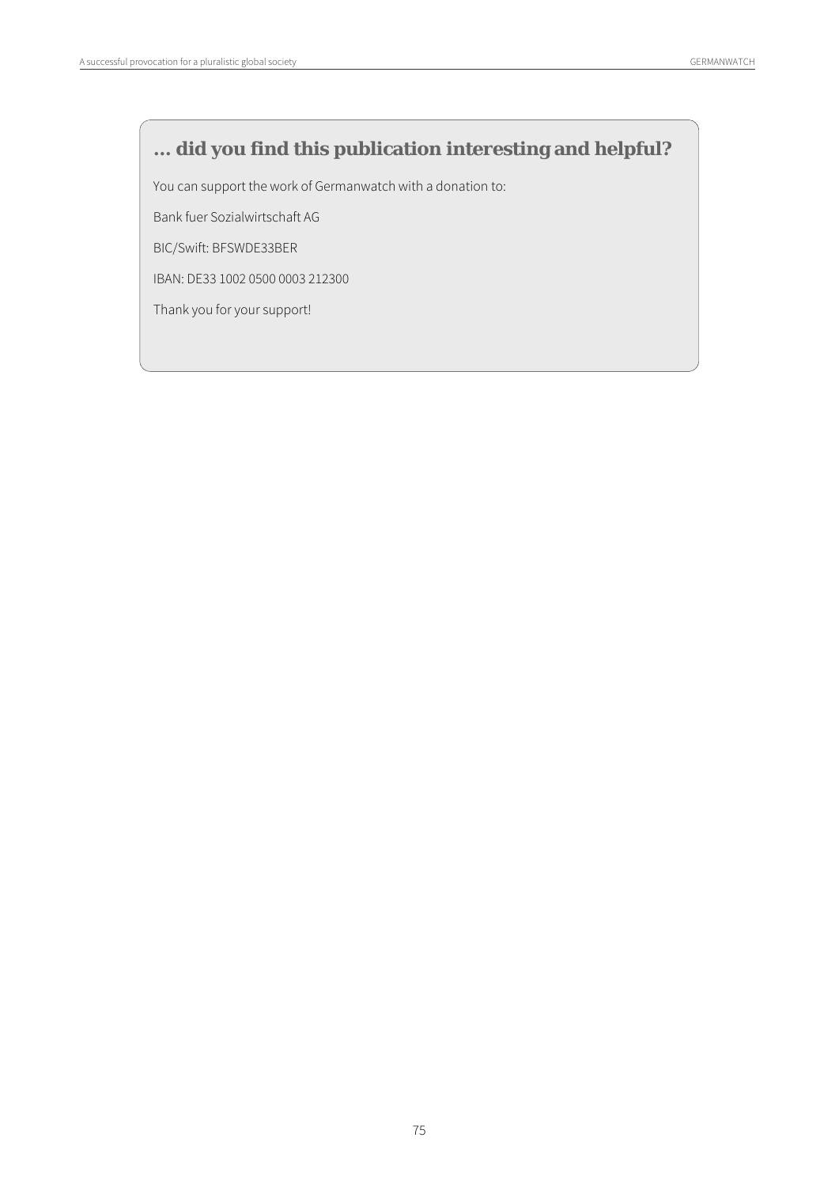### ... did you find this publication interesting and helpful?

You can support the work of Germanwatch with a donation to:

Bank fuer Sozialwirtschaft AG

BIC/Swift: BFSWDE33BER

IBAN: DE33 1002 0500 0003 212300

Thank you for your support!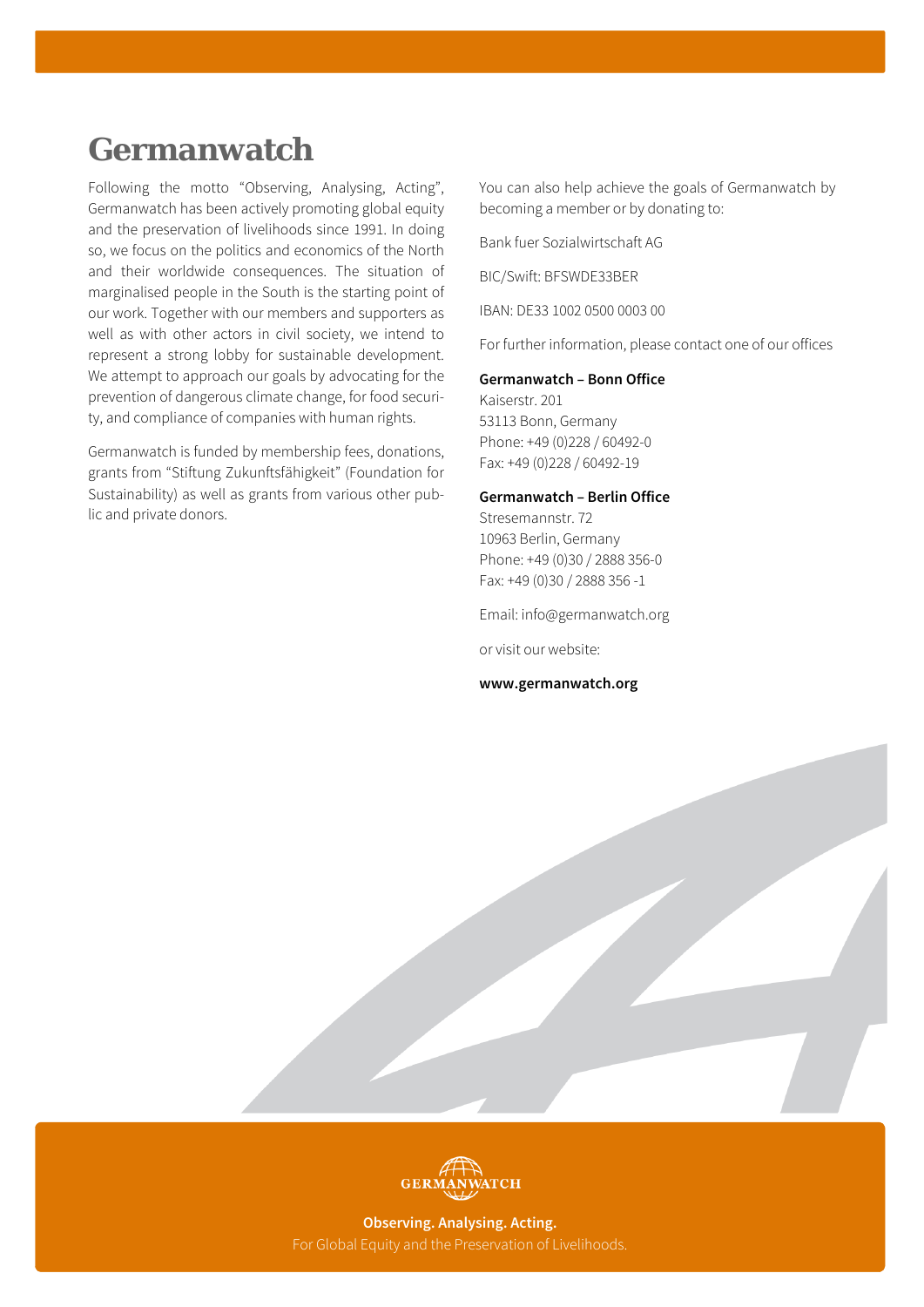# Germanwatch

Following the motto "Observing, Analysing, Acting", Germanwatch has been actively promoting global equity and the preservation of livelihoods since 1991. In doing so, we focus on the politics and economics of the North and their worldwide consequences. The situation of marginalised people in the South is the starting point of our work. Together with our members and supporters as well as with other actors in civil society, we intend to represent a strong lobby for sustainable development. We attempt to approach our goals by advocating for the prevention of dangerous climate change, for food security, and compliance of companies with human rights.

Germanwatch is funded by membership fees, donations, grants from "Stiftung Zukunftsfähigkeit" (Foundation for Sustainability) as well as grants from various other public and private donors.

You can also help achieve the goals of Germanwatch by becoming a member or by donating to:

Bank fuer Sozialwirtschaft AG

BIC/Swift: BFSWDE33BER

IBAN: DE33 1002 0500 0003 00

For further information, please contact one of our offices

**Germanwatch – Bonn Office**
Kaiserstr. 201
53113 Bonn, Germany
Phone: +49 (0)228 / 60492-0
Fax: +49 (0)228 / 60492-19

**Germanwatch – Berlin Office**
Stresemannstr. 72
10963 Berlin, Germany
Phone: +49 (0)30 / 2888 356-0
Fax: +49 (0)30 / 2888 356 -1

Email: info@germanwatch.org

or visit our website:

**www.germanwatch.org**

GERMANWATCH

**Observing. Analysing. Acting.**

For Global Equity and the Preservation of Livelihoods.